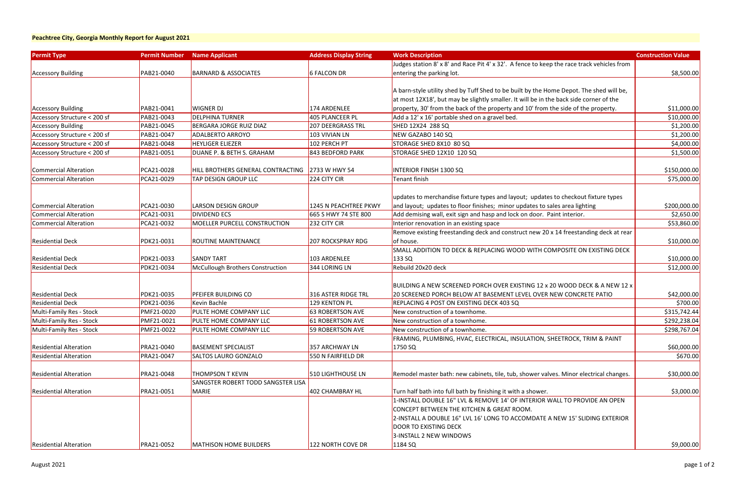**Peachtree City, Georgia Monthly Report for August 2021**

| Permit Type | Permit Number | Name Applicant | Address Display String | Work Description | Construction Value |
|---|---|---|---|---|---|
| Accessory Building | PAB21-0040 | BARNARD & ASSOCIATES | 6 FALCON DR | Judges station 8' x 8' and Race Pit 4' x 32'. A fence to keep the race track vehicles from entering the parking lot. | $8,500.00 |
| Accessory Building | PAB21-0041 | WIGNER DJ | 174 ARDENLEE | A barn-style utility shed by Tuff Shed to be built by the Home Depot. The shed will be, at most 12X18', but may be slightly smaller. It will be in the back side corner of the property, 30' from the back of the property and 10' from the side of the property. | $11,000.00 |
| Accessory Structure < 200 sf | PAB21-0043 | DELPHINA TURNER | 405 PLANCEER PL | Add a 12' x 16' portable shed on a gravel bed. | $10,000.00 |
| Accessory Building | PAB21-0045 | BERGARA JORGE RUIZ DIAZ | 207 DEERGRASS TRL | SHED 12X24 288 SQ | $1,200.00 |
| Accessory Structure < 200 sf | PAB21-0047 | ADALBERTO ARROYO | 103 VIVIAN LN | NEW GAZABO 140 SQ | $1,200.00 |
| Accessory Structure < 200 sf | PAB21-0048 | HEYLIGER ELIEZER | 102 PERCH PT | STORAGE SHED 8X10 80 SQ | $4,000.00 |
| Accessory Structure < 200 sf | PAB21-0051 | DUANE P. & BETH S. GRAHAM | 843 BEDFORD PARK | STORAGE SHED 12X10 120 SQ | $1,500.00 |
| Commercial Alteration | PCA21-0028 | HILL BROTHERS GENERAL CONTRACTING | 2733 W HWY 54 | INTERIOR FINISH 1300 SQ | $150,000.00 |
| Commercial Alteration | PCA21-0029 | TAP DESIGN GROUP LLC | 224 CITY CIR | Tenant finish | $75,000.00 |
| Commercial Alteration | PCA21-0030 | LARSON DESIGN GROUP | 1245 N PEACHTREE PKWY | updates to merchandise fixture types and layout; updates to checkout fixture types and layout; updates to floor finishes; minor updates to sales area lighting | $200,000.00 |
| Commercial Alteration | PCA21-0031 | DIVIDEND ECS | 665 S HWY 74 STE 800 | Add demising wall, exit sign and hasp and lock on door. Paint interior. | $2,650.00 |
| Commercial Alteration | PCA21-0032 | MOELLER PURCELL CONSTRUCTION | 232 CITY CIR | Interior renovation in an existing space | $53,860.00 |
| Residential Deck | PDK21-0031 | ROUTINE MAINTENANCE | 207 ROCKSPRAY RDG | Remove existing freestanding deck and construct new 20 x 14 freestanding deck at rear of house. | $10,000.00 |
| Residential Deck | PDK21-0033 | SANDY TART | 103 ARDENLEE | SMALL ADDITION TO DECK & REPLACING WOOD WITH COMPOSITE ON EXISTING DECK 133 SQ | $10,000.00 |
| Residential Deck | PDK21-0034 | McCullough Brothers Construction | 344 LORING LN | Rebuild 20x20 deck | $12,000.00 |
| Residential Deck | PDK21-0035 | PFEIFER BUILDING CO | 316 ASTER RIDGE TRL | BUILDING A NEW SCREENED PORCH OVER EXISTING 12 x 20 WOOD DECK & A NEW 12 x 20 SCREENED PORCH BELOW AT BASEMENT LEVEL OVER NEW CONCRETE PATIO | $42,000.00 |
| Residential Deck | PDK21-0036 | Kevin Bachle | 129 KENTON PL | REPLACING 4 POST ON EXISTING DECK 403 SQ | $700.00 |
| Multi-Family Res - Stock | PMF21-0020 | PULTE HOME COMPANY LLC | 63 ROBERTSON AVE | New construction of a townhome. | $315,742.44 |
| Multi-Family Res - Stock | PMF21-0021 | PULTE HOME COMPANY LLC | 61 ROBERTSON AVE | New construction of a townhome. | $292,238.04 |
| Multi-Family Res - Stock | PMF21-0022 | PULTE HOME COMPANY LLC | 59 ROBERTSON AVE | New construction of a townhome. | $298,767.04 |
| Residential Alteration | PRA21-0040 | BASEMENT SPECIALIST | 357 ARCHWAY LN | FRAMING, PLUMBING, HVAC, ELECTRICAL, INSULATION, SHEETROCK, TRIM & PAINT 1750 SQ | $60,000.00 |
| Residential Alteration | PRA21-0047 | SALTOS LAURO GONZALO | 550 N FAIRFIELD DR | | $670.00 |
| Residential Alteration | PRA21-0048 | THOMPSON T KEVIN | 510 LIGHTHOUSE LN | Remodel master bath: new cabinets, tile, tub, shower valves. Minor electrical changes. | $30,000.00 |
| Residential Alteration | PRA21-0051 | SANGSTER ROBERT TODD SANGSTER LISA MARIE | 402 CHAMBRAY HL | Turn half bath into full bath by finishing it with a shower. | $3,000.00 |
| Residential Alteration | PRA21-0052 | MATHISON HOME BUILDERS | 122 NORTH COVE DR | 1-INSTALL DOUBLE 16" LVL & REMOVE 14' OF INTERIOR WALL TO PROVIDE AN OPEN CONCEPT BETWEEN THE KITCHEN & GREAT ROOM. 2-INSTALL A DOUBLE 16" LVL 16' LONG TO ACCOMDATE A NEW 15' SLIDING EXTERIOR DOOR TO EXISTING DECK 3-INSTALL 2 NEW WINDOWS 1184 SQ | $9,000.00 |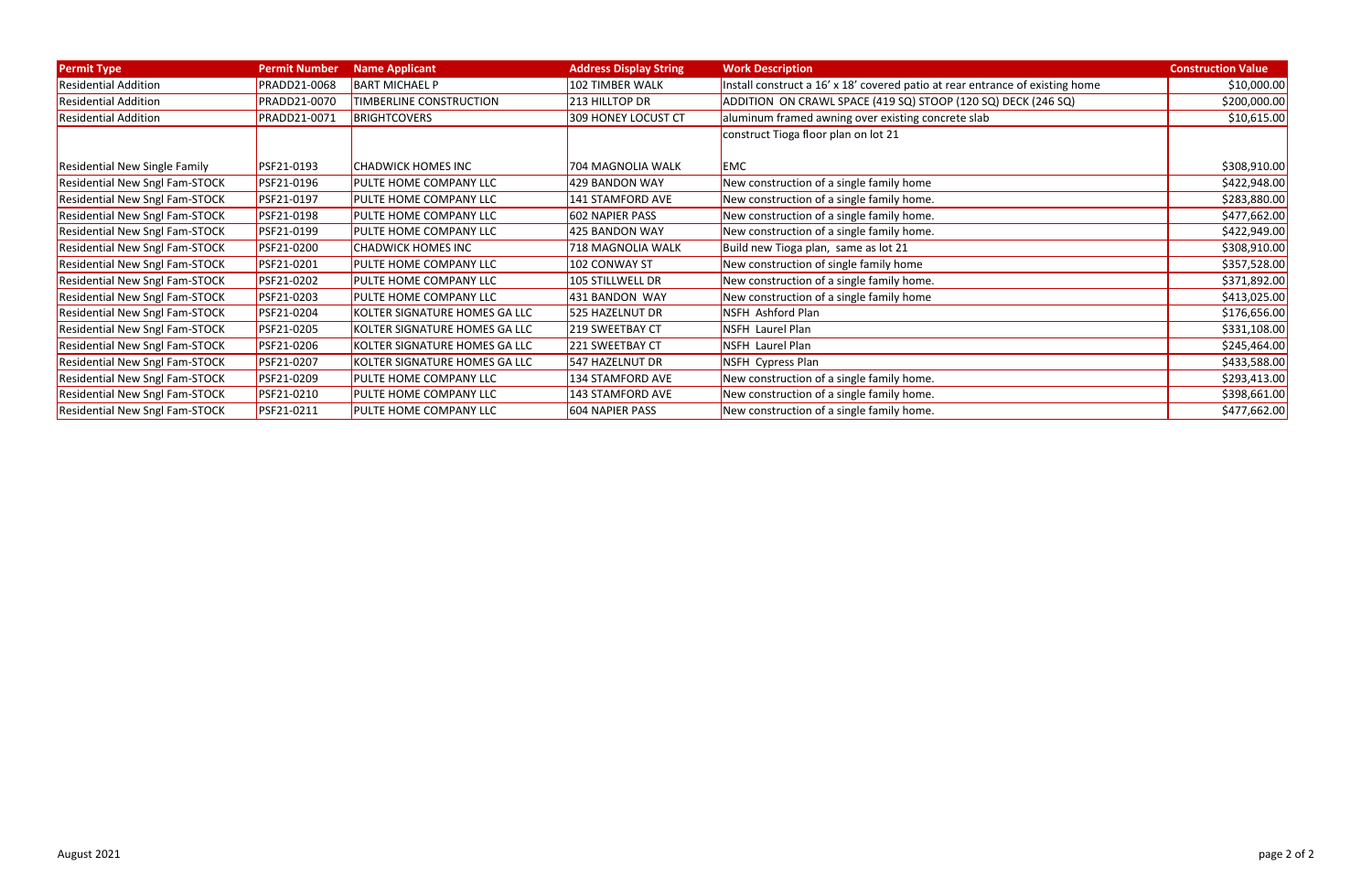| Permit Type | Permit Number | Name Applicant | Address Display String | Work Description | Construction Value |
|---|---|---|---|---|---|
| Residential Addition | PRADD21-0068 | BART MICHAEL P | 102 TIMBER WALK | Install construct a 16' x 18' covered patio at rear entrance of existing home | $10,000.00 |
| Residential Addition | PRADD21-0070 | TIMBERLINE CONSTRUCTION | 213 HILLTOP DR | ADDITION ON CRAWL SPACE (419 SQ) STOOP (120 SQ) DECK (246 SQ) | $200,000.00 |
| Residential Addition | PRADD21-0071 | BRIGHTCOVERS | 309 HONEY LOCUST CT | aluminum framed awning over existing concrete slab | $10,615.00 |
| Residential New Single Family | PSF21-0193 | CHADWICK HOMES INC | 704 MAGNOLIA WALK | construct Tioga floor plan on lot 21<br><br>EMC | $308,910.00 |
| Residential New Sngl Fam-STOCK | PSF21-0196 | PULTE HOME COMPANY LLC | 429 BANDON WAY | New construction of a single family home | $422,948.00 |
| Residential New Sngl Fam-STOCK | PSF21-0197 | PULTE HOME COMPANY LLC | 141 STAMFORD AVE | New construction of a single family home. | $283,880.00 |
| Residential New Sngl Fam-STOCK | PSF21-0198 | PULTE HOME COMPANY LLC | 602 NAPIER PASS | New construction of a single family home. | $477,662.00 |
| Residential New Sngl Fam-STOCK | PSF21-0199 | PULTE HOME COMPANY LLC | 425 BANDON WAY | New construction of a single family home. | $422,949.00 |
| Residential New Sngl Fam-STOCK | PSF21-0200 | CHADWICK HOMES INC | 718 MAGNOLIA WALK | Build new Tioga plan, same as lot 21 | $308,910.00 |
| Residential New Sngl Fam-STOCK | PSF21-0201 | PULTE HOME COMPANY LLC | 102 CONWAY ST | New construction of single family home | $357,528.00 |
| Residential New Sngl Fam-STOCK | PSF21-0202 | PULTE HOME COMPANY LLC | 105 STILLWELL DR | New construction of a single family home. | $371,892.00 |
| Residential New Sngl Fam-STOCK | PSF21-0203 | PULTE HOME COMPANY LLC | 431 BANDON WAY | New construction of a single family home | $413,025.00 |
| Residential New Sngl Fam-STOCK | PSF21-0204 | KOLTER SIGNATURE HOMES GA LLC | 525 HAZELNUT DR | NSFH Ashford Plan | $176,656.00 |
| Residential New Sngl Fam-STOCK | PSF21-0205 | KOLTER SIGNATURE HOMES GA LLC | 219 SWEETBAY CT | NSFH Laurel Plan | $331,108.00 |
| Residential New Sngl Fam-STOCK | PSF21-0206 | KOLTER SIGNATURE HOMES GA LLC | 221 SWEETBAY CT | NSFH Laurel Plan | $245,464.00 |
| Residential New Sngl Fam-STOCK | PSF21-0207 | KOLTER SIGNATURE HOMES GA LLC | 547 HAZELNUT DR | NSFH Cypress Plan | $433,588.00 |
| Residential New Sngl Fam-STOCK | PSF21-0209 | PULTE HOME COMPANY LLC | 134 STAMFORD AVE | New construction of a single family home. | $293,413.00 |
| Residential New Sngl Fam-STOCK | PSF21-0210 | PULTE HOME COMPANY LLC | 143 STAMFORD AVE | New construction of a single family home. | $398,661.00 |
| Residential New Sngl Fam-STOCK | PSF21-0211 | PULTE HOME COMPANY LLC | 604 NAPIER PASS | New construction of a single family home. | $477,662.00 |

August 2021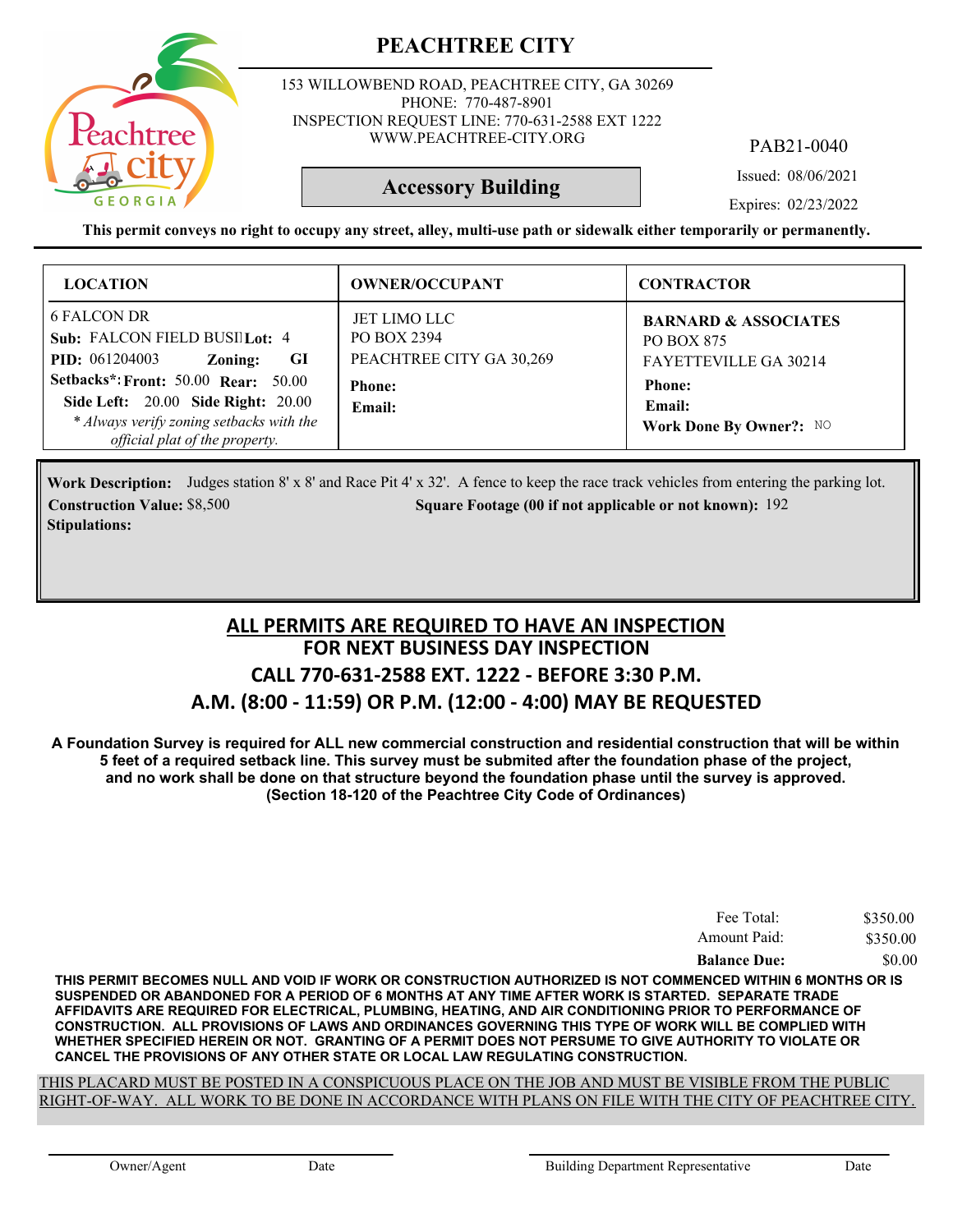# PEACHTREE CITY

153 WILLOWBEND ROAD, PEACHTREE CITY, GA 30269
PHONE: 770-487-8901
INSPECTION REQUEST LINE: 770-631-2588 EXT 1222
WWW.PEACHTREE-CITY.ORG

PAB21-0040

## Accessory Building

Issued: 08/06/2021

Expires: 02/23/2022

**This permit conveys no right to occupy any street, alley, multi-use path or sidewalk either temporarily or permanently.**

| LOCATION | OWNER/OCCUPANT | CONTRACTOR |
|---|---|---|
| 6 FALCON DR<br>**Sub:** FALCON FIELD BUSI **Lot:** 4<br>**PID:** 061204003 **Zoning:** GI<br>**Setbacks*: Front:** 50.00 **Rear:** 50.00<br>**Side Left:** 20.00 **Side Right:** 20.00<br>*\* Always verify zoning setbacks with the official plat of the property.* | JET LIMO LLC<br>PO BOX 2394<br>PEACHTREE CITY GA 30,269<br>**Phone:**<br>**Email:** | **BARNARD & ASSOCIATES**<br>PO BOX 875<br>FAYETTEVILLE GA 30214<br>**Phone:**<br>**Email:**<br>**Work Done By Owner?:** NO |

**Work Description:** Judges station 8' x 8' and Race Pit 4' x 32'. A fence to keep the race track vehicles from entering the parking lot.

**Construction Value:** $8,500 **Square Footage (00 if not applicable or not known):** 192

**Stipulations:**

## ALL PERMITS ARE REQUIRED TO HAVE AN INSPECTION
## FOR NEXT BUSINESS DAY INSPECTION
## CALL 770-631-2588 EXT. 1222 - BEFORE 3:30 P.M.
## A.M. (8:00 - 11:59) OR P.M. (12:00 - 4:00) MAY BE REQUESTED

**A Foundation Survey is required for ALL new commercial construction and residential construction that will be within 5 feet of a required setback line. This survey must be submited after the foundation phase of the project, and no work shall be done on that structure beyond the foundation phase until the survey is approved. (Section 18-120 of the Peachtree City Code of Ordinances)**

| | |
|---|---|
| Fee Total: | $350.00 |
| Amount Paid: | $350.00 |
| **Balance Due:** | $0.00 |

**THIS PERMIT BECOMES NULL AND VOID IF WORK OR CONSTRUCTION AUTHORIZED IS NOT COMMENCED WITHIN 6 MONTHS OR IS SUSPENDED OR ABANDONED FOR A PERIOD OF 6 MONTHS AT ANY TIME AFTER WORK IS STARTED. SEPARATE TRADE AFFIDAVITS ARE REQUIRED FOR ELECTRICAL, PLUMBING, HEATING, AND AIR CONDITIONING PRIOR TO PERFORMANCE OF CONSTRUCTION. ALL PROVISIONS OF LAWS AND ORDINANCES GOVERNING THIS TYPE OF WORK WILL BE COMPLIED WITH WHETHER SPECIFIED HEREIN OR NOT. GRANTING OF A PERMIT DOES NOT PERSUME TO GIVE AUTHORITY TO VIOLATE OR CANCEL THE PROVISIONS OF ANY OTHER STATE OR LOCAL LAW REGULATING CONSTRUCTION.**

THIS PLACARD MUST BE POSTED IN A CONSPICUOUS PLACE ON THE JOB AND MUST BE VISIBLE FROM THE PUBLIC RIGHT-OF-WAY. ALL WORK TO BE DONE IN ACCORDANCE WITH PLANS ON FILE WITH THE CITY OF PEACHTREE CITY.

Owner/Agent Date Building Department Representative Date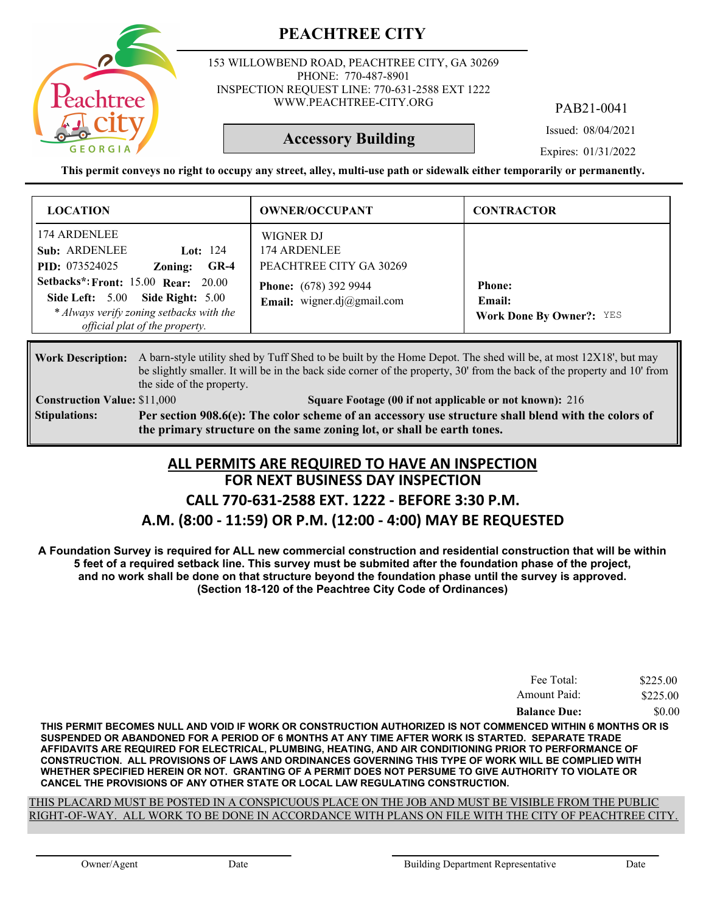# PEACHTREE CITY

153 WILLOWBEND ROAD, PEACHTREE CITY, GA 30269
PHONE: 770-487-8901
INSPECTION REQUEST LINE: 770-631-2588 EXT 1222
WWW.PEACHTREE-CITY.ORG

PAB21-0041

## Accessory Building

Issued: 08/04/2021

Expires: 01/31/2022

**This permit conveys no right to occupy any street, alley, multi-use path or sidewalk either temporarily or permanently.**

| LOCATION | OWNER/OCCUPANT | CONTRACTOR |
| --- | --- | --- |
| 174 ARDENLEE<br>**Sub:** ARDENLEE **Lot:** 124<br>**PID:** 073524025 **Zoning:** **GR-4**<br>**Setbacks*: Front:** 15.00 **Rear:** 20.00<br>**Side Left:** 5.00 **Side Right:** 5.00<br>*\* Always verify zoning setbacks with the official plat of the property.* | WIGNER DJ<br>174 ARDENLEE<br>PEACHTREE CITY GA 30269<br>**Phone:** (678) 392 9944<br>**Email:** wigner.dj@gmail.com | **Phone:**<br>**Email:**<br>**Work Done By Owner?:** YES |

**Work Description:** A barn-style utility shed by Tuff Shed to be built by the Home Depot. The shed will be, at most 12X18', but may be slightly smaller. It will be in the back side corner of the property, 30' from the back of the property and 10' from the side of the property.

**Construction Value:** $11,000 **Square Footage (00 if not applicable or not known):** 216

**Stipulations:** **Per section 908.6(e): The color scheme of an accessory use structure shall blend with the colors of the primary structure on the same zoning lot, or shall be earth tones.**

## ALL PERMITS ARE REQUIRED TO HAVE AN INSPECTION
## FOR NEXT BUSINESS DAY INSPECTION
## CALL 770-631-2588 EXT. 1222 - BEFORE 3:30 P.M.
## A.M. (8:00 - 11:59) OR P.M. (12:00 - 4:00) MAY BE REQUESTED

**A Foundation Survey is required for ALL new commercial construction and residential construction that will be within 5 feet of a required setback line. This survey must be submited after the foundation phase of the project, and no work shall be done on that structure beyond the foundation phase until the survey is approved. (Section 18-120 of the Peachtree City Code of Ordinances)**

| | |
| --- | --- |
| Fee Total: | $225.00 |
| Amount Paid: | $225.00 |
| **Balance Due:** | $0.00 |

**THIS PERMIT BECOMES NULL AND VOID IF WORK OR CONSTRUCTION AUTHORIZED IS NOT COMMENCED WITHIN 6 MONTHS OR IS SUSPENDED OR ABANDONED FOR A PERIOD OF 6 MONTHS AT ANY TIME AFTER WORK IS STARTED. SEPARATE TRADE AFFIDAVITS ARE REQUIRED FOR ELECTRICAL, PLUMBING, HEATING, AND AIR CONDITIONING PRIOR TO PERFORMANCE OF CONSTRUCTION. ALL PROVISIONS OF LAWS AND ORDINANCES GOVERNING THIS TYPE OF WORK WILL BE COMPLIED WITH WHETHER SPECIFIED HEREIN OR NOT. GRANTING OF A PERMIT DOES NOT PERSUME TO GIVE AUTHORITY TO VIOLATE OR CANCEL THE PROVISIONS OF ANY OTHER STATE OR LOCAL LAW REGULATING CONSTRUCTION.**

THIS PLACARD MUST BE POSTED IN A CONSPICUOUS PLACE ON THE JOB AND MUST BE VISIBLE FROM THE PUBLIC RIGHT-OF-WAY. ALL WORK TO BE DONE IN ACCORDANCE WITH PLANS ON FILE WITH THE CITY OF PEACHTREE CITY.

Owner/Agent Date Building Department Representative Date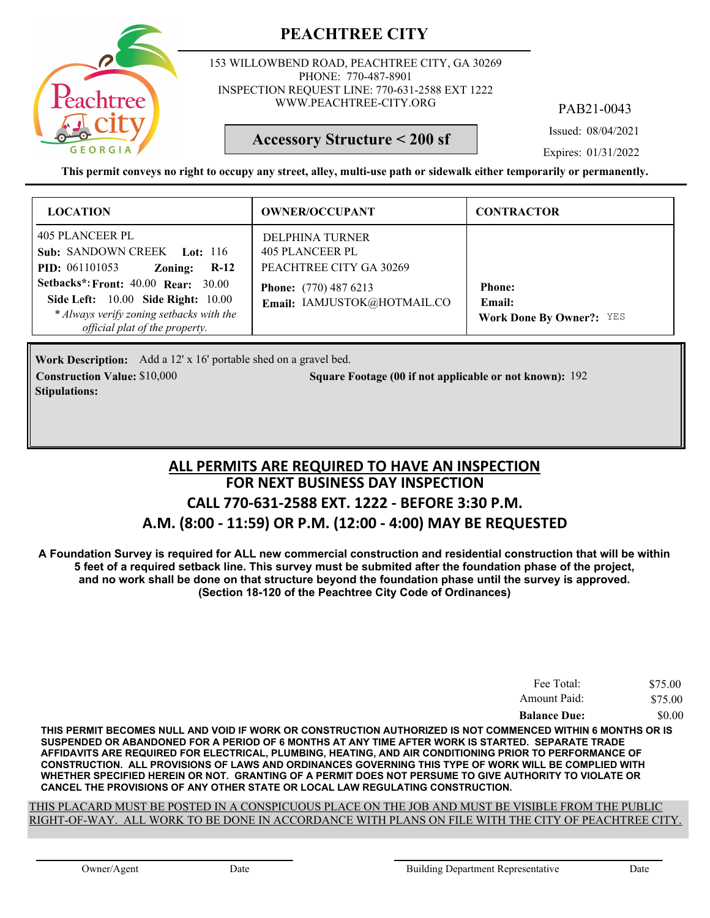# PEACHTREE CITY

153 WILLOWBEND ROAD, PEACHTREE CITY, GA 30269
PHONE: 770-487-8901
INSPECTION REQUEST LINE: 770-631-2588 EXT 1222
WWW.PEACHTREE-CITY.ORG

PAB21-0043

**Accessory Structure < 200 sf**

Issued: 08/04/2021

Expires: 01/31/2022

**This permit conveys no right to occupy any street, alley, multi-use path or sidewalk either temporarily or permanently.**

| LOCATION | OWNER/OCCUPANT | CONTRACTOR |
|---|---|---|
| 405 PLANCEER PL<br>**Sub:** SANDOWN CREEK **Lot:** 116<br>**PID:** 061101053 **Zoning:** **R-12**<br>**Setbacks*: Front:** 40.00 **Rear:** 30.00<br>**Side Left:** 10.00 **Side Right:** 10.00<br>*\* Always verify zoning setbacks with the official plat of the property.* | DELPHINA TURNER<br>405 PLANCEER PL<br>PEACHTREE CITY GA 30269<br>**Phone:** (770) 487 6213<br>**Email:** IAMJUSTOK@HOTMAIL.CO | **Phone:**<br>**Email:**<br>**Work Done By Owner?:** YES |

**Work Description:** Add a 12' x 16' portable shed on a gravel bed.

**Construction Value:** $10,000

**Square Footage (00 if not applicable or not known):** 192

**Stipulations:**

## ALL PERMITS ARE REQUIRED TO HAVE AN INSPECTION
## FOR NEXT BUSINESS DAY INSPECTION
## CALL 770-631-2588 EXT. 1222 - BEFORE 3:30 P.M.
## A.M. (8:00 - 11:59) OR P.M. (12:00 - 4:00) MAY BE REQUESTED

**A Foundation Survey is required for ALL new commercial construction and residential construction that will be within 5 feet of a required setback line. This survey must be submited after the foundation phase of the project, and no work shall be done on that structure beyond the foundation phase until the survey is approved. (Section 18-120 of the Peachtree City Code of Ordinances)**

| | |
|---|---|
| Fee Total: | $75.00 |
| Amount Paid: | $75.00 |
| **Balance Due:** | $0.00 |

**THIS PERMIT BECOMES NULL AND VOID IF WORK OR CONSTRUCTION AUTHORIZED IS NOT COMMENCED WITHIN 6 MONTHS OR IS SUSPENDED OR ABANDONED FOR A PERIOD OF 6 MONTHS AT ANY TIME AFTER WORK IS STARTED. SEPARATE TRADE AFFIDAVITS ARE REQUIRED FOR ELECTRICAL, PLUMBING, HEATING, AND AIR CONDITIONING PRIOR TO PERFORMANCE OF CONSTRUCTION. ALL PROVISIONS OF LAWS AND ORDINANCES GOVERNING THIS TYPE OF WORK WILL BE COMPLIED WITH WHETHER SPECIFIED HEREIN OR NOT. GRANTING OF A PERMIT DOES NOT PERSUME TO GIVE AUTHORITY TO VIOLATE OR CANCEL THE PROVISIONS OF ANY OTHER STATE OR LOCAL LAW REGULATING CONSTRUCTION.**

THIS PLACARD MUST BE POSTED IN A CONSPICUOUS PLACE ON THE JOB AND MUST BE VISIBLE FROM THE PUBLIC RIGHT-OF-WAY. ALL WORK TO BE DONE IN ACCORDANCE WITH PLANS ON FILE WITH THE CITY OF PEACHTREE CITY.

Owner/Agent &nbsp;&nbsp;&nbsp; Date &nbsp;&nbsp;&nbsp; Building Department Representative &nbsp;&nbsp;&nbsp; Date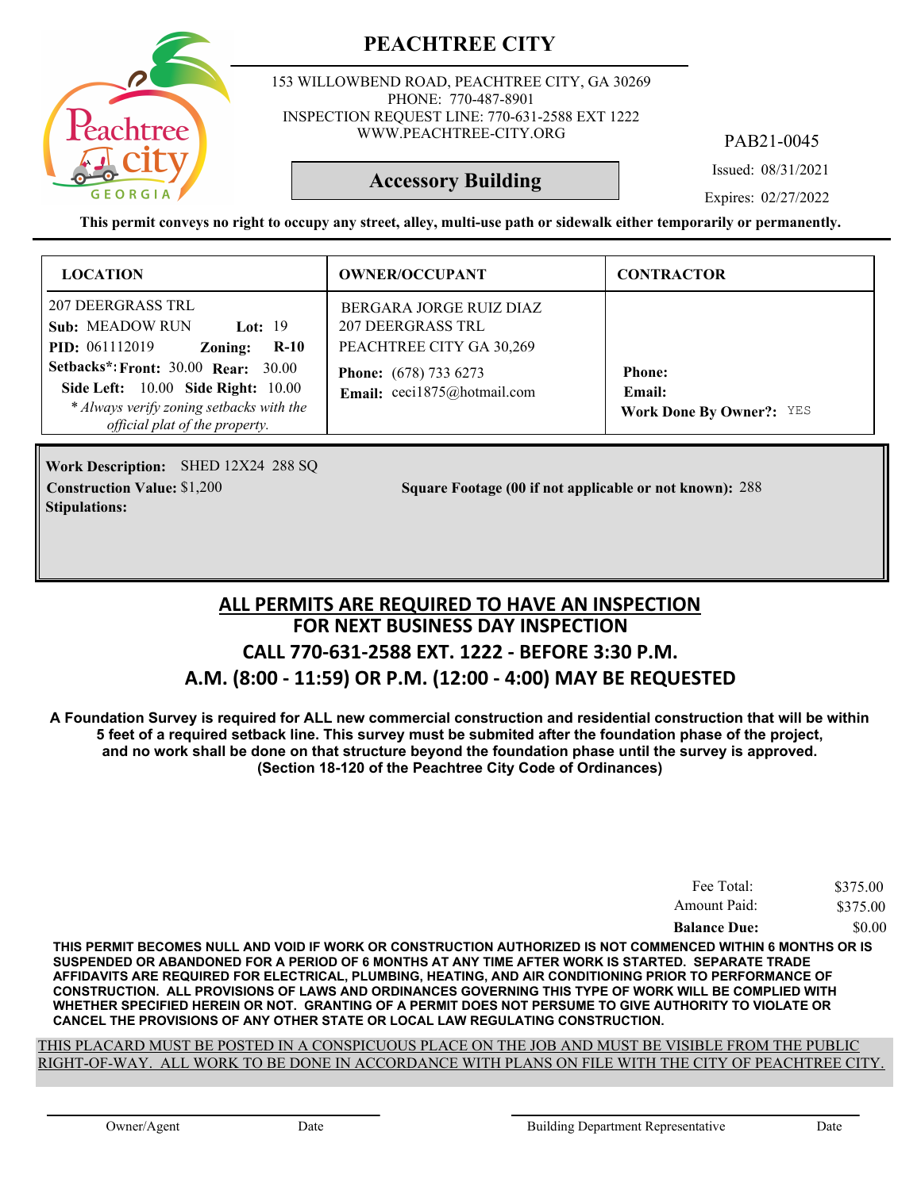# PEACHTREE CITY

153 WILLOWBEND ROAD, PEACHTREE CITY, GA 30269
PHONE: 770-487-8901
INSPECTION REQUEST LINE: 770-631-2588 EXT 1222
WWW.PEACHTREE-CITY.ORG

PAB21-0045

## Accessory Building

Issued: 08/31/2021

Expires: 02/27/2022

**This permit conveys no right to occupy any street, alley, multi-use path or sidewalk either temporarily or permanently.**

| LOCATION | OWNER/OCCUPANT | CONTRACTOR |
|---|---|---|
| 207 DEERGRASS TRL<br>**Sub:** MEADOW RUN **Lot:** 19<br>**PID:** 061112019 **Zoning:** **R-10**<br>**Setbacks\*: Front:** 30.00 **Rear:** 30.00<br>**Side Left:** 10.00 **Side Right:** 10.00<br>*\* Always verify zoning setbacks with the official plat of the property.* | BERGARA JORGE RUIZ DIAZ<br>207 DEERGRASS TRL<br>PEACHTREE CITY GA 30,269<br>**Phone:** (678) 733 6273<br>**Email:** ceci1875@hotmail.com | **Phone:**<br>**Email:**<br>**Work Done By Owner?:** YES |

**Work Description:** SHED 12X24 288 SQ
**Construction Value:** $1,200
**Square Footage (00 if not applicable or not known):** 288
**Stipulations:**

## ALL PERMITS ARE REQUIRED TO HAVE AN INSPECTION
## FOR NEXT BUSINESS DAY INSPECTION
## CALL 770-631-2588 EXT. 1222 - BEFORE 3:30 P.M.
## A.M. (8:00 - 11:59) OR P.M. (12:00 - 4:00) MAY BE REQUESTED

**A Foundation Survey is required for ALL new commercial construction and residential construction that will be within 5 feet of a required setback line. This survey must be submited after the foundation phase of the project, and no work shall be done on that structure beyond the foundation phase until the survey is approved. (Section 18-120 of the Peachtree City Code of Ordinances)**

| | |
|---|---|
| Fee Total: | $375.00 |
| Amount Paid: | $375.00 |
| **Balance Due:** | $0.00 |

**THIS PERMIT BECOMES NULL AND VOID IF WORK OR CONSTRUCTION AUTHORIZED IS NOT COMMENCED WITHIN 6 MONTHS OR IS SUSPENDED OR ABANDONED FOR A PERIOD OF 6 MONTHS AT ANY TIME AFTER WORK IS STARTED. SEPARATE TRADE AFFIDAVITS ARE REQUIRED FOR ELECTRICAL, PLUMBING, HEATING, AND AIR CONDITIONING PRIOR TO PERFORMANCE OF CONSTRUCTION. ALL PROVISIONS OF LAWS AND ORDINANCES GOVERNING THIS TYPE OF WORK WILL BE COMPLIED WITH WHETHER SPECIFIED HEREIN OR NOT. GRANTING OF A PERMIT DOES NOT PERSUME TO GIVE AUTHORITY TO VIOLATE OR CANCEL THE PROVISIONS OF ANY OTHER STATE OR LOCAL LAW REGULATING CONSTRUCTION.**

THIS PLACARD MUST BE POSTED IN A CONSPICUOUS PLACE ON THE JOB AND MUST BE VISIBLE FROM THE PUBLIC RIGHT-OF-WAY. ALL WORK TO BE DONE IN ACCORDANCE WITH PLANS ON FILE WITH THE CITY OF PEACHTREE CITY.

Owner/Agent &nbsp;&nbsp;&nbsp; Date &nbsp;&nbsp;&nbsp; Building Department Representative &nbsp;&nbsp;&nbsp; Date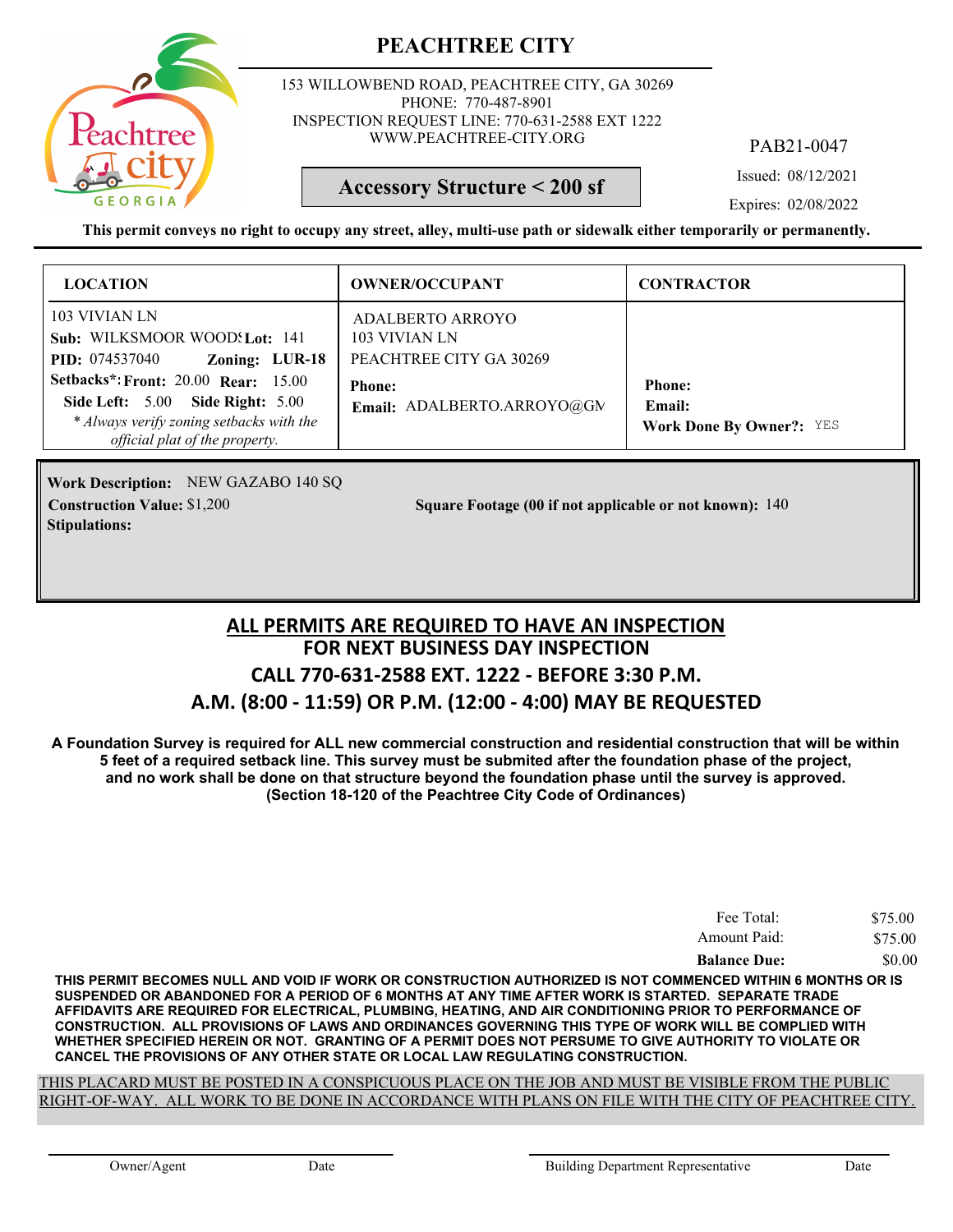# PEACHTREE CITY

153 WILLOWBEND ROAD, PEACHTREE CITY, GA 30269
PHONE: 770-487-8901
INSPECTION REQUEST LINE: 770-631-2588 EXT 1222
WWW.PEACHTREE-CITY.ORG

PAB21-0047

**Accessory Structure < 200 sf**

Issued: 08/12/2021

Expires: 02/08/2022

**This permit conveys no right to occupy any street, alley, multi-use path or sidewalk either temporarily or permanently.**

| LOCATION | OWNER/OCCUPANT | CONTRACTOR |
|---|---|---|
| 103 VIVIAN LN<br>**Sub:** WILKSMOOR WOODS **Lot:** 141<br>**PID:** 074537040 **Zoning:** LUR-18<br>**Setbacks*: Front:** 20.00 **Rear:** 15.00<br>**Side Left:** 5.00 **Side Right:** 5.00<br>*\* Always verify zoning setbacks with the official plat of the property.* | ADALBERTO ARROYO<br>103 VIVIAN LN<br>PEACHTREE CITY GA 30269<br>**Phone:**<br>**Email:** ADALBERTO.ARROYO@GM | **Phone:**<br>**Email:**<br>**Work Done By Owner?:** YES |

**Work Description:** NEW GAZABO 140 SQ

**Construction Value:** $1,200

**Square Footage (00 if not applicable or not known):** 140

**Stipulations:**

## ALL PERMITS ARE REQUIRED TO HAVE AN INSPECTION
## FOR NEXT BUSINESS DAY INSPECTION
## CALL 770-631-2588 EXT. 1222 - BEFORE 3:30 P.M.
## A.M. (8:00 - 11:59) OR P.M. (12:00 - 4:00) MAY BE REQUESTED

**A Foundation Survey is required for ALL new commercial construction and residential construction that will be within 5 feet of a required setback line. This survey must be submited after the foundation phase of the project, and no work shall be done on that structure beyond the foundation phase until the survey is approved. (Section 18-120 of the Peachtree City Code of Ordinances)**

| | |
|---|---|
| Fee Total: | $75.00 |
| Amount Paid: | $75.00 |
| **Balance Due:** | $0.00 |

**THIS PERMIT BECOMES NULL AND VOID IF WORK OR CONSTRUCTION AUTHORIZED IS NOT COMMENCED WITHIN 6 MONTHS OR IS SUSPENDED OR ABANDONED FOR A PERIOD OF 6 MONTHS AT ANY TIME AFTER WORK IS STARTED. SEPARATE TRADE AFFIDAVITS ARE REQUIRED FOR ELECTRICAL, PLUMBING, HEATING, AND AIR CONDITIONING PRIOR TO PERFORMANCE OF CONSTRUCTION. ALL PROVISIONS OF LAWS AND ORDINANCES GOVERNING THIS TYPE OF WORK WILL BE COMPLIED WITH WHETHER SPECIFIED HEREIN OR NOT. GRANTING OF A PERMIT DOES NOT PERSUME TO GIVE AUTHORITY TO VIOLATE OR CANCEL THE PROVISIONS OF ANY OTHER STATE OR LOCAL LAW REGULATING CONSTRUCTION.**

THIS PLACARD MUST BE POSTED IN A CONSPICUOUS PLACE ON THE JOB AND MUST BE VISIBLE FROM THE PUBLIC RIGHT-OF-WAY. ALL WORK TO BE DONE IN ACCORDANCE WITH PLANS ON FILE WITH THE CITY OF PEACHTREE CITY.

Owner/Agent Date Building Department Representative Date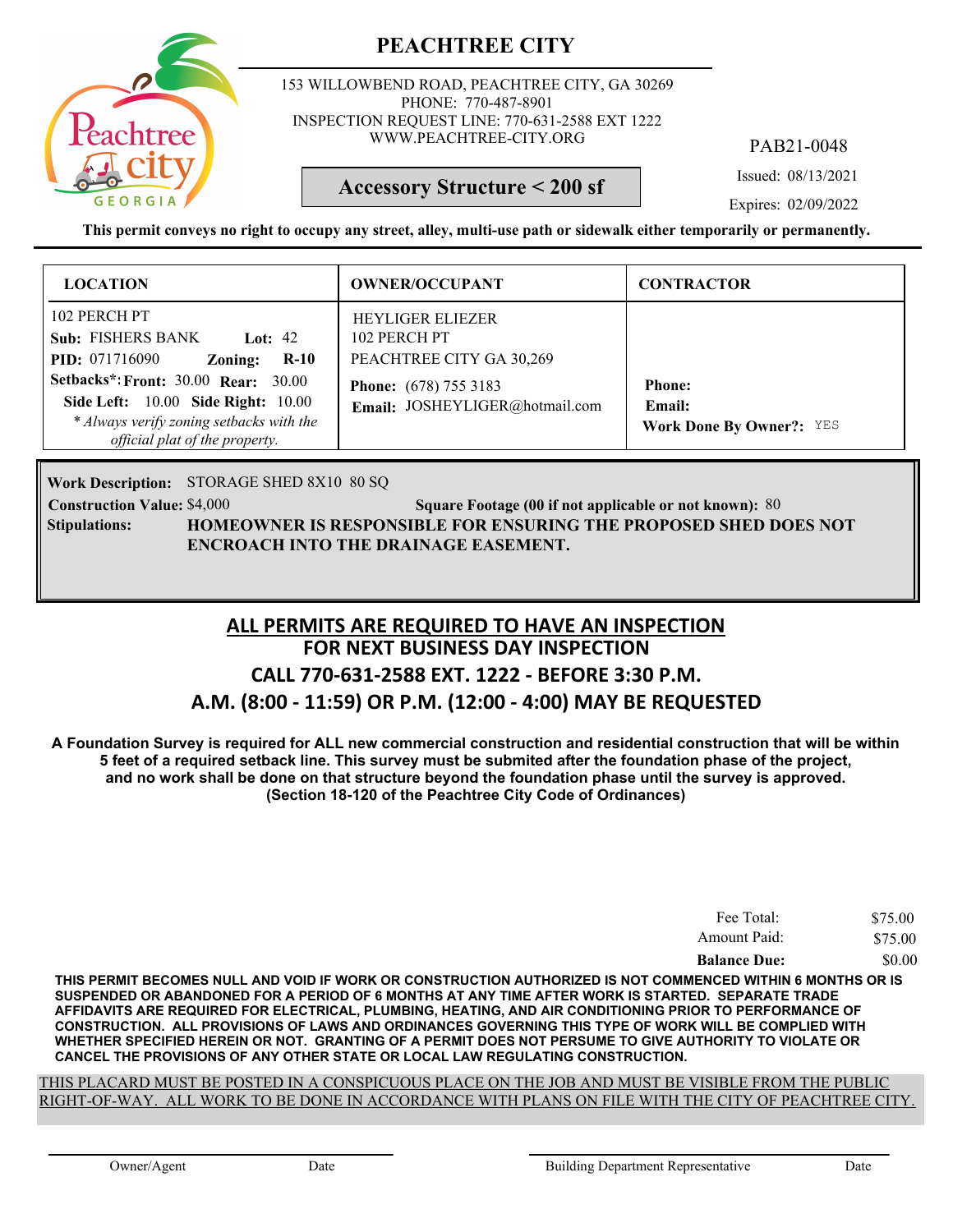# PEACHTREE CITY

153 WILLOWBEND ROAD, PEACHTREE CITY, GA 30269
PHONE: 770-487-8901
INSPECTION REQUEST LINE: 770-631-2588 EXT 1222
WWW.PEACHTREE-CITY.ORG

PAB21-0048

**Accessory Structure < 200 sf**

Issued: 08/13/2021

Expires: 02/09/2022

**This permit conveys no right to occupy any street, alley, multi-use path or sidewalk either temporarily or permanently.**

| LOCATION | OWNER/OCCUPANT | CONTRACTOR |
|---|---|---|
| 102 PERCH PT<br>**Sub:** FISHERS BANK **Lot:** 42<br>**PID:** 071716090 **Zoning:** **R-10**<br>**Setbacks*: Front:** 30.00 **Rear:** 30.00<br>**Side Left:** 10.00 **Side Right:** 10.00<br>*\* Always verify zoning setbacks with the official plat of the property.* | HEYLIGER ELIEZER<br>102 PERCH PT<br>PEACHTREE CITY GA 30,269<br>**Phone:** (678) 755 3183<br>**Email:** JOSHEYLIGER@hotmail.com | **Phone:**<br>**Email:**<br>**Work Done By Owner?:** YES |

**Work Description:** STORAGE SHED 8X10 80 SQ

**Construction Value:** $4,000 **Square Footage (00 if not applicable or not known):** 80

**Stipulations:** **HOMEOWNER IS RESPONSIBLE FOR ENSURING THE PROPOSED SHED DOES NOT ENCROACH INTO THE DRAINAGE EASEMENT.**

## ALL PERMITS ARE REQUIRED TO HAVE AN INSPECTION
## FOR NEXT BUSINESS DAY INSPECTION
## CALL 770-631-2588 EXT. 1222 - BEFORE 3:30 P.M.
## A.M. (8:00 - 11:59) OR P.M. (12:00 - 4:00) MAY BE REQUESTED

**A Foundation Survey is required for ALL new commercial construction and residential construction that will be within 5 feet of a required setback line. This survey must be submited after the foundation phase of the project, and no work shall be done on that structure beyond the foundation phase until the survey is approved. (Section 18-120 of the Peachtree City Code of Ordinances)**

| | |
|---|---|
| Fee Total: | $75.00 |
| Amount Paid: | $75.00 |
| **Balance Due:** | $0.00 |

**THIS PERMIT BECOMES NULL AND VOID IF WORK OR CONSTRUCTION AUTHORIZED IS NOT COMMENCED WITHIN 6 MONTHS OR IS SUSPENDED OR ABANDONED FOR A PERIOD OF 6 MONTHS AT ANY TIME AFTER WORK IS STARTED. SEPARATE TRADE AFFIDAVITS ARE REQUIRED FOR ELECTRICAL, PLUMBING, HEATING, AND AIR CONDITIONING PRIOR TO PERFORMANCE OF CONSTRUCTION. ALL PROVISIONS OF LAWS AND ORDINANCES GOVERNING THIS TYPE OF WORK WILL BE COMPLIED WITH WHETHER SPECIFIED HEREIN OR NOT. GRANTING OF A PERMIT DOES NOT PERSUME TO GIVE AUTHORITY TO VIOLATE OR CANCEL THE PROVISIONS OF ANY OTHER STATE OR LOCAL LAW REGULATING CONSTRUCTION.**

THIS PLACARD MUST BE POSTED IN A CONSPICUOUS PLACE ON THE JOB AND MUST BE VISIBLE FROM THE PUBLIC RIGHT-OF-WAY. ALL WORK TO BE DONE IN ACCORDANCE WITH PLANS ON FILE WITH THE CITY OF PEACHTREE CITY.

Owner/Agent Date Building Department Representative Date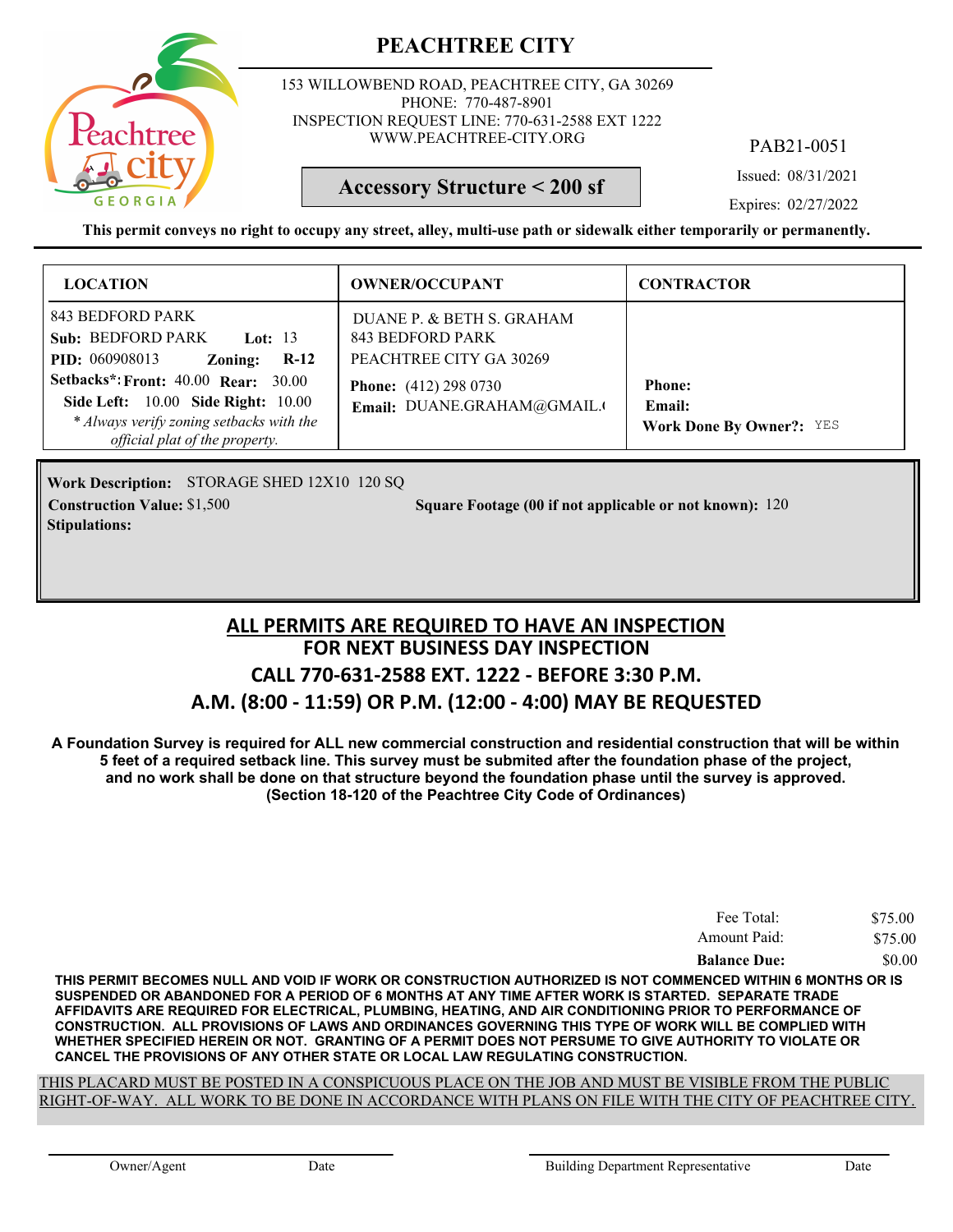# PEACHTREE CITY

153 WILLOWBEND ROAD, PEACHTREE CITY, GA 30269
PHONE: 770-487-8901
INSPECTION REQUEST LINE: 770-631-2588 EXT 1222
WWW.PEACHTREE-CITY.ORG

PAB21-0051

**Accessory Structure < 200 sf**

Issued: 08/31/2021

Expires: 02/27/2022

**This permit conveys no right to occupy any street, alley, multi-use path or sidewalk either temporarily or permanently.**

| LOCATION | OWNER/OCCUPANT | CONTRACTOR |
|---|---|---|
| 843 BEDFORD PARK<br>**Sub:** BEDFORD PARK **Lot:** 13<br>**PID:** 060908013 **Zoning:** **R-12**<br>**Setbacks*: Front:** 40.00 **Rear:** 30.00<br>**Side Left:** 10.00 **Side Right:** 10.00<br>*\* Always verify zoning setbacks with the official plat of the property.* | DUANE P. & BETH S. GRAHAM<br>843 BEDFORD PARK<br>PEACHTREE CITY GA 30269<br>**Phone:** (412) 298 0730<br>**Email:** DUANE.GRAHAM@GMAIL.( | **Phone:**<br>**Email:**<br>**Work Done By Owner?:** YES |

**Work Description:** STORAGE SHED 12X10 120 SQ

**Construction Value:** $1,500

**Square Footage (00 if not applicable or not known):** 120

**Stipulations:**

## ALL PERMITS ARE REQUIRED TO HAVE AN INSPECTION
## FOR NEXT BUSINESS DAY INSPECTION
## CALL 770-631-2588 EXT. 1222 - BEFORE 3:30 P.M.
## A.M. (8:00 - 11:59) OR P.M. (12:00 - 4:00) MAY BE REQUESTED

**A Foundation Survey is required for ALL new commercial construction and residential construction that will be within 5 feet of a required setback line. This survey must be submited after the foundation phase of the project, and no work shall be done on that structure beyond the foundation phase until the survey is approved. (Section 18-120 of the Peachtree City Code of Ordinances)**

| | |
|---|---|
| Fee Total: | $75.00 |
| Amount Paid: | $75.00 |
| **Balance Due:** | $0.00 |

**THIS PERMIT BECOMES NULL AND VOID IF WORK OR CONSTRUCTION AUTHORIZED IS NOT COMMENCED WITHIN 6 MONTHS OR IS SUSPENDED OR ABANDONED FOR A PERIOD OF 6 MONTHS AT ANY TIME AFTER WORK IS STARTED. SEPARATE TRADE AFFIDAVITS ARE REQUIRED FOR ELECTRICAL, PLUMBING, HEATING, AND AIR CONDITIONING PRIOR TO PERFORMANCE OF CONSTRUCTION. ALL PROVISIONS OF LAWS AND ORDINANCES GOVERNING THIS TYPE OF WORK WILL BE COMPLIED WITH WHETHER SPECIFIED HEREIN OR NOT. GRANTING OF A PERMIT DOES NOT PERSUME TO GIVE AUTHORITY TO VIOLATE OR CANCEL THE PROVISIONS OF ANY OTHER STATE OR LOCAL LAW REGULATING CONSTRUCTION.**

THIS PLACARD MUST BE POSTED IN A CONSPICUOUS PLACE ON THE JOB AND MUST BE VISIBLE FROM THE PUBLIC RIGHT-OF-WAY. ALL WORK TO BE DONE IN ACCORDANCE WITH PLANS ON FILE WITH THE CITY OF PEACHTREE CITY.

Owner/Agent Date Building Department Representative Date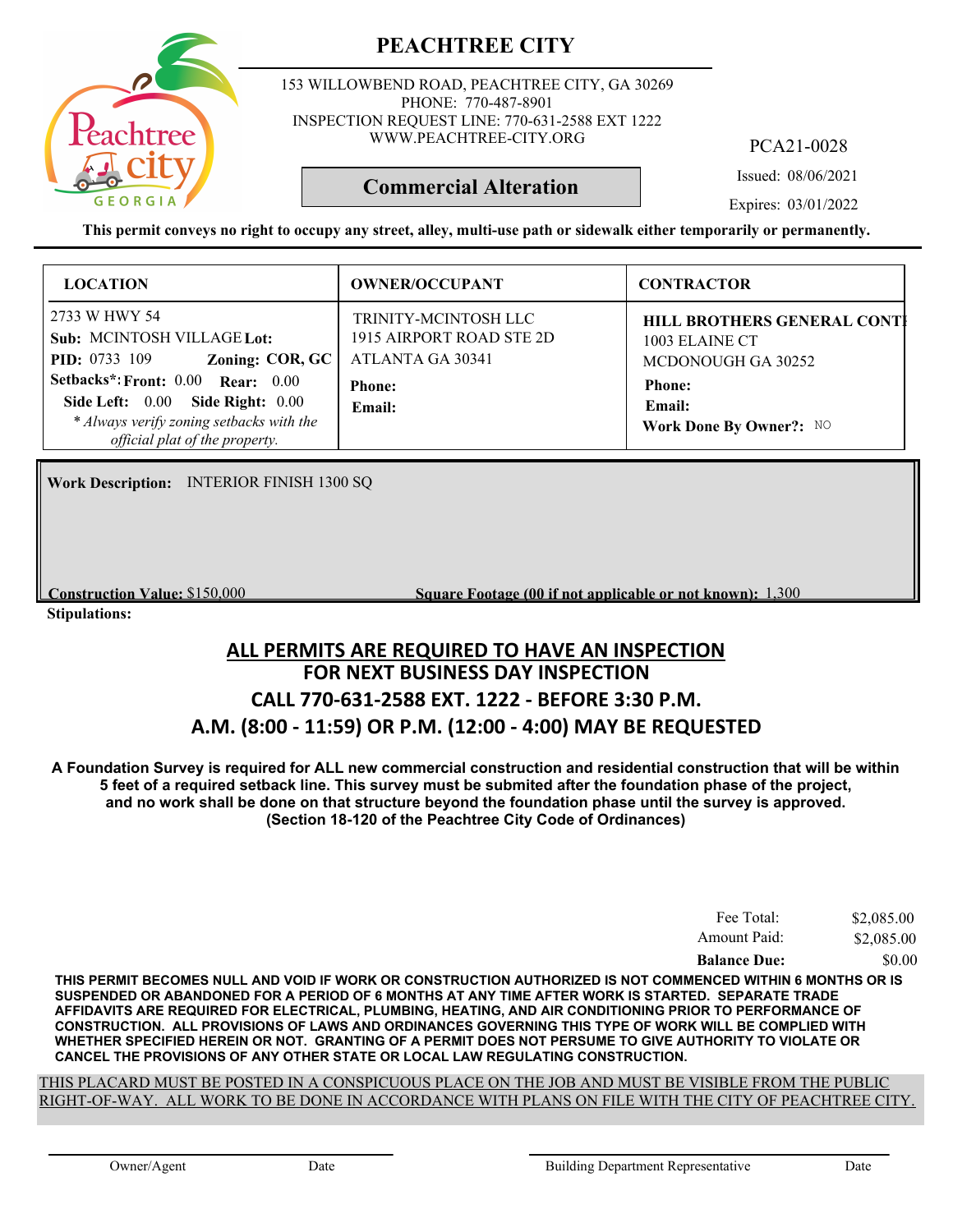# PEACHTREE CITY

153 WILLOWBEND ROAD, PEACHTREE CITY, GA 30269
PHONE: 770-487-8901
INSPECTION REQUEST LINE: 770-631-2588 EXT 1222
WWW.PEACHTREE-CITY.ORG

PCA21-0028

**Commercial Alteration**

Issued: 08/06/2021

Expires: 03/01/2022

**This permit conveys no right to occupy any street, alley, multi-use path or sidewalk either temporarily or permanently.**

| LOCATION | OWNER/OCCUPANT | CONTRACTOR |
|---|---|---|
| 2733 W HWY 54<br>**Sub:** MCINTOSH VILLAGE **Lot:**<br>**PID:** 0733 109 **Zoning:** COR, GC<br>**Setbacks*: Front:** 0.00 **Rear:** 0.00<br>**Side Left:** 0.00 **Side Right:** 0.00<br>*\* Always verify zoning setbacks with the official plat of the property.* | TRINITY-MCINTOSH LLC<br>1915 AIRPORT ROAD STE 2D<br>ATLANTA GA 30341<br>**Phone:**<br>**Email:** | **HILL BROTHERS GENERAL CONT**<br>1003 ELAINE CT<br>MCDONOUGH GA 30252<br>**Phone:**<br>**Email:**<br>**Work Done By Owner?:** NO |

**Work Description:** INTERIOR FINISH 1300 SQ

**Construction Value:** $150,000

**Square Footage (00 if not applicable or not known):** 1,300

**Stipulations:**

## ALL PERMITS ARE REQUIRED TO HAVE AN INSPECTION
## FOR NEXT BUSINESS DAY INSPECTION
## CALL 770-631-2588 EXT. 1222 - BEFORE 3:30 P.M.
## A.M. (8:00 - 11:59) OR P.M. (12:00 - 4:00) MAY BE REQUESTED

**A Foundation Survey is required for ALL new commercial construction and residential construction that will be within 5 feet of a required setback line. This survey must be submited after the foundation phase of the project, and no work shall be done on that structure beyond the foundation phase until the survey is approved. (Section 18-120 of the Peachtree City Code of Ordinances)**

| | |
|---|---|
| Fee Total: | $2,085.00 |
| Amount Paid: | $2,085.00 |
| **Balance Due:** | $0.00 |

**THIS PERMIT BECOMES NULL AND VOID IF WORK OR CONSTRUCTION AUTHORIZED IS NOT COMMENCED WITHIN 6 MONTHS OR IS SUSPENDED OR ABANDONED FOR A PERIOD OF 6 MONTHS AT ANY TIME AFTER WORK IS STARTED. SEPARATE TRADE AFFIDAVITS ARE REQUIRED FOR ELECTRICAL, PLUMBING, HEATING, AND AIR CONDITIONING PRIOR TO PERFORMANCE OF CONSTRUCTION. ALL PROVISIONS OF LAWS AND ORDINANCES GOVERNING THIS TYPE OF WORK WILL BE COMPLIED WITH WHETHER SPECIFIED HEREIN OR NOT. GRANTING OF A PERMIT DOES NOT PERSUME TO GIVE AUTHORITY TO VIOLATE OR CANCEL THE PROVISIONS OF ANY OTHER STATE OR LOCAL LAW REGULATING CONSTRUCTION.**

THIS PLACARD MUST BE POSTED IN A CONSPICUOUS PLACE ON THE JOB AND MUST BE VISIBLE FROM THE PUBLIC RIGHT-OF-WAY. ALL WORK TO BE DONE IN ACCORDANCE WITH PLANS ON FILE WITH THE CITY OF PEACHTREE CITY.

Owner/Agent Date Building Department Representative Date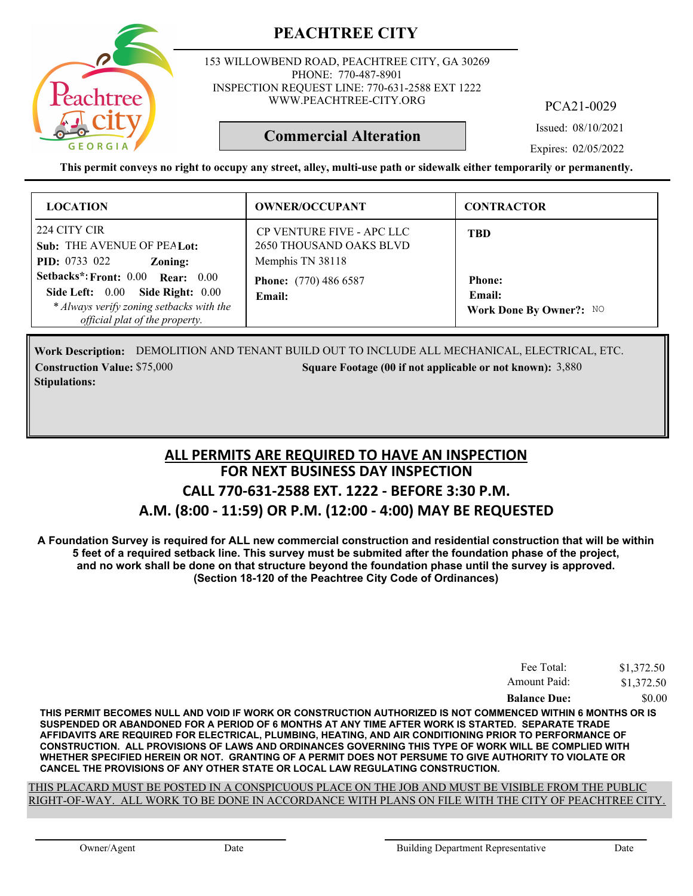# PEACHTREE CITY

153 WILLOWBEND ROAD, PEACHTREE CITY, GA 30269
PHONE: 770-487-8901
INSPECTION REQUEST LINE: 770-631-2588 EXT 1222
WWW.PEACHTREE-CITY.ORG

PCA21-0029

**Commercial Alteration**

Issued: 08/10/2021

Expires: 02/05/2022

**This permit conveys no right to occupy any street, alley, multi-use path or sidewalk either temporarily or permanently.**

| LOCATION | OWNER/OCCUPANT | CONTRACTOR |
|---|---|---|
| 224 CITY CIR<br>**Sub:** THE AVENUE OF PEA **Lot:**<br>**PID:** 0733 022 **Zoning:**<br>**Setbacks*: Front:** 0.00 **Rear:** 0.00<br>**Side Left:** 0.00 **Side Right:** 0.00<br>*\* Always verify zoning setbacks with the official plat of the property.* | CP VENTURE FIVE - APC LLC<br>2650 THOUSAND OAKS BLVD<br>Memphis TN 38118<br>**Phone:** (770) 486 6587<br>**Email:** | **TBD**<br><br>**Phone:**<br>**Email:**<br>**Work Done By Owner?:** NO |

**Work Description:** DEMOLITION AND TENANT BUILD OUT TO INCLUDE ALL MECHANICAL, ELECTRICAL, ETC.

**Construction Value:** $75,000 **Square Footage (00 if not applicable or not known):** 3,880

**Stipulations:**

## ALL PERMITS ARE REQUIRED TO HAVE AN INSPECTION
## FOR NEXT BUSINESS DAY INSPECTION
## CALL 770-631-2588 EXT. 1222 - BEFORE 3:30 P.M.
## A.M. (8:00 - 11:59) OR P.M. (12:00 - 4:00) MAY BE REQUESTED

**A Foundation Survey is required for ALL new commercial construction and residential construction that will be within 5 feet of a required setback line. This survey must be submited after the foundation phase of the project, and no work shall be done on that structure beyond the foundation phase until the survey is approved. (Section 18-120 of the Peachtree City Code of Ordinances)**

| | |
|---|---|
| Fee Total: | $1,372.50 |
| Amount Paid: | $1,372.50 |
| **Balance Due:** | $0.00 |

**THIS PERMIT BECOMES NULL AND VOID IF WORK OR CONSTRUCTION AUTHORIZED IS NOT COMMENCED WITHIN 6 MONTHS OR IS SUSPENDED OR ABANDONED FOR A PERIOD OF 6 MONTHS AT ANY TIME AFTER WORK IS STARTED. SEPARATE TRADE AFFIDAVITS ARE REQUIRED FOR ELECTRICAL, PLUMBING, HEATING, AND AIR CONDITIONING PRIOR TO PERFORMANCE OF CONSTRUCTION. ALL PROVISIONS OF LAWS AND ORDINANCES GOVERNING THIS TYPE OF WORK WILL BE COMPLIED WITH WHETHER SPECIFIED HEREIN OR NOT. GRANTING OF A PERMIT DOES NOT PERSUME TO GIVE AUTHORITY TO VIOLATE OR CANCEL THE PROVISIONS OF ANY OTHER STATE OR LOCAL LAW REGULATING CONSTRUCTION.**

THIS PLACARD MUST BE POSTED IN A CONSPICUOUS PLACE ON THE JOB AND MUST BE VISIBLE FROM THE PUBLIC RIGHT-OF-WAY. ALL WORK TO BE DONE IN ACCORDANCE WITH PLANS ON FILE WITH THE CITY OF PEACHTREE CITY.

Owner/Agent Date Building Department Representative Date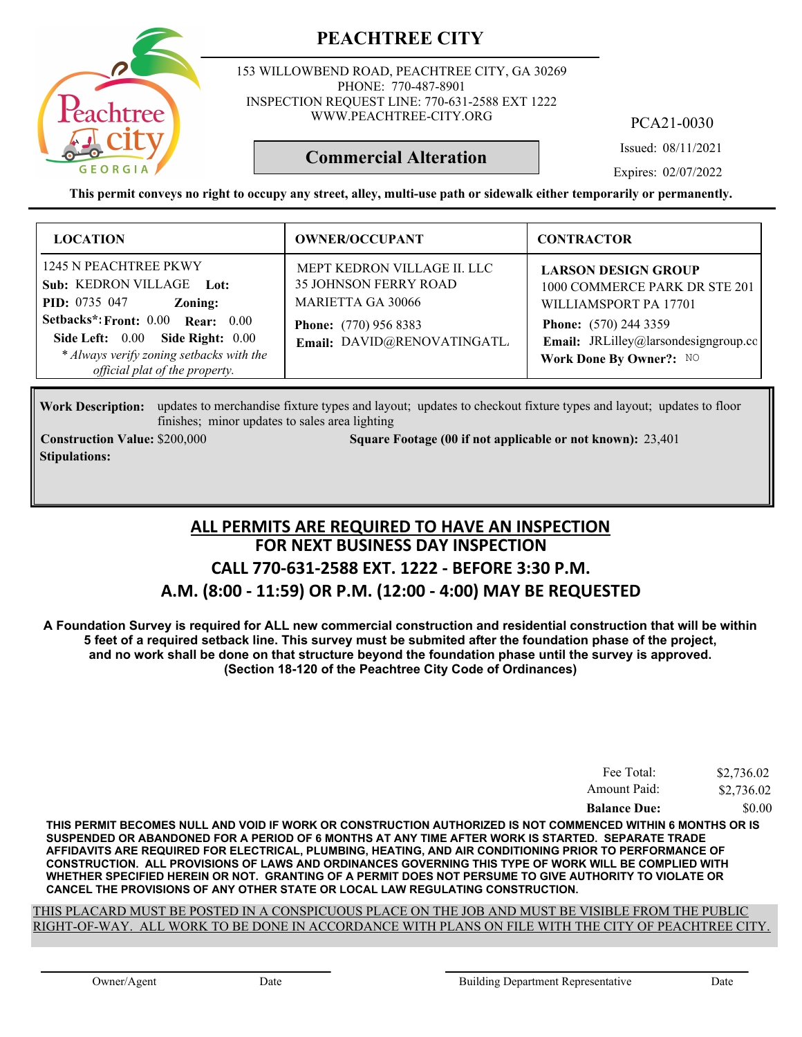# PEACHTREE CITY

153 WILLOWBEND ROAD, PEACHTREE CITY, GA 30269
PHONE: 770-487-8901
INSPECTION REQUEST LINE: 770-631-2588 EXT 1222
WWW.PEACHTREE-CITY.ORG

PCA21-0030

## Commercial Alteration

Issued: 08/11/2021
Expires: 02/07/2022

**This permit conveys no right to occupy any street, alley, multi-use path or sidewalk either temporarily or permanently.**

| LOCATION | OWNER/OCCUPANT | CONTRACTOR |
|---|---|---|
| 1245 N PEACHTREE PKWY<br>**Sub:** KEDRON VILLAGE **Lot:**<br>**PID:** 0735 047 **Zoning:**<br>**Setbacks*: Front:** 0.00 **Rear:** 0.00<br>**Side Left:** 0.00 **Side Right:** 0.00<br>*\* Always verify zoning setbacks with the official plat of the property.* | MEPT KEDRON VILLAGE II. LLC<br>35 JOHNSON FERRY ROAD<br>MARIETTA GA 30066<br>**Phone:** (770) 956 8383<br>**Email:** DAVID@RENOVATINGATL. | **LARSON DESIGN GROUP**<br>1000 COMMERCE PARK DR STE 201<br>WILLIAMSPORT PA 17701<br>**Phone:** (570) 244 3359<br>**Email:** JRLilley@larsondesigngroup.cc<br>**Work Done By Owner?:** NO |

**Work Description:** updates to merchandise fixture types and layout; updates to checkout fixture types and layout; updates to floor finishes; minor updates to sales area lighting

**Construction Value:** $200,000 **Square Footage (00 if not applicable or not known):** 23,401

**Stipulations:**

## ALL PERMITS ARE REQUIRED TO HAVE AN INSPECTION
## FOR NEXT BUSINESS DAY INSPECTION
## CALL 770-631-2588 EXT. 1222 - BEFORE 3:30 P.M.
## A.M. (8:00 - 11:59) OR P.M. (12:00 - 4:00) MAY BE REQUESTED

**A Foundation Survey is required for ALL new commercial construction and residential construction that will be within 5 feet of a required setback line. This survey must be submited after the foundation phase of the project, and no work shall be done on that structure beyond the foundation phase until the survey is approved. (Section 18-120 of the Peachtree City Code of Ordinances)**

| | |
|---|---|
| Fee Total: | $2,736.02 |
| Amount Paid: | $2,736.02 |
| **Balance Due:** | $0.00 |

**THIS PERMIT BECOMES NULL AND VOID IF WORK OR CONSTRUCTION AUTHORIZED IS NOT COMMENCED WITHIN 6 MONTHS OR IS SUSPENDED OR ABANDONED FOR A PERIOD OF 6 MONTHS AT ANY TIME AFTER WORK IS STARTED. SEPARATE TRADE AFFIDAVITS ARE REQUIRED FOR ELECTRICAL, PLUMBING, HEATING, AND AIR CONDITIONING PRIOR TO PERFORMANCE OF CONSTRUCTION. ALL PROVISIONS OF LAWS AND ORDINANCES GOVERNING THIS TYPE OF WORK WILL BE COMPLIED WITH WHETHER SPECIFIED HEREIN OR NOT. GRANTING OF A PERMIT DOES NOT PERSUME TO GIVE AUTHORITY TO VIOLATE OR CANCEL THE PROVISIONS OF ANY OTHER STATE OR LOCAL LAW REGULATING CONSTRUCTION.**

THIS PLACARD MUST BE POSTED IN A CONSPICUOUS PLACE ON THE JOB AND MUST BE VISIBLE FROM THE PUBLIC RIGHT-OF-WAY. ALL WORK TO BE DONE IN ACCORDANCE WITH PLANS ON FILE WITH THE CITY OF PEACHTREE CITY.

Owner/Agent Date Building Department Representative Date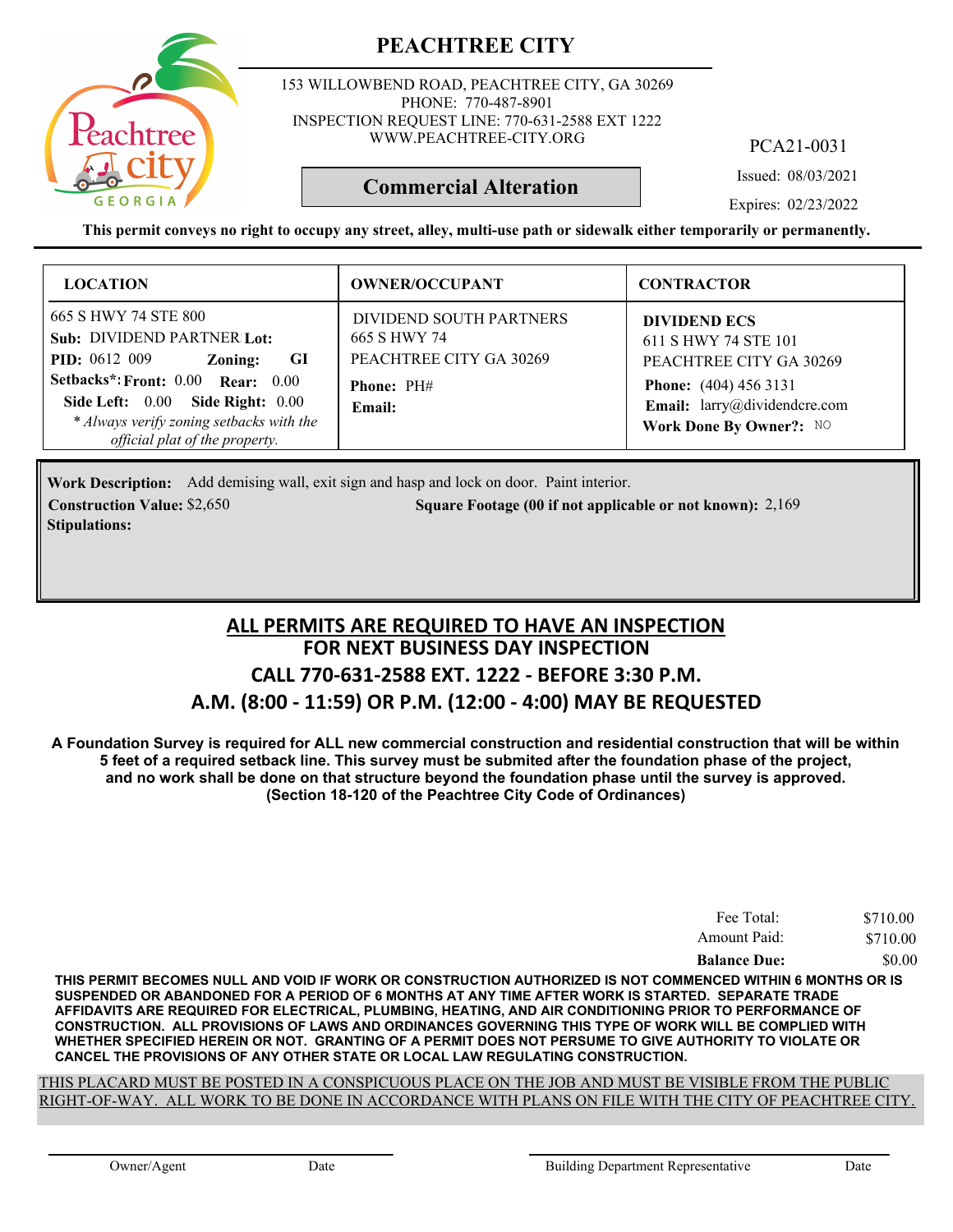# PEACHTREE CITY

153 WILLOWBEND ROAD, PEACHTREE CITY, GA 30269
PHONE: 770-487-8901
INSPECTION REQUEST LINE: 770-631-2588 EXT 1222
WWW.PEACHTREE-CITY.ORG

PCA21-0031

**Commercial Alteration**

Issued: 08/03/2021

Expires: 02/23/2022

**This permit conveys no right to occupy any street, alley, multi-use path or sidewalk either temporarily or permanently.**

| LOCATION | OWNER/OCCUPANT | CONTRACTOR |
|---|---|---|
| 665 S HWY 74 STE 800<br>**Sub:** DIVIDEND PARTNER **Lot:**<br>**PID:** 0612 009 **Zoning:** **GI**<br>**Setbacks*: Front:** 0.00 **Rear:** 0.00<br>**Side Left:** 0.00 **Side Right:** 0.00<br>*\* Always verify zoning setbacks with the official plat of the property.* | DIVIDEND SOUTH PARTNERS<br>665 S HWY 74<br>PEACHTREE CITY GA 30269<br>**Phone:** PH#<br>**Email:** | **DIVIDEND ECS**<br>611 S HWY 74 STE 101<br>PEACHTREE CITY GA 30269<br>**Phone:** (404) 456 3131<br>**Email:** larry@dividendcre.com<br>**Work Done By Owner?:** NO |

**Work Description:** Add demising wall, exit sign and hasp and lock on door. Paint interior.

**Construction Value:** $2,650

**Square Footage (00 if not applicable or not known):** 2,169

**Stipulations:**

## ALL PERMITS ARE REQUIRED TO HAVE AN INSPECTION
## FOR NEXT BUSINESS DAY INSPECTION
## CALL 770-631-2588 EXT. 1222 - BEFORE 3:30 P.M.
## A.M. (8:00 - 11:59) OR P.M. (12:00 - 4:00) MAY BE REQUESTED

**A Foundation Survey is required for ALL new commercial construction and residential construction that will be within 5 feet of a required setback line. This survey must be submited after the foundation phase of the project, and no work shall be done on that structure beyond the foundation phase until the survey is approved. (Section 18-120 of the Peachtree City Code of Ordinances)**

| | |
|---|---|
| Fee Total: | $710.00 |
| Amount Paid: | $710.00 |
| **Balance Due:** | $0.00 |

**THIS PERMIT BECOMES NULL AND VOID IF WORK OR CONSTRUCTION AUTHORIZED IS NOT COMMENCED WITHIN 6 MONTHS OR IS SUSPENDED OR ABANDONED FOR A PERIOD OF 6 MONTHS AT ANY TIME AFTER WORK IS STARTED. SEPARATE TRADE AFFIDAVITS ARE REQUIRED FOR ELECTRICAL, PLUMBING, HEATING, AND AIR CONDITIONING PRIOR TO PERFORMANCE OF CONSTRUCTION. ALL PROVISIONS OF LAWS AND ORDINANCES GOVERNING THIS TYPE OF WORK WILL BE COMPLIED WITH WHETHER SPECIFIED HEREIN OR NOT. GRANTING OF A PERMIT DOES NOT PERSUME TO GIVE AUTHORITY TO VIOLATE OR CANCEL THE PROVISIONS OF ANY OTHER STATE OR LOCAL LAW REGULATING CONSTRUCTION.**

THIS PLACARD MUST BE POSTED IN A CONSPICUOUS PLACE ON THE JOB AND MUST BE VISIBLE FROM THE PUBLIC RIGHT-OF-WAY. ALL WORK TO BE DONE IN ACCORDANCE WITH PLANS ON FILE WITH THE CITY OF PEACHTREE CITY.

Owner/Agent &nbsp;&nbsp;&nbsp; Date &nbsp;&nbsp;&nbsp; Building Department Representative &nbsp;&nbsp;&nbsp; Date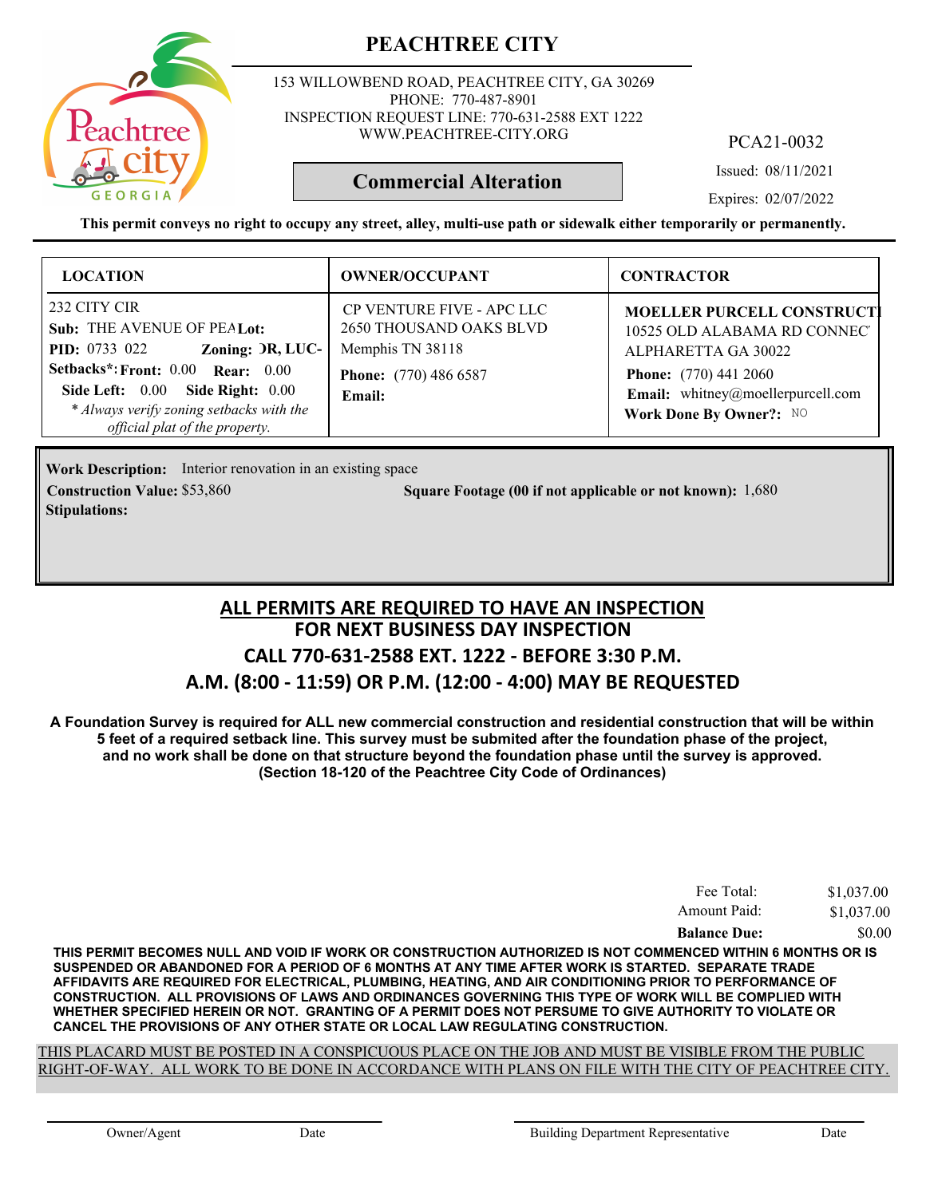# PEACHTREE CITY

153 WILLOWBEND ROAD, PEACHTREE CITY, GA 30269
PHONE: 770-487-8901
INSPECTION REQUEST LINE: 770-631-2588 EXT 1222
WWW.PEACHTREE-CITY.ORG

PCA21-0032

**Commercial Alteration**

Issued: 08/11/2021
Expires: 02/07/2022

**This permit conveys no right to occupy any street, alley, multi-use path or sidewalk either temporarily or permanently.**

| LOCATION | OWNER/OCCUPANT | CONTRACTOR |
|---|---|---|
| 232 CITY CIR<br>**Sub:** THE AVENUE OF PEA **Lot:**<br>**PID:** 0733 022 **Zoning:** DR, LUC-<br>**Setbacks*: Front:** 0.00 **Rear:** 0.00<br>**Side Left:** 0.00 **Side Right:** 0.00<br>*\* Always verify zoning setbacks with the official plat of the property.* | CP VENTURE FIVE - APC LLC<br>2650 THOUSAND OAKS BLVD<br>Memphis TN 38118<br>**Phone:** (770) 486 6587<br>**Email:** | **MOELLER PURCELL CONSTRUCTI**<br>10525 OLD ALABAMA RD CONNEC<br>ALPHARETTA GA 30022<br>**Phone:** (770) 441 2060<br>**Email:** whitney@moellerpurcell.com<br>**Work Done By Owner?:** NO |

**Work Description:** Interior renovation in an existing space
**Construction Value:** $53,860 **Square Footage (00 if not applicable or not known):** 1,680
**Stipulations:**

## ALL PERMITS ARE REQUIRED TO HAVE AN INSPECTION
## FOR NEXT BUSINESS DAY INSPECTION
## CALL 770-631-2588 EXT. 1222 - BEFORE 3:30 P.M.
## A.M. (8:00 - 11:59) OR P.M. (12:00 - 4:00) MAY BE REQUESTED

**A Foundation Survey is required for ALL new commercial construction and residential construction that will be within 5 feet of a required setback line. This survey must be submited after the foundation phase of the project, and no work shall be done on that structure beyond the foundation phase until the survey is approved. (Section 18-120 of the Peachtree City Code of Ordinances)**

| | |
|---|---|
| Fee Total: | $1,037.00 |
| Amount Paid: | $1,037.00 |
| **Balance Due:** | $0.00 |

**THIS PERMIT BECOMES NULL AND VOID IF WORK OR CONSTRUCTION AUTHORIZED IS NOT COMMENCED WITHIN 6 MONTHS OR IS SUSPENDED OR ABANDONED FOR A PERIOD OF 6 MONTHS AT ANY TIME AFTER WORK IS STARTED. SEPARATE TRADE AFFIDAVITS ARE REQUIRED FOR ELECTRICAL, PLUMBING, HEATING, AND AIR CONDITIONING PRIOR TO PERFORMANCE OF CONSTRUCTION. ALL PROVISIONS OF LAWS AND ORDINANCES GOVERNING THIS TYPE OF WORK WILL BE COMPLIED WITH WHETHER SPECIFIED HEREIN OR NOT. GRANTING OF A PERMIT DOES NOT PERSUME TO GIVE AUTHORITY TO VIOLATE OR CANCEL THE PROVISIONS OF ANY OTHER STATE OR LOCAL LAW REGULATING CONSTRUCTION.**

THIS PLACARD MUST BE POSTED IN A CONSPICUOUS PLACE ON THE JOB AND MUST BE VISIBLE FROM THE PUBLIC RIGHT-OF-WAY. ALL WORK TO BE DONE IN ACCORDANCE WITH PLANS ON FILE WITH THE CITY OF PEACHTREE CITY.

Owner/Agent Date Building Department Representative Date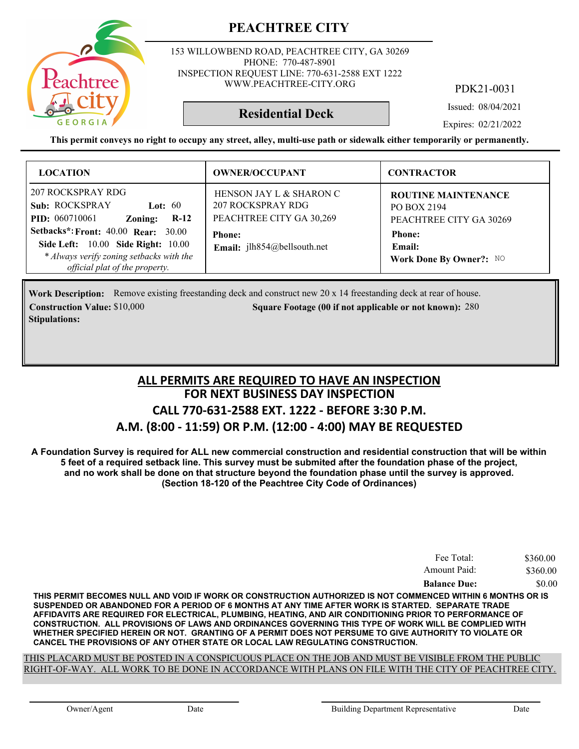# PEACHTREE CITY

153 WILLOWBEND ROAD, PEACHTREE CITY, GA 30269
PHONE: 770-487-8901
INSPECTION REQUEST LINE: 770-631-2588 EXT 1222
WWW.PEACHTREE-CITY.ORG

PDK21-0031

## Residential Deck

Issued: 08/04/2021
Expires: 02/21/2022

**This permit conveys no right to occupy any street, alley, multi-use path or sidewalk either temporarily or permanently.**

| LOCATION | OWNER/OCCUPANT | CONTRACTOR |
|---|---|---|
| 207 ROCKSPRAY RDG<br>**Sub:** ROCKSPRAY **Lot:** 60<br>**PID:** 060710061 **Zoning:** **R-12**<br>**Setbacks*:** **Front:** 40.00 **Rear:** 30.00<br>**Side Left:** 10.00 **Side Right:** 10.00<br>*\* Always verify zoning setbacks with the official plat of the property.* | HENSON JAY L & SHARON C<br>207 ROCKSPRAY RDG<br>PEACHTREE CITY GA 30,269<br>**Phone:**<br>**Email:** jlh854@bellsouth.net | **ROUTINE MAINTENANCE**<br>PO BOX 2194<br>PEACHTREE CITY GA 30269<br>**Phone:**<br>**Email:**<br>**Work Done By Owner?:** NO |

**Work Description:** Remove existing freestanding deck and construct new 20 x 14 freestanding deck at rear of house.

**Construction Value:** $10,000 **Square Footage (00 if not applicable or not known):** 280

**Stipulations:**

## ALL PERMITS ARE REQUIRED TO HAVE AN INSPECTION
## FOR NEXT BUSINESS DAY INSPECTION
## CALL 770-631-2588 EXT. 1222 - BEFORE 3:30 P.M.
## A.M. (8:00 - 11:59) OR P.M. (12:00 - 4:00) MAY BE REQUESTED

**A Foundation Survey is required for ALL new commercial construction and residential construction that will be within 5 feet of a required setback line. This survey must be submited after the foundation phase of the project, and no work shall be done on that structure beyond the foundation phase until the survey is approved. (Section 18-120 of the Peachtree City Code of Ordinances)**

| | |
|---|---|
| Fee Total: | $360.00 |
| Amount Paid: | $360.00 |
| **Balance Due:** | $0.00 |

**THIS PERMIT BECOMES NULL AND VOID IF WORK OR CONSTRUCTION AUTHORIZED IS NOT COMMENCED WITHIN 6 MONTHS OR IS SUSPENDED OR ABANDONED FOR A PERIOD OF 6 MONTHS AT ANY TIME AFTER WORK IS STARTED. SEPARATE TRADE AFFIDAVITS ARE REQUIRED FOR ELECTRICAL, PLUMBING, HEATING, AND AIR CONDITIONING PRIOR TO PERFORMANCE OF CONSTRUCTION. ALL PROVISIONS OF LAWS AND ORDINANCES GOVERNING THIS TYPE OF WORK WILL BE COMPLIED WITH WHETHER SPECIFIED HEREIN OR NOT. GRANTING OF A PERMIT DOES NOT PERSUME TO GIVE AUTHORITY TO VIOLATE OR CANCEL THE PROVISIONS OF ANY OTHER STATE OR LOCAL LAW REGULATING CONSTRUCTION.**

THIS PLACARD MUST BE POSTED IN A CONSPICUOUS PLACE ON THE JOB AND MUST BE VISIBLE FROM THE PUBLIC RIGHT-OF-WAY. ALL WORK TO BE DONE IN ACCORDANCE WITH PLANS ON FILE WITH THE CITY OF PEACHTREE CITY.

Owner/Agent Date Building Department Representative Date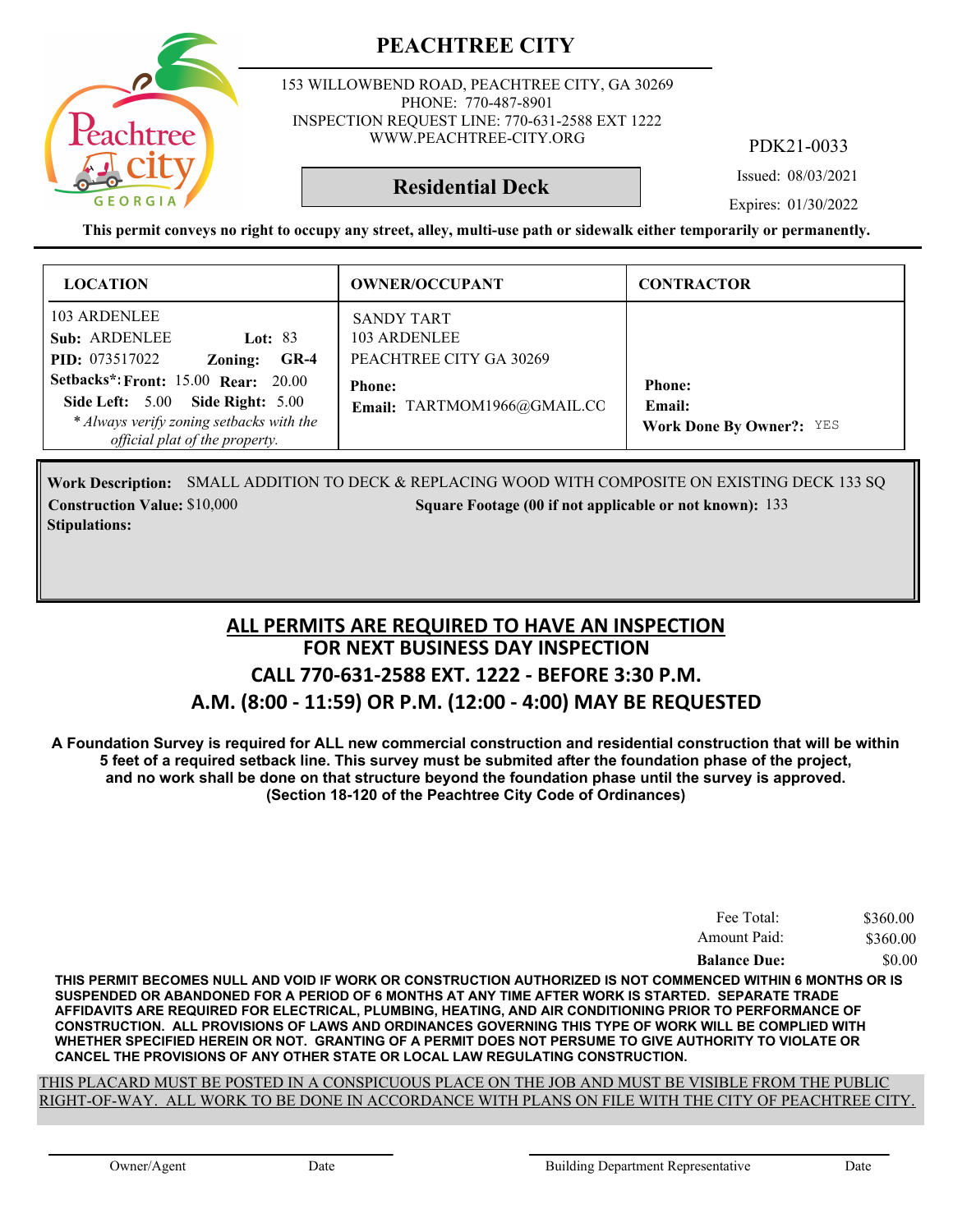# PEACHTREE CITY

153 WILLOWBEND ROAD, PEACHTREE CITY, GA 30269
PHONE: 770-487-8901
INSPECTION REQUEST LINE: 770-631-2588 EXT 1222
WWW.PEACHTREE-CITY.ORG

PDK21-0033

## Residential Deck

Issued: 08/03/2021

Expires: 01/30/2022

**This permit conveys no right to occupy any street, alley, multi-use path or sidewalk either temporarily or permanently.**

| LOCATION | OWNER/OCCUPANT | CONTRACTOR |
|---|---|---|
| 103 ARDENLEE<br>**Sub:** ARDENLEE **Lot:** 83<br>**PID:** 073517022 **Zoning:** **GR-4**<br>**Setbacks*:** **Front:** 15.00 **Rear:** 20.00<br>**Side Left:** 5.00 **Side Right:** 5.00<br>*\* Always verify zoning setbacks with the official plat of the property.* | SANDY TART<br>103 ARDENLEE<br>PEACHTREE CITY GA 30269<br>**Phone:**<br>**Email:** TARTMOM1966@GMAIL.CC | **Phone:**<br>**Email:**<br>**Work Done By Owner?:** YES |

**Work Description:** SMALL ADDITION TO DECK & REPLACING WOOD WITH COMPOSITE ON EXISTING DECK 133 SQ

**Construction Value:** $10,000 **Square Footage (00 if not applicable or not known):** 133

**Stipulations:**

## ALL PERMITS ARE REQUIRED TO HAVE AN INSPECTION
## FOR NEXT BUSINESS DAY INSPECTION
## CALL 770-631-2588 EXT. 1222 - BEFORE 3:30 P.M.
## A.M. (8:00 - 11:59) OR P.M. (12:00 - 4:00) MAY BE REQUESTED

**A Foundation Survey is required for ALL new commercial construction and residential construction that will be within 5 feet of a required setback line. This survey must be submited after the foundation phase of the project, and no work shall be done on that structure beyond the foundation phase until the survey is approved. (Section 18-120 of the Peachtree City Code of Ordinances)**

| | |
|---|---|
| Fee Total: | $360.00 |
| Amount Paid: | $360.00 |
| **Balance Due:** | $0.00 |

**THIS PERMIT BECOMES NULL AND VOID IF WORK OR CONSTRUCTION AUTHORIZED IS NOT COMMENCED WITHIN 6 MONTHS OR IS SUSPENDED OR ABANDONED FOR A PERIOD OF 6 MONTHS AT ANY TIME AFTER WORK IS STARTED. SEPARATE TRADE AFFIDAVITS ARE REQUIRED FOR ELECTRICAL, PLUMBING, HEATING, AND AIR CONDITIONING PRIOR TO PERFORMANCE OF CONSTRUCTION. ALL PROVISIONS OF LAWS AND ORDINANCES GOVERNING THIS TYPE OF WORK WILL BE COMPLIED WITH WHETHER SPECIFIED HEREIN OR NOT. GRANTING OF A PERMIT DOES NOT PERSUME TO GIVE AUTHORITY TO VIOLATE OR CANCEL THE PROVISIONS OF ANY OTHER STATE OR LOCAL LAW REGULATING CONSTRUCTION.**

THIS PLACARD MUST BE POSTED IN A CONSPICUOUS PLACE ON THE JOB AND MUST BE VISIBLE FROM THE PUBLIC RIGHT-OF-WAY. ALL WORK TO BE DONE IN ACCORDANCE WITH PLANS ON FILE WITH THE CITY OF PEACHTREE CITY.

Owner/Agent Date Building Department Representative Date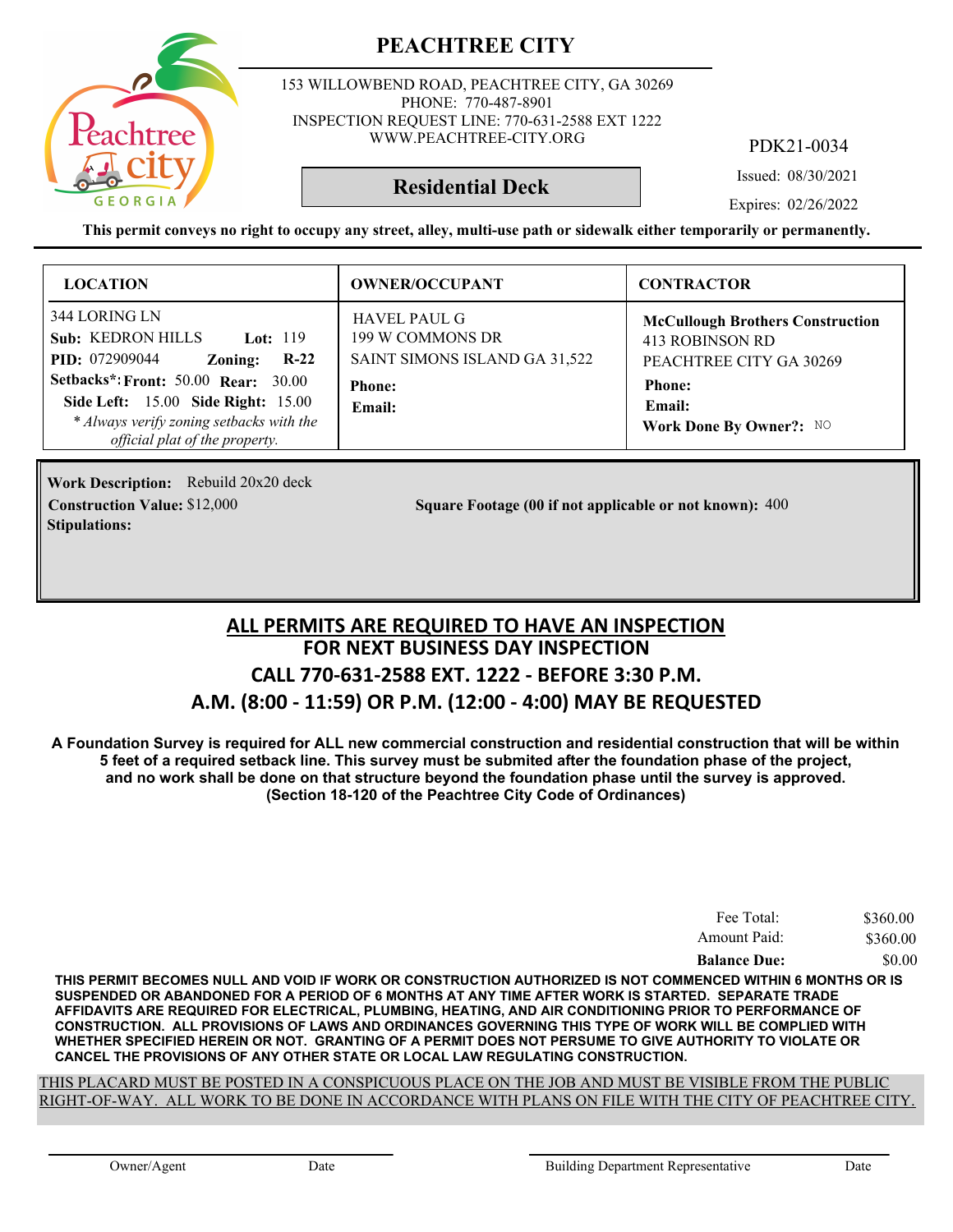# PEACHTREE CITY

153 WILLOWBEND ROAD, PEACHTREE CITY, GA 30269
PHONE: 770-487-8901
INSPECTION REQUEST LINE: 770-631-2588 EXT 1222
WWW.PEACHTREE-CITY.ORG

PDK21-0034

## Residential Deck

Issued: 08/30/2021

Expires: 02/26/2022

**This permit conveys no right to occupy any street, alley, multi-use path or sidewalk either temporarily or permanently.**

| LOCATION | OWNER/OCCUPANT | CONTRACTOR |
|---|---|---|
| 344 LORING LN<br>**Sub:** KEDRON HILLS **Lot:** 119<br>**PID:** 072909044 **Zoning:** **R-22**<br>**Setbacks*: Front:** 50.00 **Rear:** 30.00<br>**Side Left:** 15.00 **Side Right:** 15.00<br>*\* Always verify zoning setbacks with the official plat of the property.* | HAVEL PAUL G<br>199 W COMMONS DR<br>SAINT SIMONS ISLAND GA 31,522<br>**Phone:**<br>**Email:** | **McCullough Brothers Construction**<br>413 ROBINSON RD<br>PEACHTREE CITY GA 30269<br>**Phone:**<br>**Email:**<br>**Work Done By Owner?:** NO |

**Work Description:** Rebuild 20x20 deck

**Construction Value:** $12,000

**Square Footage (00 if not applicable or not known):** 400

**Stipulations:**

## ALL PERMITS ARE REQUIRED TO HAVE AN INSPECTION
## FOR NEXT BUSINESS DAY INSPECTION
## CALL 770-631-2588 EXT. 1222 - BEFORE 3:30 P.M.
## A.M. (8:00 - 11:59) OR P.M. (12:00 - 4:00) MAY BE REQUESTED

**A Foundation Survey is required for ALL new commercial construction and residential construction that will be within 5 feet of a required setback line. This survey must be submited after the foundation phase of the project, and no work shall be done on that structure beyond the foundation phase until the survey is approved. (Section 18-120 of the Peachtree City Code of Ordinances)**

| | |
|---|---|
| Fee Total: | $360.00 |
| Amount Paid: | $360.00 |
| **Balance Due:** | $0.00 |

**THIS PERMIT BECOMES NULL AND VOID IF WORK OR CONSTRUCTION AUTHORIZED IS NOT COMMENCED WITHIN 6 MONTHS OR IS SUSPENDED OR ABANDONED FOR A PERIOD OF 6 MONTHS AT ANY TIME AFTER WORK IS STARTED. SEPARATE TRADE AFFIDAVITS ARE REQUIRED FOR ELECTRICAL, PLUMBING, HEATING, AND AIR CONDITIONING PRIOR TO PERFORMANCE OF CONSTRUCTION. ALL PROVISIONS OF LAWS AND ORDINANCES GOVERNING THIS TYPE OF WORK WILL BE COMPLIED WITH WHETHER SPECIFIED HEREIN OR NOT. GRANTING OF A PERMIT DOES NOT PERSUME TO GIVE AUTHORITY TO VIOLATE OR CANCEL THE PROVISIONS OF ANY OTHER STATE OR LOCAL LAW REGULATING CONSTRUCTION.**

THIS PLACARD MUST BE POSTED IN A CONSPICUOUS PLACE ON THE JOB AND MUST BE VISIBLE FROM THE PUBLIC RIGHT-OF-WAY. ALL WORK TO BE DONE IN ACCORDANCE WITH PLANS ON FILE WITH THE CITY OF PEACHTREE CITY.

Owner/Agent Date Building Department Representative Date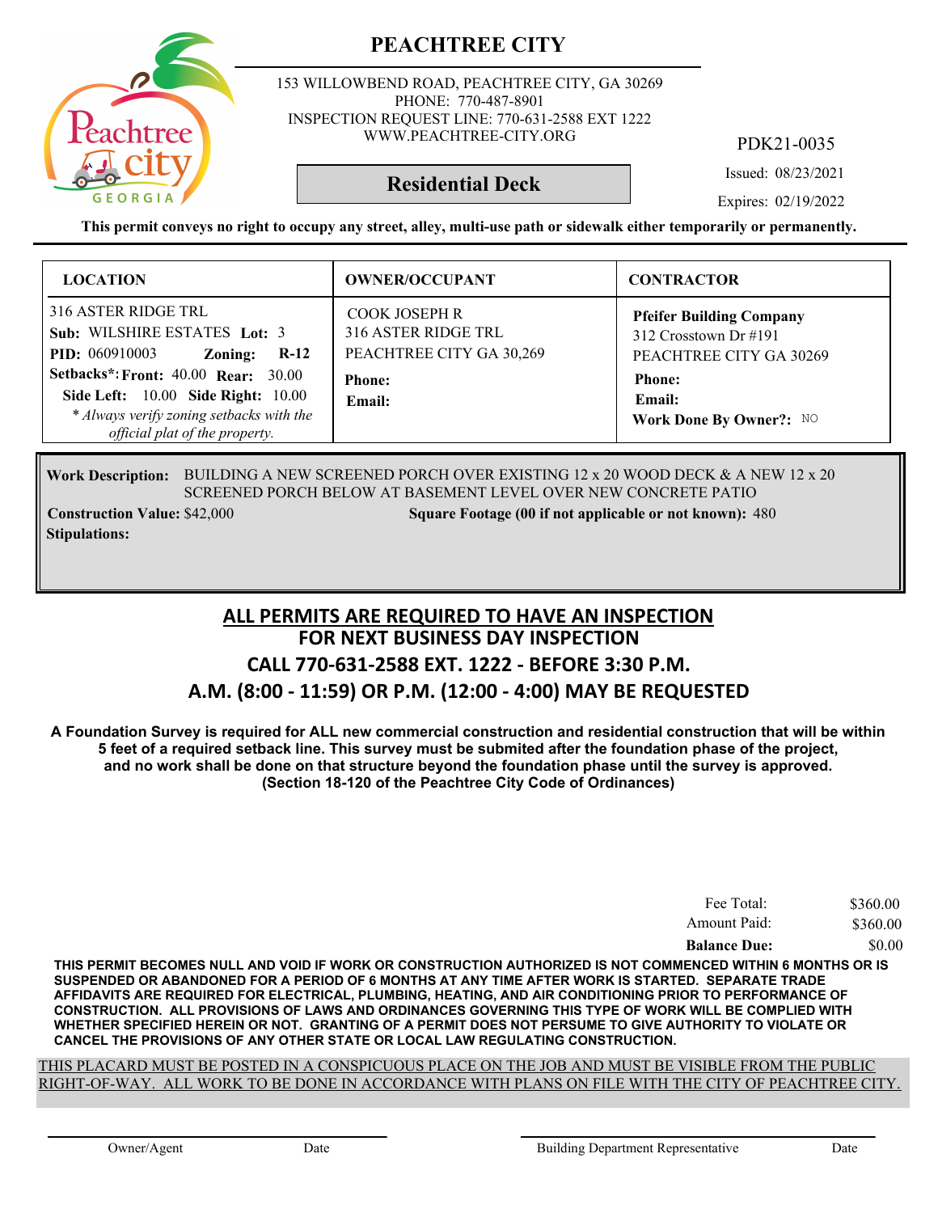# PEACHTREE CITY

153 WILLOWBEND ROAD, PEACHTREE CITY, GA 30269
PHONE: 770-487-8901
INSPECTION REQUEST LINE: 770-631-2588 EXT 1222
WWW.PEACHTREE-CITY.ORG

PDK21-0035

**Residential Deck**

Issued: 08/23/2021

Expires: 02/19/2022

**This permit conveys no right to occupy any street, alley, multi-use path or sidewalk either temporarily or permanently.**

| LOCATION | OWNER/OCCUPANT | CONTRACTOR |
|---|---|---|
| 316 ASTER RIDGE TRL<br>**Sub:** WILSHIRE ESTATES **Lot:** 3<br>**PID:** 060910003 **Zoning:** **R-12**<br>**Setbacks*: Front:** 40.00 **Rear:** 30.00<br>**Side Left:** 10.00 **Side Right:** 10.00<br>*\* Always verify zoning setbacks with the official plat of the property.* | COOK JOSEPH R<br>316 ASTER RIDGE TRL<br>PEACHTREE CITY GA 30,269<br>**Phone:**<br>**Email:** | **Pfeifer Building Company**<br>312 Crosstown Dr #191<br>PEACHTREE CITY GA 30269<br>**Phone:**<br>**Email:**<br>**Work Done By Owner?:** NO |

**Work Description:** BUILDING A NEW SCREENED PORCH OVER EXISTING 12 x 20 WOOD DECK & A NEW 12 x 20 SCREENED PORCH BELOW AT BASEMENT LEVEL OVER NEW CONCRETE PATIO

**Construction Value:** $42,000

**Square Footage (00 if not applicable or not known):** 480

**Stipulations:**

## ALL PERMITS ARE REQUIRED TO HAVE AN INSPECTION
## FOR NEXT BUSINESS DAY INSPECTION
## CALL 770-631-2588 EXT. 1222 - BEFORE 3:30 P.M.
## A.M. (8:00 - 11:59) OR P.M. (12:00 - 4:00) MAY BE REQUESTED

**A Foundation Survey is required for ALL new commercial construction and residential construction that will be within 5 feet of a required setback line. This survey must be submited after the foundation phase of the project, and no work shall be done on that structure beyond the foundation phase until the survey is approved. (Section 18-120 of the Peachtree City Code of Ordinances)**

| | |
|---|---|
| Fee Total: | $360.00 |
| Amount Paid: | $360.00 |
| **Balance Due:** | $0.00 |

**THIS PERMIT BECOMES NULL AND VOID IF WORK OR CONSTRUCTION AUTHORIZED IS NOT COMMENCED WITHIN 6 MONTHS OR IS SUSPENDED OR ABANDONED FOR A PERIOD OF 6 MONTHS AT ANY TIME AFTER WORK IS STARTED. SEPARATE TRADE AFFIDAVITS ARE REQUIRED FOR ELECTRICAL, PLUMBING, HEATING, AND AIR CONDITIONING PRIOR TO PERFORMANCE OF CONSTRUCTION. ALL PROVISIONS OF LAWS AND ORDINANCES GOVERNING THIS TYPE OF WORK WILL BE COMPLIED WITH WHETHER SPECIFIED HEREIN OR NOT. GRANTING OF A PERMIT DOES NOT PERSUME TO GIVE AUTHORITY TO VIOLATE OR CANCEL THE PROVISIONS OF ANY OTHER STATE OR LOCAL LAW REGULATING CONSTRUCTION.**

THIS PLACARD MUST BE POSTED IN A CONSPICUOUS PLACE ON THE JOB AND MUST BE VISIBLE FROM THE PUBLIC RIGHT-OF-WAY. ALL WORK TO BE DONE IN ACCORDANCE WITH PLANS ON FILE WITH THE CITY OF PEACHTREE CITY.

Owner/Agent &nbsp;&nbsp;&nbsp; Date &nbsp;&nbsp;&nbsp; Building Department Representative &nbsp;&nbsp;&nbsp; Date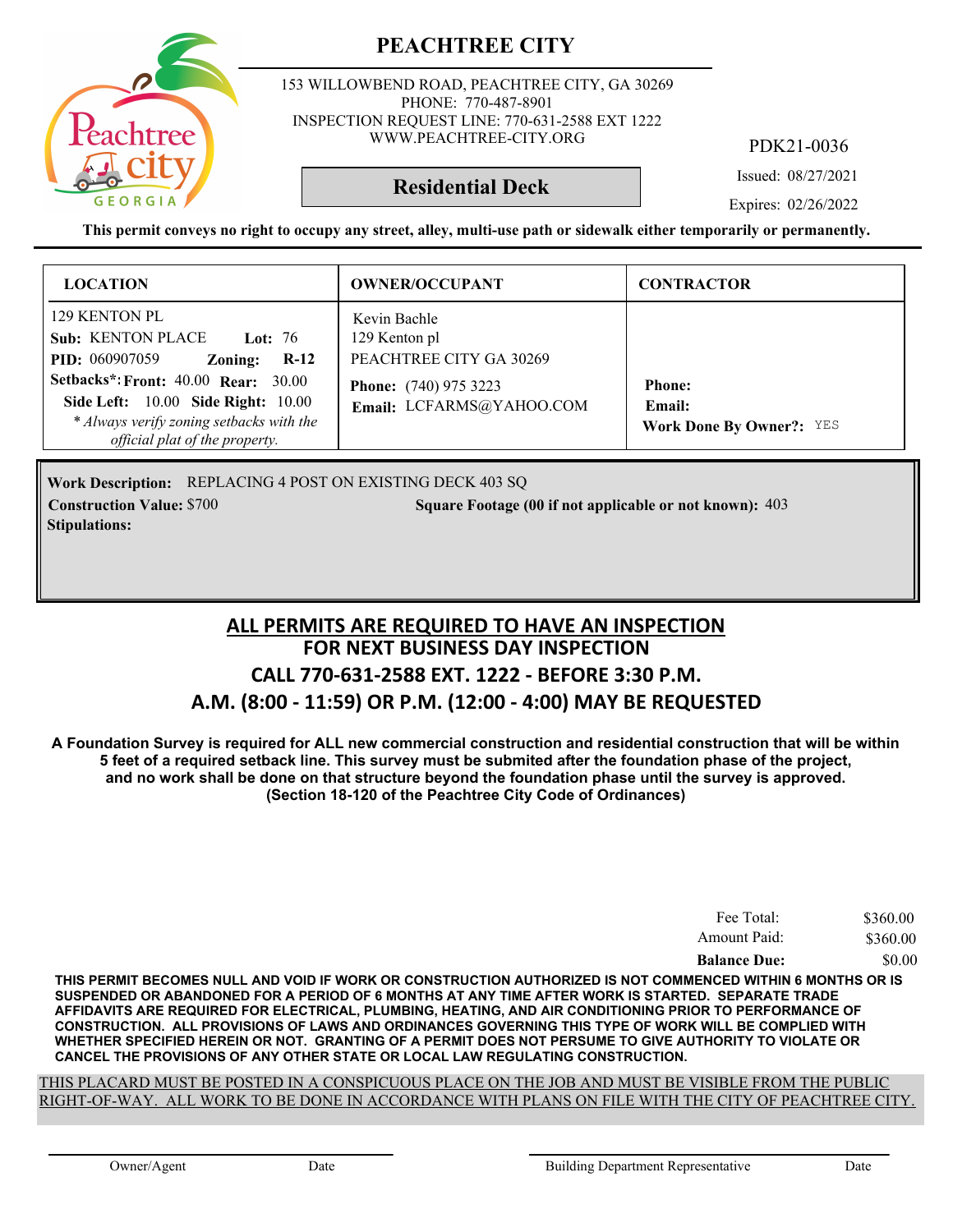# PEACHTREE CITY

153 WILLOWBEND ROAD, PEACHTREE CITY, GA 30269
PHONE: 770-487-8901
INSPECTION REQUEST LINE: 770-631-2588 EXT 1222
WWW.PEACHTREE-CITY.ORG

PDK21-0036

## Residential Deck

Issued: 08/27/2021

Expires: 02/26/2022

**This permit conveys no right to occupy any street, alley, multi-use path or sidewalk either temporarily or permanently.**

| LOCATION | OWNER/OCCUPANT | CONTRACTOR |
|---|---|---|
| 129 KENTON PL<br>**Sub:** KENTON PLACE **Lot:** 76<br>**PID:** 060907059 **Zoning:** **R-12**<br>**Setbacks\*: Front:** 40.00 **Rear:** 30.00<br>**Side Left:** 10.00 **Side Right:** 10.00<br>*\* Always verify zoning setbacks with the official plat of the property.* | Kevin Bachle<br>129 Kenton pl<br>PEACHTREE CITY GA 30269<br>**Phone:** (740) 975 3223<br>**Email:** LCFARMS@YAHOO.COM | **Phone:**<br>**Email:**<br>**Work Done By Owner?:** YES |

**Work Description:** REPLACING 4 POST ON EXISTING DECK 403 SQ

**Construction Value:** $700

**Square Footage (00 if not applicable or not known):** 403

**Stipulations:**

## ALL PERMITS ARE REQUIRED TO HAVE AN INSPECTION
## FOR NEXT BUSINESS DAY INSPECTION
## CALL 770-631-2588 EXT. 1222 - BEFORE 3:30 P.M.
## A.M. (8:00 - 11:59) OR P.M. (12:00 - 4:00) MAY BE REQUESTED

**A Foundation Survey is required for ALL new commercial construction and residential construction that will be within 5 feet of a required setback line. This survey must be submited after the foundation phase of the project, and no work shall be done on that structure beyond the foundation phase until the survey is approved. (Section 18-120 of the Peachtree City Code of Ordinances)**

| | |
|---|---|
| Fee Total: | $360.00 |
| Amount Paid: | $360.00 |
| **Balance Due:** | $0.00 |

**THIS PERMIT BECOMES NULL AND VOID IF WORK OR CONSTRUCTION AUTHORIZED IS NOT COMMENCED WITHIN 6 MONTHS OR IS SUSPENDED OR ABANDONED FOR A PERIOD OF 6 MONTHS AT ANY TIME AFTER WORK IS STARTED. SEPARATE TRADE AFFIDAVITS ARE REQUIRED FOR ELECTRICAL, PLUMBING, HEATING, AND AIR CONDITIONING PRIOR TO PERFORMANCE OF CONSTRUCTION. ALL PROVISIONS OF LAWS AND ORDINANCES GOVERNING THIS TYPE OF WORK WILL BE COMPLIED WITH WHETHER SPECIFIED HEREIN OR NOT. GRANTING OF A PERMIT DOES NOT PERSUME TO GIVE AUTHORITY TO VIOLATE OR CANCEL THE PROVISIONS OF ANY OTHER STATE OR LOCAL LAW REGULATING CONSTRUCTION.**

THIS PLACARD MUST BE POSTED IN A CONSPICUOUS PLACE ON THE JOB AND MUST BE VISIBLE FROM THE PUBLIC RIGHT-OF-WAY. ALL WORK TO BE DONE IN ACCORDANCE WITH PLANS ON FILE WITH THE CITY OF PEACHTREE CITY.

Owner/Agent &nbsp;&nbsp;&nbsp; Date &nbsp;&nbsp;&nbsp; Building Department Representative &nbsp;&nbsp;&nbsp; Date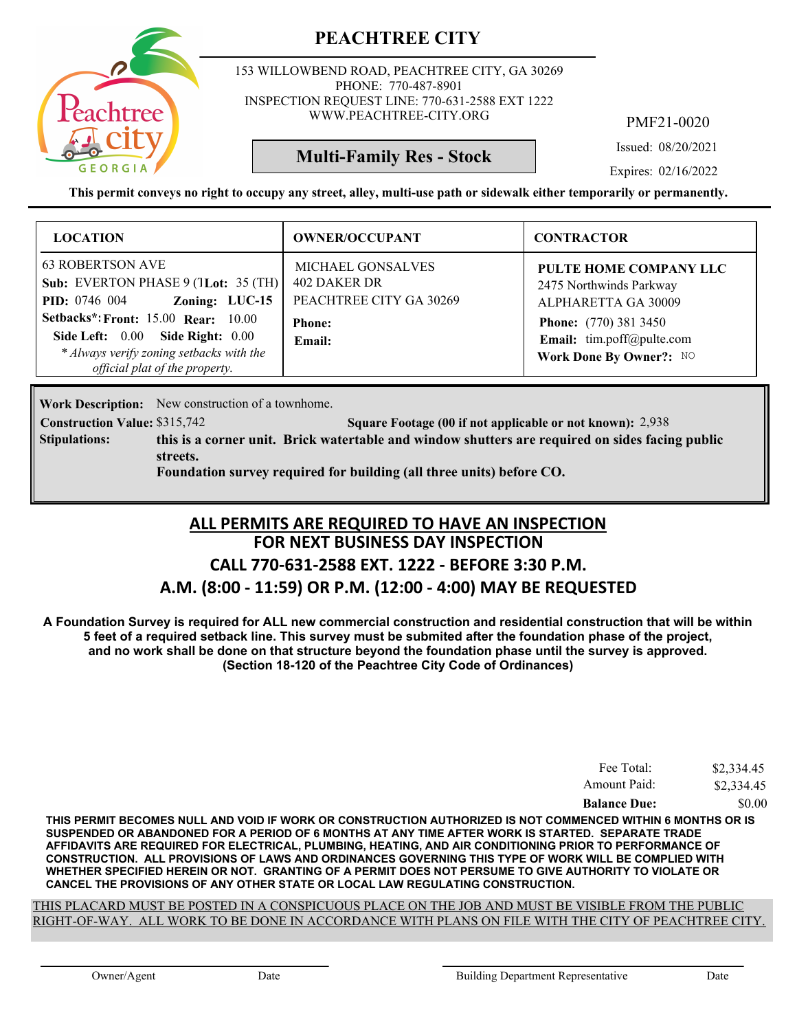# PEACHTREE CITY

153 WILLOWBEND ROAD, PEACHTREE CITY, GA 30269
PHONE: 770-487-8901
INSPECTION REQUEST LINE: 770-631-2588 EXT 1222
WWW.PEACHTREE-CITY.ORG

PMF21-0020

**Multi-Family Res - Stock**

Issued: 08/20/2021

Expires: 02/16/2022

**This permit conveys no right to occupy any street, alley, multi-use path or sidewalk either temporarily or permanently.**

| LOCATION | OWNER/OCCUPANT | CONTRACTOR |
|---|---|---|
| 63 ROBERTSON AVE<br>**Sub:** EVERTON PHASE 9 (T **Lot:** 35 (TH)<br>**PID:** 0746 004 **Zoning:** **LUC-15**<br>**Setbacks*:** **Front:** 15.00 **Rear:** 10.00<br>**Side Left:** 0.00 **Side Right:** 0.00<br>*\* Always verify zoning setbacks with the official plat of the property.* | MICHAEL GONSALVES<br>402 DAKER DR<br>PEACHTREE CITY GA 30269<br>**Phone:**<br>**Email:** | **PULTE HOME COMPANY LLC**<br>2475 Northwinds Parkway<br>ALPHARETTA GA 30009<br>**Phone:** (770) 381 3450<br>**Email:** tim.poff@pulte.com<br>**Work Done By Owner?:** NO |

**Work Description:** New construction of a townhome.

**Construction Value:** $315,742 **Square Footage (00 if not applicable or not known):** 2,938

**Stipulations:** **this is a corner unit. Brick watertable and window shutters are required on sides facing public streets.**
**Foundation survey required for building (all three units) before CO.**

## ALL PERMITS ARE REQUIRED TO HAVE AN INSPECTION
## FOR NEXT BUSINESS DAY INSPECTION
## CALL 770-631-2588 EXT. 1222 - BEFORE 3:30 P.M.
## A.M. (8:00 - 11:59) OR P.M. (12:00 - 4:00) MAY BE REQUESTED

**A Foundation Survey is required for ALL new commercial construction and residential construction that will be within 5 feet of a required setback line. This survey must be submited after the foundation phase of the project, and no work shall be done on that structure beyond the foundation phase until the survey is approved. (Section 18-120 of the Peachtree City Code of Ordinances)**

| | |
|---|---|
| Fee Total: | $2,334.45 |
| Amount Paid: | $2,334.45 |
| **Balance Due:** | $0.00 |

**THIS PERMIT BECOMES NULL AND VOID IF WORK OR CONSTRUCTION AUTHORIZED IS NOT COMMENCED WITHIN 6 MONTHS OR IS SUSPENDED OR ABANDONED FOR A PERIOD OF 6 MONTHS AT ANY TIME AFTER WORK IS STARTED. SEPARATE TRADE AFFIDAVITS ARE REQUIRED FOR ELECTRICAL, PLUMBING, HEATING, AND AIR CONDITIONING PRIOR TO PERFORMANCE OF CONSTRUCTION. ALL PROVISIONS OF LAWS AND ORDINANCES GOVERNING THIS TYPE OF WORK WILL BE COMPLIED WITH WHETHER SPECIFIED HEREIN OR NOT. GRANTING OF A PERMIT DOES NOT PERSUME TO GIVE AUTHORITY TO VIOLATE OR CANCEL THE PROVISIONS OF ANY OTHER STATE OR LOCAL LAW REGULATING CONSTRUCTION.**

THIS PLACARD MUST BE POSTED IN A CONSPICUOUS PLACE ON THE JOB AND MUST BE VISIBLE FROM THE PUBLIC RIGHT-OF-WAY. ALL WORK TO BE DONE IN ACCORDANCE WITH PLANS ON FILE WITH THE CITY OF PEACHTREE CITY.

Owner/Agent　　Date　　Building Department Representative　　Date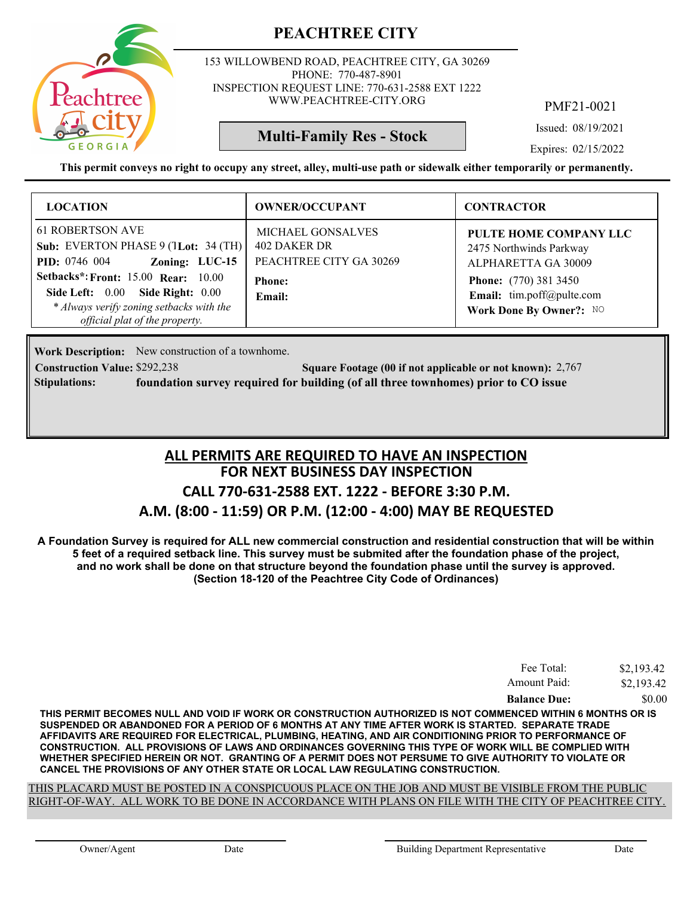# PEACHTREE CITY

153 WILLOWBEND ROAD, PEACHTREE CITY, GA 30269
PHONE: 770-487-8901
INSPECTION REQUEST LINE: 770-631-2588 EXT 1222
WWW.PEACHTREE-CITY.ORG

PMF21-0021

**Multi-Family Res - Stock**

Issued: 08/19/2021

Expires: 02/15/2022

**This permit conveys no right to occupy any street, alley, multi-use path or sidewalk either temporarily or permanently.**

| LOCATION | OWNER/OCCUPANT | CONTRACTOR |
|---|---|---|
| 61 ROBERTSON AVE<br>**Sub:** EVERTON PHASE 9 (T **Lot:** 34 (TH)<br>**PID:** 0746 004 **Zoning: LUC-15**<br>**Setbacks*: Front:** 15.00 **Rear:** 10.00<br>**Side Left:** 0.00 **Side Right:** 0.00<br>*\* Always verify zoning setbacks with the official plat of the property.* | MICHAEL GONSALVES<br>402 DAKER DR<br>PEACHTREE CITY GA 30269<br>**Phone:**<br>**Email:** | **PULTE HOME COMPANY LLC**<br>2475 Northwinds Parkway<br>ALPHARETTA GA 30009<br>**Phone:** (770) 381 3450<br>**Email:** tim.poff@pulte.com<br>**Work Done By Owner?:** NO |

**Work Description:** New construction of a townhome.

**Construction Value:** $292,238 **Square Footage (00 if not applicable or not known):** 2,767

**Stipulations:** **foundation survey required for building (of all three townhomes) prior to CO issue**

## ALL PERMITS ARE REQUIRED TO HAVE AN INSPECTION
## FOR NEXT BUSINESS DAY INSPECTION
## CALL 770-631-2588 EXT. 1222 - BEFORE 3:30 P.M.
## A.M. (8:00 - 11:59) OR P.M. (12:00 - 4:00) MAY BE REQUESTED

**A Foundation Survey is required for ALL new commercial construction and residential construction that will be within 5 feet of a required setback line. This survey must be submited after the foundation phase of the project, and no work shall be done on that structure beyond the foundation phase until the survey is approved. (Section 18-120 of the Peachtree City Code of Ordinances)**

| | |
|---|---|
| Fee Total: | $2,193.42 |
| Amount Paid: | $2,193.42 |
| **Balance Due:** | $0.00 |

**THIS PERMIT BECOMES NULL AND VOID IF WORK OR CONSTRUCTION AUTHORIZED IS NOT COMMENCED WITHIN 6 MONTHS OR IS SUSPENDED OR ABANDONED FOR A PERIOD OF 6 MONTHS AT ANY TIME AFTER WORK IS STARTED. SEPARATE TRADE AFFIDAVITS ARE REQUIRED FOR ELECTRICAL, PLUMBING, HEATING, AND AIR CONDITIONING PRIOR TO PERFORMANCE OF CONSTRUCTION. ALL PROVISIONS OF LAWS AND ORDINANCES GOVERNING THIS TYPE OF WORK WILL BE COMPLIED WITH WHETHER SPECIFIED HEREIN OR NOT. GRANTING OF A PERMIT DOES NOT PERSUME TO GIVE AUTHORITY TO VIOLATE OR CANCEL THE PROVISIONS OF ANY OTHER STATE OR LOCAL LAW REGULATING CONSTRUCTION.**

THIS PLACARD MUST BE POSTED IN A CONSPICUOUS PLACE ON THE JOB AND MUST BE VISIBLE FROM THE PUBLIC RIGHT-OF-WAY. ALL WORK TO BE DONE IN ACCORDANCE WITH PLANS ON FILE WITH THE CITY OF PEACHTREE CITY.

Owner/Agent Date Building Department Representative Date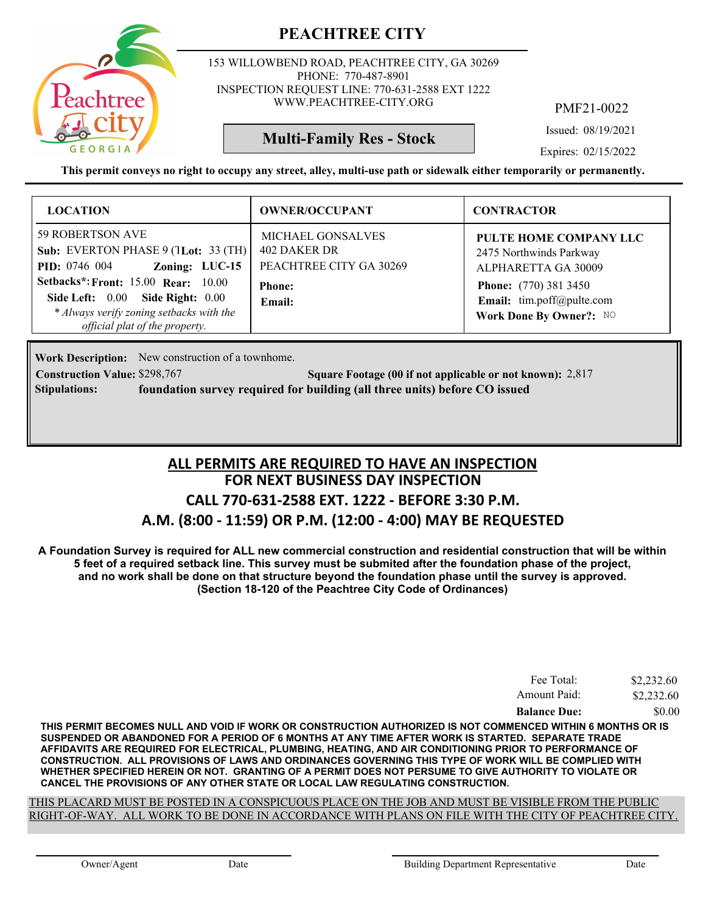# PEACHTREE CITY

153 WILLOWBEND ROAD, PEACHTREE CITY, GA 30269
PHONE: 770-487-8901
INSPECTION REQUEST LINE: 770-631-2588 EXT 1222
WWW.PEACHTREE-CITY.ORG

PMF21-0022

**Multi-Family Res - Stock**

Issued: 08/19/2021

Expires: 02/15/2022

**This permit conveys no right to occupy any street, alley, multi-use path or sidewalk either temporarily or permanently.**

| LOCATION | OWNER/OCCUPANT | CONTRACTOR |
|---|---|---|
| 59 ROBERTSON AVE<br>**Sub:** EVERTON PHASE 9 (T **Lot:** 33 (TH)<br>**PID:** 0746 004 **Zoning:** LUC-15<br>**Setbacks*: Front:** 15.00 **Rear:** 10.00<br>**Side Left:** 0.00 **Side Right:** 0.00<br>*\* Always verify zoning setbacks with the official plat of the property.* | MICHAEL GONSALVES<br>402 DAKER DR<br>PEACHTREE CITY GA 30269<br>**Phone:**<br>**Email:** | **PULTE HOME COMPANY LLC**<br>2475 Northwinds Parkway<br>ALPHARETTA GA 30009<br>**Phone:** (770) 381 3450<br>**Email:** tim.poff@pulte.com<br>**Work Done By Owner?:** NO |

**Work Description:** New construction of a townhome.

**Construction Value:** $298,767 **Square Footage (00 if not applicable or not known):** 2,817

**Stipulations:** **foundation survey required for building (all three units) before CO issued**

## ALL PERMITS ARE REQUIRED TO HAVE AN INSPECTION
## FOR NEXT BUSINESS DAY INSPECTION
## CALL 770-631-2588 EXT. 1222 - BEFORE 3:30 P.M.
## A.M. (8:00 - 11:59) OR P.M. (12:00 - 4:00) MAY BE REQUESTED

**A Foundation Survey is required for ALL new commercial construction and residential construction that will be within 5 feet of a required setback line. This survey must be submited after the foundation phase of the project, and no work shall be done on that structure beyond the foundation phase until the survey is approved. (Section 18-120 of the Peachtree City Code of Ordinances)**

| | |
|---|---|
| Fee Total: | $2,232.60 |
| Amount Paid: | $2,232.60 |
| **Balance Due:** | $0.00 |

**THIS PERMIT BECOMES NULL AND VOID IF WORK OR CONSTRUCTION AUTHORIZED IS NOT COMMENCED WITHIN 6 MONTHS OR IS SUSPENDED OR ABANDONED FOR A PERIOD OF 6 MONTHS AT ANY TIME AFTER WORK IS STARTED. SEPARATE TRADE AFFIDAVITS ARE REQUIRED FOR ELECTRICAL, PLUMBING, HEATING, AND AIR CONDITIONING PRIOR TO PERFORMANCE OF CONSTRUCTION. ALL PROVISIONS OF LAWS AND ORDINANCES GOVERNING THIS TYPE OF WORK WILL BE COMPLIED WITH WHETHER SPECIFIED HEREIN OR NOT. GRANTING OF A PERMIT DOES NOT PERSUME TO GIVE AUTHORITY TO VIOLATE OR CANCEL THE PROVISIONS OF ANY OTHER STATE OR LOCAL LAW REGULATING CONSTRUCTION.**

THIS PLACARD MUST BE POSTED IN A CONSPICUOUS PLACE ON THE JOB AND MUST BE VISIBLE FROM THE PUBLIC RIGHT-OF-WAY. ALL WORK TO BE DONE IN ACCORDANCE WITH PLANS ON FILE WITH THE CITY OF PEACHTREE CITY.

Owner/Agent Date Building Department Representative Date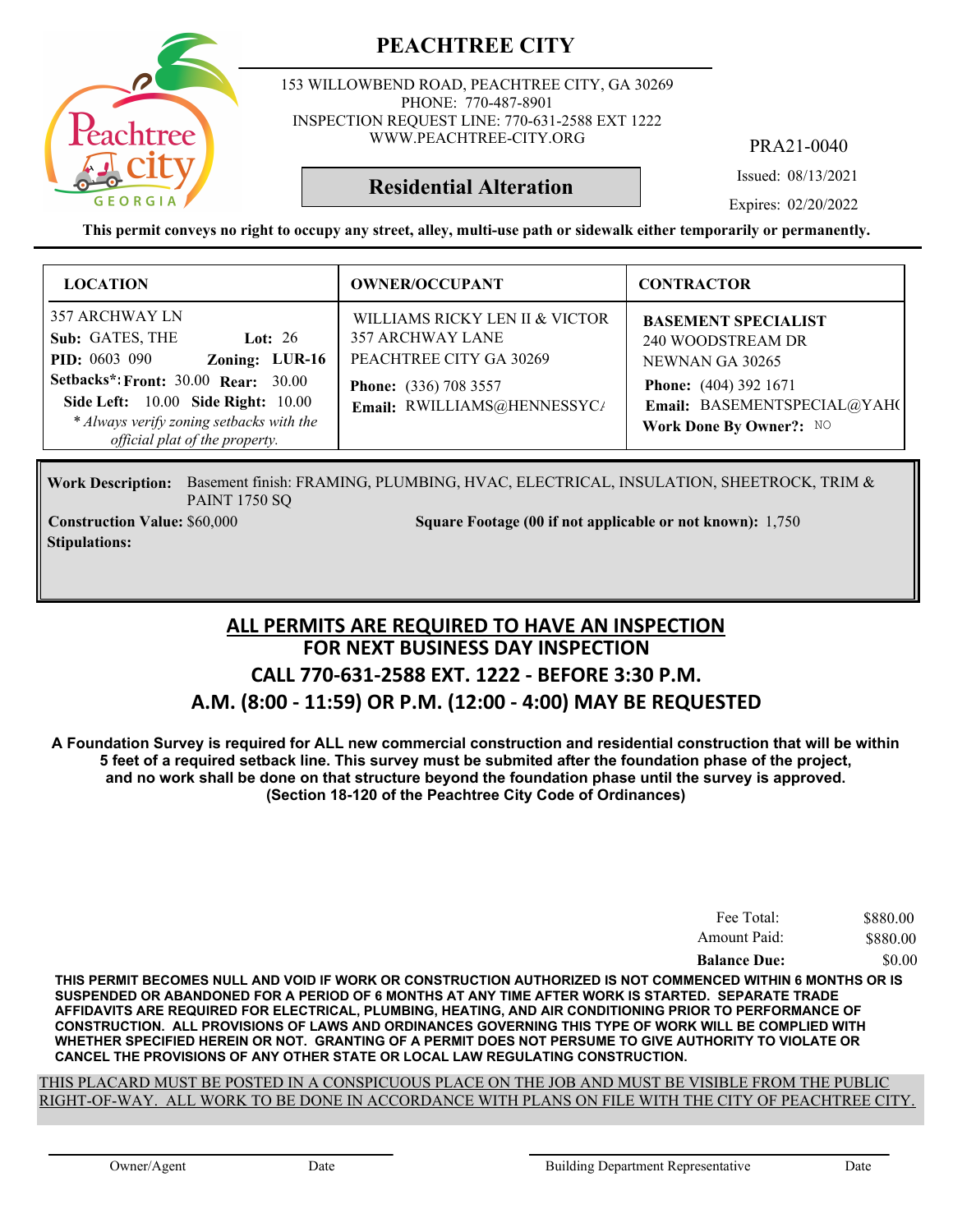# PEACHTREE CITY

153 WILLOWBEND ROAD, PEACHTREE CITY, GA 30269
PHONE: 770-487-8901
INSPECTION REQUEST LINE: 770-631-2588 EXT 1222
WWW.PEACHTREE-CITY.ORG

PRA21-0040

**Residential Alteration**

Issued: 08/13/2021

Expires: 02/20/2022

**This permit conveys no right to occupy any street, alley, multi-use path or sidewalk either temporarily or permanently.**

| LOCATION | OWNER/OCCUPANT | CONTRACTOR |
|---|---|---|
| 357 ARCHWAY LN<br>**Sub:** GATES, THE **Lot:** 26<br>**PID:** 0603 090 **Zoning:** LUR-16<br>**Setbacks*:** **Front:** 30.00 **Rear:** 30.00<br>**Side Left:** 10.00 **Side Right:** 10.00<br>*\* Always verify zoning setbacks with the official plat of the property.* | WILLIAMS RICKY LEN II & VICTOR<br>357 ARCHWAY LANE<br>PEACHTREE CITY GA 30269<br>**Phone:** (336) 708 3557<br>**Email:** RWILLIAMS@HENNESSYC/ | **BASEMENT SPECIALIST**<br>240 WOODSTREAM DR<br>NEWNAN GA 30265<br>**Phone:** (404) 392 1671<br>**Email:** BASEMENTSPECIAL@YAH(<br>**Work Done By Owner?:** NO |

**Work Description:** Basement finish: FRAMING, PLUMBING, HVAC, ELECTRICAL, INSULATION, SHEETROCK, TRIM & PAINT 1750 SQ

**Construction Value:** $60,000

**Square Footage (00 if not applicable or not known):** 1,750

**Stipulations:**

## ALL PERMITS ARE REQUIRED TO HAVE AN INSPECTION
## FOR NEXT BUSINESS DAY INSPECTION
## CALL 770-631-2588 EXT. 1222 - BEFORE 3:30 P.M.
## A.M. (8:00 - 11:59) OR P.M. (12:00 - 4:00) MAY BE REQUESTED

**A Foundation Survey is required for ALL new commercial construction and residential construction that will be within 5 feet of a required setback line. This survey must be submited after the foundation phase of the project, and no work shall be done on that structure beyond the foundation phase until the survey is approved. (Section 18-120 of the Peachtree City Code of Ordinances)**

| | |
|---|---|
| Fee Total: | $880.00 |
| Amount Paid: | $880.00 |
| **Balance Due:** | $0.00 |

**THIS PERMIT BECOMES NULL AND VOID IF WORK OR CONSTRUCTION AUTHORIZED IS NOT COMMENCED WITHIN 6 MONTHS OR IS SUSPENDED OR ABANDONED FOR A PERIOD OF 6 MONTHS AT ANY TIME AFTER WORK IS STARTED. SEPARATE TRADE AFFIDAVITS ARE REQUIRED FOR ELECTRICAL, PLUMBING, HEATING, AND AIR CONDITIONING PRIOR TO PERFORMANCE OF CONSTRUCTION. ALL PROVISIONS OF LAWS AND ORDINANCES GOVERNING THIS TYPE OF WORK WILL BE COMPLIED WITH WHETHER SPECIFIED HEREIN OR NOT. GRANTING OF A PERMIT DOES NOT PERSUME TO GIVE AUTHORITY TO VIOLATE OR CANCEL THE PROVISIONS OF ANY OTHER STATE OR LOCAL LAW REGULATING CONSTRUCTION.**

THIS PLACARD MUST BE POSTED IN A CONSPICUOUS PLACE ON THE JOB AND MUST BE VISIBLE FROM THE PUBLIC RIGHT-OF-WAY. ALL WORK TO BE DONE IN ACCORDANCE WITH PLANS ON FILE WITH THE CITY OF PEACHTREE CITY.

Owner/Agent Date Building Department Representative Date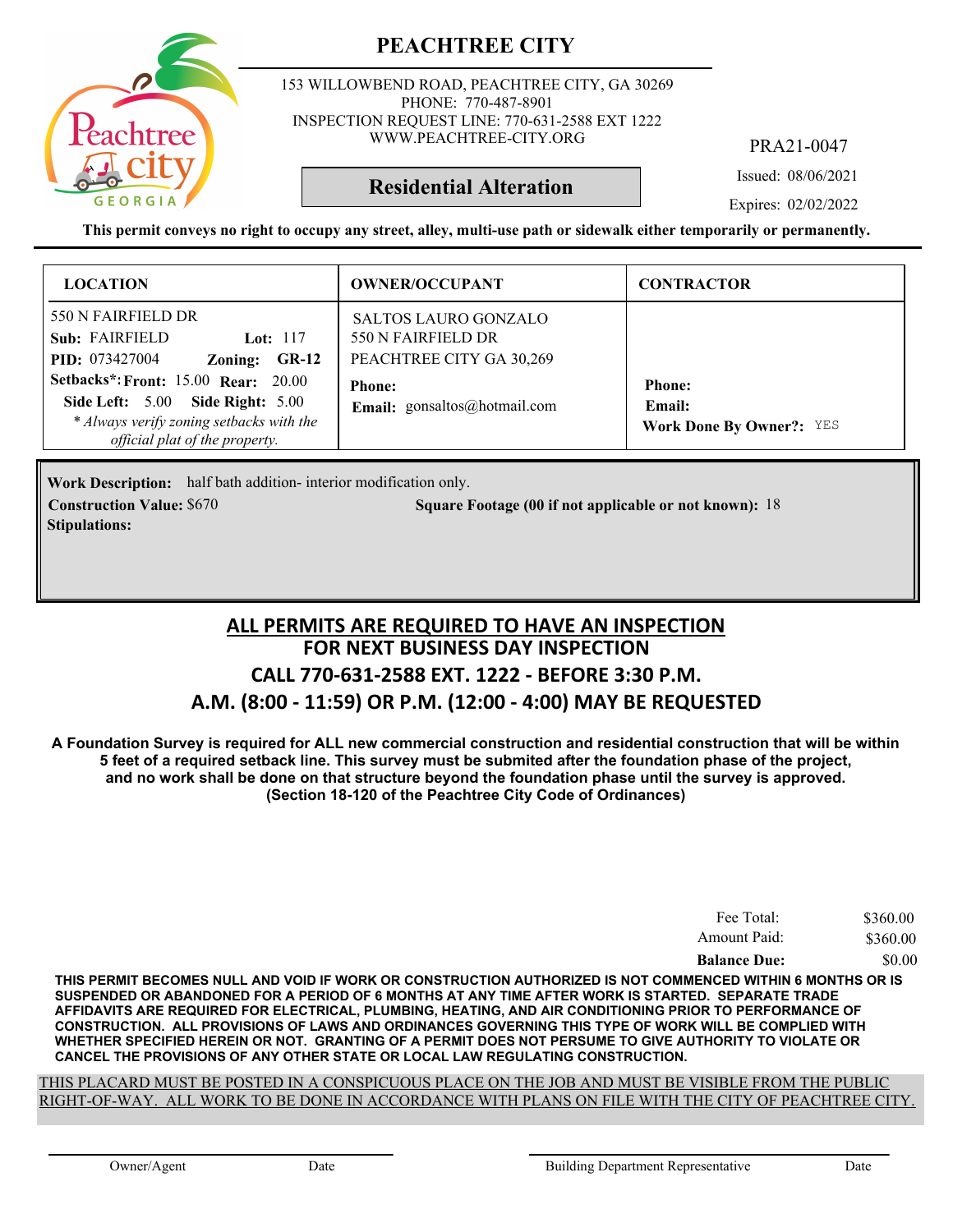# PEACHTREE CITY

153 WILLOWBEND ROAD, PEACHTREE CITY, GA 30269
PHONE: 770-487-8901
INSPECTION REQUEST LINE: 770-631-2588 EXT 1222
WWW.PEACHTREE-CITY.ORG

PRA21-0047

**Residential Alteration**

Issued: 08/06/2021

Expires: 02/02/2022

**This permit conveys no right to occupy any street, alley, multi-use path or sidewalk either temporarily or permanently.**

| LOCATION | OWNER/OCCUPANT | CONTRACTOR |
|---|---|---|
| 550 N FAIRFIELD DR<br>**Sub:** FAIRFIELD **Lot:** 117<br>**PID:** 073427004 **Zoning:** **GR-12**<br>**Setbacks*:** **Front:** 15.00 **Rear:** 20.00<br>**Side Left:** 5.00 **Side Right:** 5.00<br>*\* Always verify zoning setbacks with the official plat of the property.* | SALTOS LAURO GONZALO<br>550 N FAIRFIELD DR<br>PEACHTREE CITY GA 30,269<br>**Phone:**<br>**Email:** gonsaltos@hotmail.com | **Phone:**<br>**Email:**<br>**Work Done By Owner?:** YES |

**Work Description:** half bath addition- interior modification only.

**Construction Value:** $670 **Square Footage (00 if not applicable or not known):** 18

**Stipulations:**

## ALL PERMITS ARE REQUIRED TO HAVE AN INSPECTION
## FOR NEXT BUSINESS DAY INSPECTION
## CALL 770-631-2588 EXT. 1222 - BEFORE 3:30 P.M.
## A.M. (8:00 - 11:59) OR P.M. (12:00 - 4:00) MAY BE REQUESTED

**A Foundation Survey is required for ALL new commercial construction and residential construction that will be within 5 feet of a required setback line. This survey must be submited after the foundation phase of the project, and no work shall be done on that structure beyond the foundation phase until the survey is approved. (Section 18-120 of the Peachtree City Code of Ordinances)**

| | |
|---|---|
| Fee Total: | $360.00 |
| Amount Paid: | $360.00 |
| **Balance Due:** | $0.00 |

**THIS PERMIT BECOMES NULL AND VOID IF WORK OR CONSTRUCTION AUTHORIZED IS NOT COMMENCED WITHIN 6 MONTHS OR IS SUSPENDED OR ABANDONED FOR A PERIOD OF 6 MONTHS AT ANY TIME AFTER WORK IS STARTED. SEPARATE TRADE AFFIDAVITS ARE REQUIRED FOR ELECTRICAL, PLUMBING, HEATING, AND AIR CONDITIONING PRIOR TO PERFORMANCE OF CONSTRUCTION. ALL PROVISIONS OF LAWS AND ORDINANCES GOVERNING THIS TYPE OF WORK WILL BE COMPLIED WITH WHETHER SPECIFIED HEREIN OR NOT. GRANTING OF A PERMIT DOES NOT PERSUME TO GIVE AUTHORITY TO VIOLATE OR CANCEL THE PROVISIONS OF ANY OTHER STATE OR LOCAL LAW REGULATING CONSTRUCTION.**

THIS PLACARD MUST BE POSTED IN A CONSPICUOUS PLACE ON THE JOB AND MUST BE VISIBLE FROM THE PUBLIC RIGHT-OF-WAY. ALL WORK TO BE DONE IN ACCORDANCE WITH PLANS ON FILE WITH THE CITY OF PEACHTREE CITY.

Owner/Agent Date Building Department Representative Date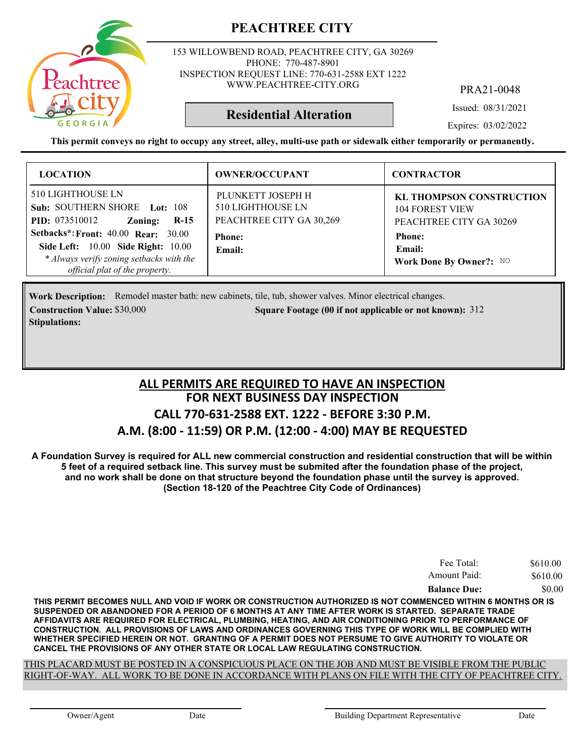# PEACHTREE CITY

153 WILLOWBEND ROAD, PEACHTREE CITY, GA 30269
PHONE: 770-487-8901
INSPECTION REQUEST LINE: 770-631-2588 EXT 1222
WWW.PEACHTREE-CITY.ORG

PRA21-0048

## Residential Alteration

Issued: 08/31/2021

Expires: 03/02/2022

**This permit conveys no right to occupy any street, alley, multi-use path or sidewalk either temporarily or permanently.**

| LOCATION | OWNER/OCCUPANT | CONTRACTOR |
|---|---|---|
| 510 LIGHTHOUSE LN<br>**Sub:** SOUTHERN SHORE **Lot:** 108<br>**PID:** 073510012 **Zoning:** **R-15**<br>**Setbacks\*: Front:** 40.00 **Rear:** 30.00<br>**Side Left:** 10.00 **Side Right:** 10.00<br>*\* Always verify zoning setbacks with the official plat of the property.* | PLUNKETT JOSEPH H<br>510 LIGHTHOUSE LN<br>PEACHTREE CITY GA 30,269<br>**Phone:**<br>**Email:** | **KL THOMPSON CONSTRUCTION**<br>104 FOREST VIEW<br>PEACHTREE CITY GA 30269<br>**Phone:**<br>**Email:**<br>**Work Done By Owner?:** NO |

**Work Description:** Remodel master bath: new cabinets, tile, tub, shower valves. Minor electrical changes.

**Construction Value:** $30,000 **Square Footage (00 if not applicable or not known):** 312

**Stipulations:**

## ALL PERMITS ARE REQUIRED TO HAVE AN INSPECTION
## FOR NEXT BUSINESS DAY INSPECTION
## CALL 770-631-2588 EXT. 1222 - BEFORE 3:30 P.M.
## A.M. (8:00 - 11:59) OR P.M. (12:00 - 4:00) MAY BE REQUESTED

**A Foundation Survey is required for ALL new commercial construction and residential construction that will be within 5 feet of a required setback line. This survey must be submited after the foundation phase of the project, and no work shall be done on that structure beyond the foundation phase until the survey is approved. (Section 18-120 of the Peachtree City Code of Ordinances)**

| | |
|---|---|
| Fee Total: | $610.00 |
| Amount Paid: | $610.00 |
| **Balance Due:** | $0.00 |

**THIS PERMIT BECOMES NULL AND VOID IF WORK OR CONSTRUCTION AUTHORIZED IS NOT COMMENCED WITHIN 6 MONTHS OR IS SUSPENDED OR ABANDONED FOR A PERIOD OF 6 MONTHS AT ANY TIME AFTER WORK IS STARTED. SEPARATE TRADE AFFIDAVITS ARE REQUIRED FOR ELECTRICAL, PLUMBING, HEATING, AND AIR CONDITIONING PRIOR TO PERFORMANCE OF CONSTRUCTION. ALL PROVISIONS OF LAWS AND ORDINANCES GOVERNING THIS TYPE OF WORK WILL BE COMPLIED WITH WHETHER SPECIFIED HEREIN OR NOT. GRANTING OF A PERMIT DOES NOT PERSUME TO GIVE AUTHORITY TO VIOLATE OR CANCEL THE PROVISIONS OF ANY OTHER STATE OR LOCAL LAW REGULATING CONSTRUCTION.**

THIS PLACARD MUST BE POSTED IN A CONSPICUOUS PLACE ON THE JOB AND MUST BE VISIBLE FROM THE PUBLIC RIGHT-OF-WAY. ALL WORK TO BE DONE IN ACCORDANCE WITH PLANS ON FILE WITH THE CITY OF PEACHTREE CITY.

Owner/Agent Date Building Department Representative Date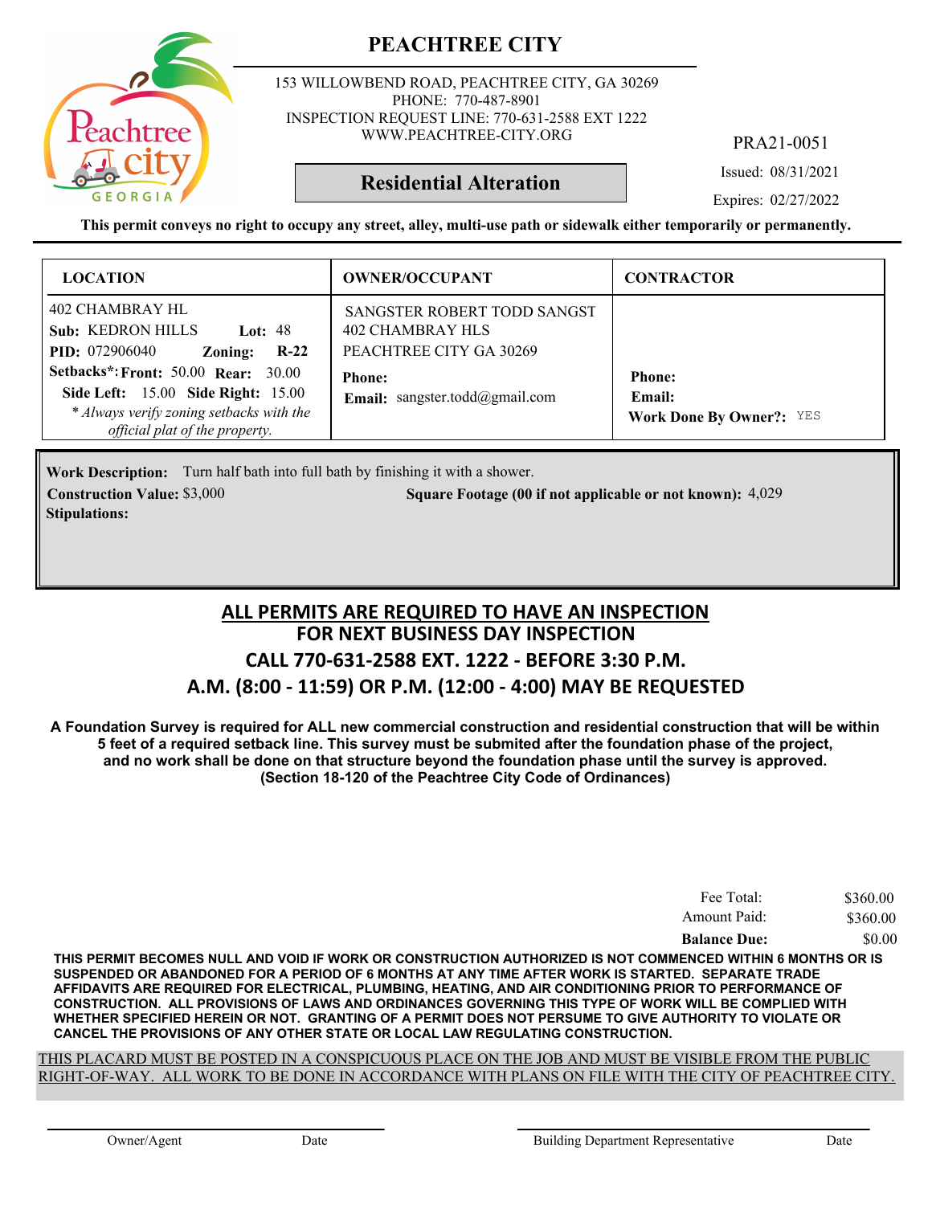# PEACHTREE CITY

153 WILLOWBEND ROAD, PEACHTREE CITY, GA 30269
PHONE: 770-487-8901
INSPECTION REQUEST LINE: 770-631-2588 EXT 1222
WWW.PEACHTREE-CITY.ORG

PRA21-0051

**Residential Alteration**

Issued: 08/31/2021

Expires: 02/27/2022

**This permit conveys no right to occupy any street, alley, multi-use path or sidewalk either temporarily or permanently.**

| LOCATION | OWNER/OCCUPANT | CONTRACTOR |
|---|---|---|
| 402 CHAMBRAY HL<br>**Sub:** KEDRON HILLS **Lot:** 48<br>**PID:** 072906040 **Zoning:** **R-22**<br>**Setbacks*:** **Front:** 50.00 **Rear:** 30.00<br>**Side Left:** 15.00 **Side Right:** 15.00<br>*\* Always verify zoning setbacks with the official plat of the property.* | SANGSTER ROBERT TODD SANGST<br>402 CHAMBRAY HLS<br>PEACHTREE CITY GA 30269<br>**Phone:**<br>**Email:** sangster.todd@gmail.com | **Phone:**<br>**Email:**<br>**Work Done By Owner?:** YES |

**Work Description:** Turn half bath into full bath by finishing it with a shower.

**Construction Value:** $3,000 **Square Footage (00 if not applicable or not known):** 4,029

**Stipulations:**

## ALL PERMITS ARE REQUIRED TO HAVE AN INSPECTION
## FOR NEXT BUSINESS DAY INSPECTION
## CALL 770-631-2588 EXT. 1222 - BEFORE 3:30 P.M.
## A.M. (8:00 - 11:59) OR P.M. (12:00 - 4:00) MAY BE REQUESTED

**A Foundation Survey is required for ALL new commercial construction and residential construction that will be within 5 feet of a required setback line. This survey must be submited after the foundation phase of the project, and no work shall be done on that structure beyond the foundation phase until the survey is approved. (Section 18-120 of the Peachtree City Code of Ordinances)**

| | |
|---|---|
| Fee Total: | $360.00 |
| Amount Paid: | $360.00 |
| **Balance Due:** | $0.00 |

**THIS PERMIT BECOMES NULL AND VOID IF WORK OR CONSTRUCTION AUTHORIZED IS NOT COMMENCED WITHIN 6 MONTHS OR IS SUSPENDED OR ABANDONED FOR A PERIOD OF 6 MONTHS AT ANY TIME AFTER WORK IS STARTED. SEPARATE TRADE AFFIDAVITS ARE REQUIRED FOR ELECTRICAL, PLUMBING, HEATING, AND AIR CONDITIONING PRIOR TO PERFORMANCE OF CONSTRUCTION. ALL PROVISIONS OF LAWS AND ORDINANCES GOVERNING THIS TYPE OF WORK WILL BE COMPLIED WITH WHETHER SPECIFIED HEREIN OR NOT. GRANTING OF A PERMIT DOES NOT PERSUME TO GIVE AUTHORITY TO VIOLATE OR CANCEL THE PROVISIONS OF ANY OTHER STATE OR LOCAL LAW REGULATING CONSTRUCTION.**

THIS PLACARD MUST BE POSTED IN A CONSPICUOUS PLACE ON THE JOB AND MUST BE VISIBLE FROM THE PUBLIC RIGHT-OF-WAY. ALL WORK TO BE DONE IN ACCORDANCE WITH PLANS ON FILE WITH THE CITY OF PEACHTREE CITY.

Owner/Agent Date Building Department Representative Date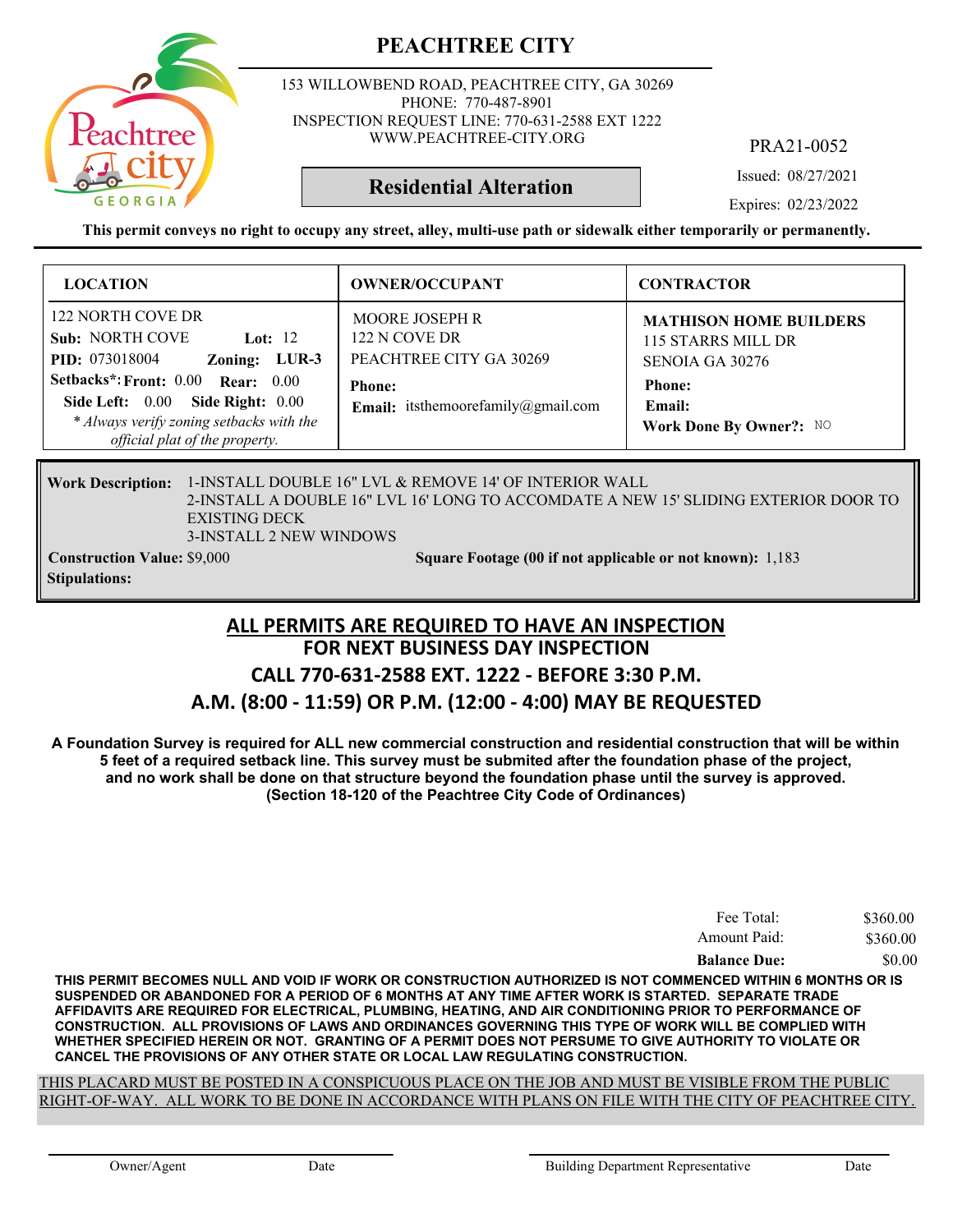# PEACHTREE CITY

153 WILLOWBEND ROAD, PEACHTREE CITY, GA 30269
PHONE: 770-487-8901
INSPECTION REQUEST LINE: 770-631-2588 EXT 1222
WWW.PEACHTREE-CITY.ORG

PRA21-0052

**Residential Alteration**

Issued: 08/27/2021

Expires: 02/23/2022

**This permit conveys no right to occupy any street, alley, multi-use path or sidewalk either temporarily or permanently.**

| LOCATION | OWNER/OCCUPANT | CONTRACTOR |
|---|---|---|
| 122 NORTH COVE DR<br>**Sub:** NORTH COVE **Lot:** 12<br>**PID:** 073018004 **Zoning:** LUR-3<br>**Setbacks*: Front:** 0.00 **Rear:** 0.00<br>**Side Left:** 0.00 **Side Right:** 0.00<br>*\* Always verify zoning setbacks with the official plat of the property.* | MOORE JOSEPH R<br>122 N COVE DR<br>PEACHTREE CITY GA 30269<br>**Phone:**<br>**Email:** itsthemoorefamily@gmail.com | **MATHISON HOME BUILDERS**<br>115 STARRS MILL DR<br>SENOIA GA 30276<br>**Phone:**<br>**Email:**<br>**Work Done By Owner?:** NO |

**Work Description:** 1-INSTALL DOUBLE 16" LVL & REMOVE 14' OF INTERIOR WALL
2-INSTALL A DOUBLE 16" LVL 16' LONG TO ACCOMDATE A NEW 15' SLIDING EXTERIOR DOOR TO EXISTING DECK
3-INSTALL 2 NEW WINDOWS

**Construction Value:** $9,000 **Square Footage (00 if not applicable or not known):** 1,183

**Stipulations:**

## ALL PERMITS ARE REQUIRED TO HAVE AN INSPECTION
## FOR NEXT BUSINESS DAY INSPECTION
## CALL 770-631-2588 EXT. 1222 - BEFORE 3:30 P.M.
## A.M. (8:00 - 11:59) OR P.M. (12:00 - 4:00) MAY BE REQUESTED

**A Foundation Survey is required for ALL new commercial construction and residential construction that will be within 5 feet of a required setback line. This survey must be submited after the foundation phase of the project, and no work shall be done on that structure beyond the foundation phase until the survey is approved. (Section 18-120 of the Peachtree City Code of Ordinances)**

| | |
|---|---|
| Fee Total: | $360.00 |
| Amount Paid: | $360.00 |
| **Balance Due:** | $0.00 |

**THIS PERMIT BECOMES NULL AND VOID IF WORK OR CONSTRUCTION AUTHORIZED IS NOT COMMENCED WITHIN 6 MONTHS OR IS SUSPENDED OR ABANDONED FOR A PERIOD OF 6 MONTHS AT ANY TIME AFTER WORK IS STARTED. SEPARATE TRADE AFFIDAVITS ARE REQUIRED FOR ELECTRICAL, PLUMBING, HEATING, AND AIR CONDITIONING PRIOR TO PERFORMANCE OF CONSTRUCTION. ALL PROVISIONS OF LAWS AND ORDINANCES GOVERNING THIS TYPE OF WORK WILL BE COMPLIED WITH WHETHER SPECIFIED HEREIN OR NOT. GRANTING OF A PERMIT DOES NOT PERSUME TO GIVE AUTHORITY TO VIOLATE OR CANCEL THE PROVISIONS OF ANY OTHER STATE OR LOCAL LAW REGULATING CONSTRUCTION.**

THIS PLACARD MUST BE POSTED IN A CONSPICUOUS PLACE ON THE JOB AND MUST BE VISIBLE FROM THE PUBLIC RIGHT-OF-WAY. ALL WORK TO BE DONE IN ACCORDANCE WITH PLANS ON FILE WITH THE CITY OF PEACHTREE CITY.

Owner/Agent Date Building Department Representative Date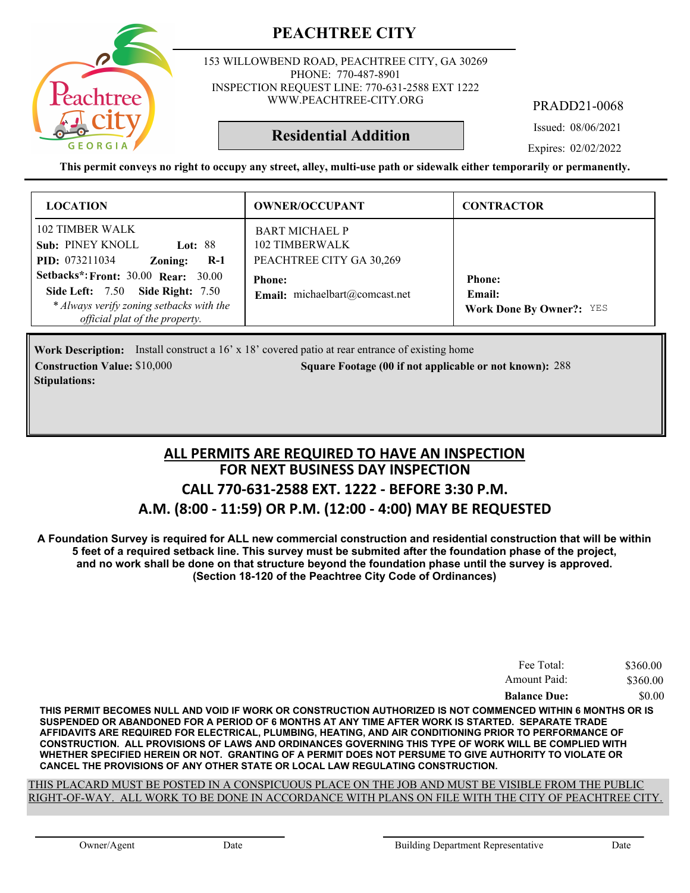# PEACHTREE CITY

153 WILLOWBEND ROAD, PEACHTREE CITY, GA 30269
PHONE: 770-487-8901
INSPECTION REQUEST LINE: 770-631-2588 EXT 1222
WWW.PEACHTREE-CITY.ORG

## Residential Addition

PRADD21-0068

Issued: 08/06/2021

Expires: 02/02/2022

**This permit conveys no right to occupy any street, alley, multi-use path or sidewalk either temporarily or permanently.**

| LOCATION | OWNER/OCCUPANT | CONTRACTOR |
|---|---|---|
| 102 TIMBER WALK<br>**Sub:** PINEY KNOLL **Lot:** 88<br>**PID:** 073211034 **Zoning:** **R-1**<br>**Setbacks\*: Front:** 30.00 **Rear:** 30.00<br>**Side Left:** 7.50 **Side Right:** 7.50<br>*\* Always verify zoning setbacks with the official plat of the property.* | BART MICHAEL P<br>102 TIMBERWALK<br>PEACHTREE CITY GA 30,269<br>**Phone:**<br>**Email:** michaelbart@comcast.net | **Phone:**<br>**Email:**<br>**Work Done By Owner?:** YES |

**Work Description:** Install construct a 16' x 18' covered patio at rear entrance of existing home

**Construction Value:** $10,000 **Square Footage (00 if not applicable or not known):** 288

**Stipulations:**

## ALL PERMITS ARE REQUIRED TO HAVE AN INSPECTION
## FOR NEXT BUSINESS DAY INSPECTION
## CALL 770-631-2588 EXT. 1222 - BEFORE 3:30 P.M.
## A.M. (8:00 - 11:59) OR P.M. (12:00 - 4:00) MAY BE REQUESTED

**A Foundation Survey is required for ALL new commercial construction and residential construction that will be within 5 feet of a required setback line. This survey must be submited after the foundation phase of the project, and no work shall be done on that structure beyond the foundation phase until the survey is approved. (Section 18-120 of the Peachtree City Code of Ordinances)**

| | |
|---|---|
| Fee Total: | $360.00 |
| Amount Paid: | $360.00 |
| **Balance Due:** | $0.00 |

**THIS PERMIT BECOMES NULL AND VOID IF WORK OR CONSTRUCTION AUTHORIZED IS NOT COMMENCED WITHIN 6 MONTHS OR IS SUSPENDED OR ABANDONED FOR A PERIOD OF 6 MONTHS AT ANY TIME AFTER WORK IS STARTED. SEPARATE TRADE AFFIDAVITS ARE REQUIRED FOR ELECTRICAL, PLUMBING, HEATING, AND AIR CONDITIONING PRIOR TO PERFORMANCE OF CONSTRUCTION. ALL PROVISIONS OF LAWS AND ORDINANCES GOVERNING THIS TYPE OF WORK WILL BE COMPLIED WITH WHETHER SPECIFIED HEREIN OR NOT. GRANTING OF A PERMIT DOES NOT PERSUME TO GIVE AUTHORITY TO VIOLATE OR CANCEL THE PROVISIONS OF ANY OTHER STATE OR LOCAL LAW REGULATING CONSTRUCTION.**

THIS PLACARD MUST BE POSTED IN A CONSPICUOUS PLACE ON THE JOB AND MUST BE VISIBLE FROM THE PUBLIC RIGHT-OF-WAY. ALL WORK TO BE DONE IN ACCORDANCE WITH PLANS ON FILE WITH THE CITY OF PEACHTREE CITY.

Owner/Agent Date Building Department Representative Date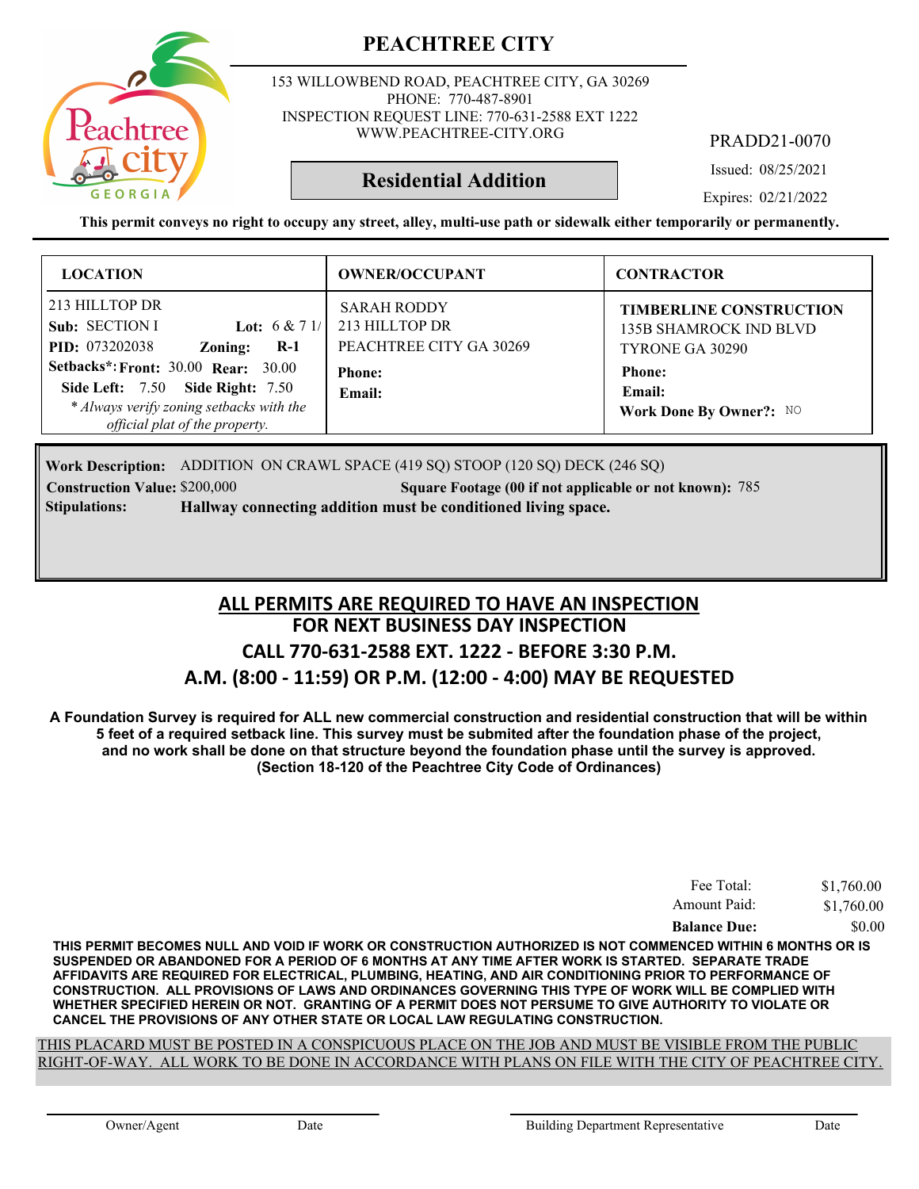# PEACHTREE CITY

153 WILLOWBEND ROAD, PEACHTREE CITY, GA 30269
PHONE: 770-487-8901
INSPECTION REQUEST LINE: 770-631-2588 EXT 1222
WWW.PEACHTREE-CITY.ORG

PRADD21-0070

## Residential Addition

Issued: 08/25/2021

Expires: 02/21/2022

**This permit conveys no right to occupy any street, alley, multi-use path or sidewalk either temporarily or permanently.**

| LOCATION | OWNER/OCCUPANT | CONTRACTOR |
|---|---|---|
| 213 HILLTOP DR<br>**Sub:** SECTION I **Lot:** 6 & 7 1/<br>**PID:** 073202038 **Zoning:** **R-1**<br>**Setbacks*: Front:** 30.00 **Rear:** 30.00<br>**Side Left:** 7.50 **Side Right:** 7.50<br>*\* Always verify zoning setbacks with the official plat of the property.* | SARAH RODDY<br>213 HILLTOP DR<br>PEACHTREE CITY GA 30269<br>**Phone:**<br>**Email:** | **TIMBERLINE CONSTRUCTION**<br>135B SHAMROCK IND BLVD<br>TYRONE GA 30290<br>**Phone:**<br>**Email:**<br>**Work Done By Owner?:** NO |

**Work Description:** ADDITION ON CRAWL SPACE (419 SQ) STOOP (120 SQ) DECK (246 SQ)

**Construction Value:** $200,000 **Square Footage (00 if not applicable or not known):** 785

**Stipulations:** **Hallway connecting addition must be conditioned living space.**

## ALL PERMITS ARE REQUIRED TO HAVE AN INSPECTION
## FOR NEXT BUSINESS DAY INSPECTION
## CALL 770-631-2588 EXT. 1222 - BEFORE 3:30 P.M.
## A.M. (8:00 - 11:59) OR P.M. (12:00 - 4:00) MAY BE REQUESTED

**A Foundation Survey is required for ALL new commercial construction and residential construction that will be within 5 feet of a required setback line. This survey must be submited after the foundation phase of the project, and no work shall be done on that structure beyond the foundation phase until the survey is approved. (Section 18-120 of the Peachtree City Code of Ordinances)**

| | |
|---|---|
| Fee Total: | $1,760.00 |
| Amount Paid: | $1,760.00 |
| **Balance Due:** | $0.00 |

**THIS PERMIT BECOMES NULL AND VOID IF WORK OR CONSTRUCTION AUTHORIZED IS NOT COMMENCED WITHIN 6 MONTHS OR IS SUSPENDED OR ABANDONED FOR A PERIOD OF 6 MONTHS AT ANY TIME AFTER WORK IS STARTED. SEPARATE TRADE AFFIDAVITS ARE REQUIRED FOR ELECTRICAL, PLUMBING, HEATING, AND AIR CONDITIONING PRIOR TO PERFORMANCE OF CONSTRUCTION. ALL PROVISIONS OF LAWS AND ORDINANCES GOVERNING THIS TYPE OF WORK WILL BE COMPLIED WITH WHETHER SPECIFIED HEREIN OR NOT. GRANTING OF A PERMIT DOES NOT PERSUME TO GIVE AUTHORITY TO VIOLATE OR CANCEL THE PROVISIONS OF ANY OTHER STATE OR LOCAL LAW REGULATING CONSTRUCTION.**

THIS PLACARD MUST BE POSTED IN A CONSPICUOUS PLACE ON THE JOB AND MUST BE VISIBLE FROM THE PUBLIC RIGHT-OF-WAY. ALL WORK TO BE DONE IN ACCORDANCE WITH PLANS ON FILE WITH THE CITY OF PEACHTREE CITY.

Owner/Agent Date Building Department Representative Date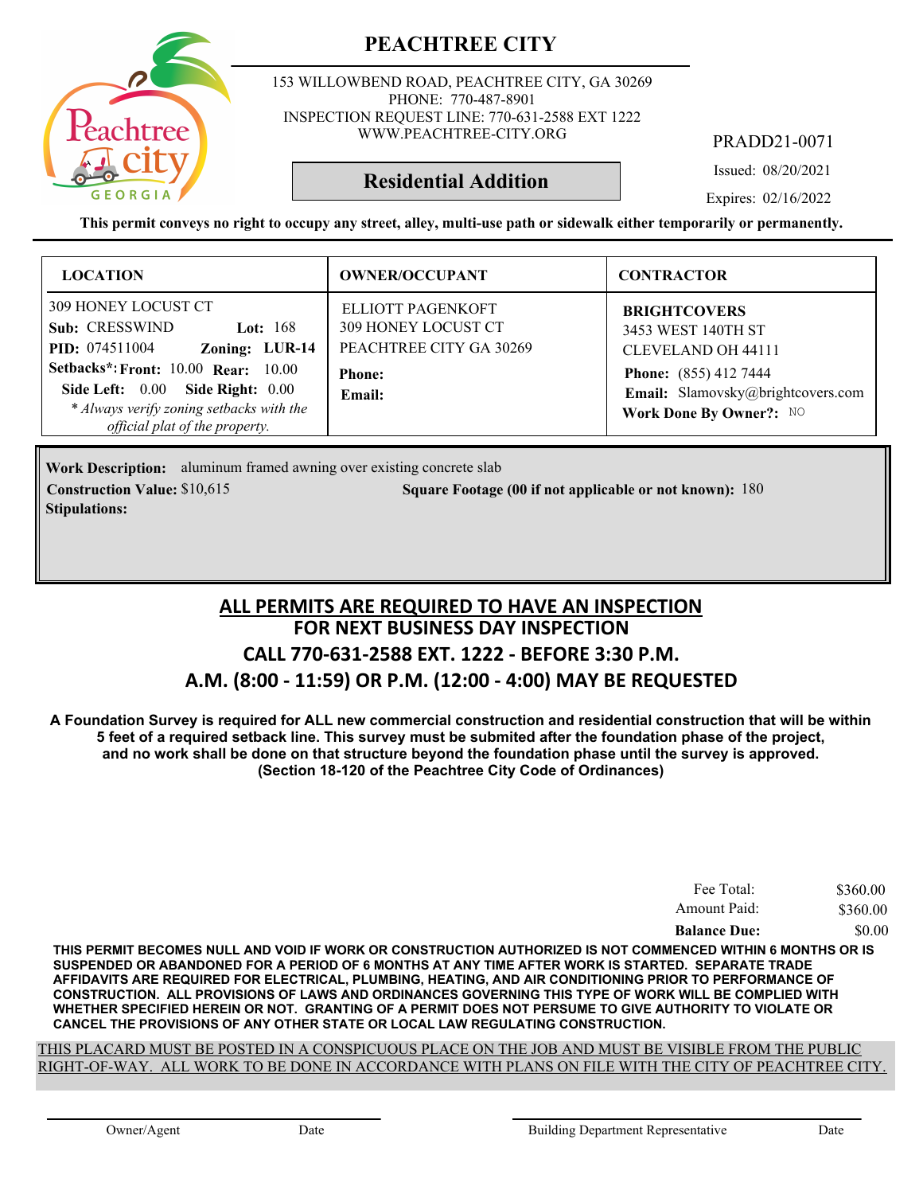# PEACHTREE CITY

153 WILLOWBEND ROAD, PEACHTREE CITY, GA 30269
PHONE: 770-487-8901
INSPECTION REQUEST LINE: 770-631-2588 EXT 1222
WWW.PEACHTREE-CITY.ORG

PRADD21-0071

## Residential Addition

Issued: 08/20/2021

Expires: 02/16/2022

**This permit conveys no right to occupy any street, alley, multi-use path or sidewalk either temporarily or permanently.**

| LOCATION | OWNER/OCCUPANT | CONTRACTOR |
|---|---|---|
| 309 HONEY LOCUST CT<br>**Sub:** CRESSWIND **Lot:** 168<br>**PID:** 074511004 **Zoning:** LUR-14<br>**Setbacks*:** **Front:** 10.00 **Rear:** 10.00<br>**Side Left:** 0.00 **Side Right:** 0.00<br>*\* Always verify zoning setbacks with the official plat of the property.* | ELLIOTT PAGENKOFT<br>309 HONEY LOCUST CT<br>PEACHTREE CITY GA 30269<br>**Phone:**<br>**Email:** | **BRIGHTCOVERS**<br>3453 WEST 140TH ST<br>CLEVELAND OH 44111<br>**Phone:** (855) 412 7444<br>**Email:** Slamovsky@brightcovers.com<br>**Work Done By Owner?:** NO |

**Work Description:** aluminum framed awning over existing concrete slab

**Construction Value:** $10,615 **Square Footage (00 if not applicable or not known):** 180

**Stipulations:**

## ALL PERMITS ARE REQUIRED TO HAVE AN INSPECTION
## FOR NEXT BUSINESS DAY INSPECTION
## CALL 770-631-2588 EXT. 1222 - BEFORE 3:30 P.M.
## A.M. (8:00 - 11:59) OR P.M. (12:00 - 4:00) MAY BE REQUESTED

**A Foundation Survey is required for ALL new commercial construction and residential construction that will be within 5 feet of a required setback line. This survey must be submited after the foundation phase of the project, and no work shall be done on that structure beyond the foundation phase until the survey is approved. (Section 18-120 of the Peachtree City Code of Ordinances)**

| | |
|---|---|
| Fee Total: | $360.00 |
| Amount Paid: | $360.00 |
| **Balance Due:** | $0.00 |

**THIS PERMIT BECOMES NULL AND VOID IF WORK OR CONSTRUCTION AUTHORIZED IS NOT COMMENCED WITHIN 6 MONTHS OR IS SUSPENDED OR ABANDONED FOR A PERIOD OF 6 MONTHS AT ANY TIME AFTER WORK IS STARTED. SEPARATE TRADE AFFIDAVITS ARE REQUIRED FOR ELECTRICAL, PLUMBING, HEATING, AND AIR CONDITIONING PRIOR TO PERFORMANCE OF CONSTRUCTION. ALL PROVISIONS OF LAWS AND ORDINANCES GOVERNING THIS TYPE OF WORK WILL BE COMPLIED WITH WHETHER SPECIFIED HEREIN OR NOT. GRANTING OF A PERMIT DOES NOT PERSUME TO GIVE AUTHORITY TO VIOLATE OR CANCEL THE PROVISIONS OF ANY OTHER STATE OR LOCAL LAW REGULATING CONSTRUCTION.**

THIS PLACARD MUST BE POSTED IN A CONSPICUOUS PLACE ON THE JOB AND MUST BE VISIBLE FROM THE PUBLIC RIGHT-OF-WAY. ALL WORK TO BE DONE IN ACCORDANCE WITH PLANS ON FILE WITH THE CITY OF PEACHTREE CITY.

Owner/Agent Date Building Department Representative Date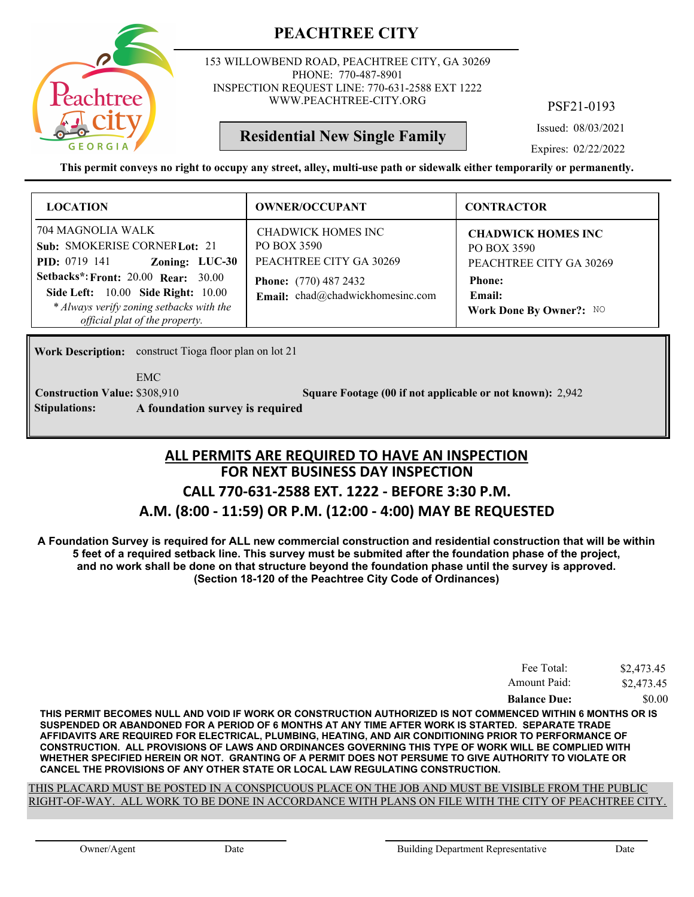# PEACHTREE CITY

153 WILLOWBEND ROAD, PEACHTREE CITY, GA 30269
PHONE: 770-487-8901
INSPECTION REQUEST LINE: 770-631-2588 EXT 1222
WWW.PEACHTREE-CITY.ORG

PSF21-0193

**Residential New Single Family**

Issued: 08/03/2021

Expires: 02/22/2022

**This permit conveys no right to occupy any street, alley, multi-use path or sidewalk either temporarily or permanently.**

| LOCATION | OWNER/OCCUPANT | CONTRACTOR |
|---|---|---|
| 704 MAGNOLIA WALK<br>**Sub:** SMOKERISE CORNER **Lot:** 21<br>**PID:** 0719 141 **Zoning:** LUC-30<br>**Setbacks\*: Front:** 20.00 **Rear:** 30.00<br>**Side Left:** 10.00 **Side Right:** 10.00<br>*\* Always verify zoning setbacks with the official plat of the property.* | CHADWICK HOMES INC<br>PO BOX 3590<br>PEACHTREE CITY GA 30269<br>**Phone:** (770) 487 2432<br>**Email:** chad@chadwickhomesinc.com | **CHADWICK HOMES INC**<br>PO BOX 3590<br>PEACHTREE CITY GA 30269<br>**Phone:**<br>**Email:**<br>**Work Done By Owner?:** NO |

**Work Description:** construct Tioga floor plan on lot 21

EMC

**Construction Value:** $308,910

**Square Footage (00 if not applicable or not known):** 2,942

**Stipulations:** **A foundation survey is required**

## ALL PERMITS ARE REQUIRED TO HAVE AN INSPECTION
## FOR NEXT BUSINESS DAY INSPECTION
## CALL 770-631-2588 EXT. 1222 - BEFORE 3:30 P.M.
## A.M. (8:00 - 11:59) OR P.M. (12:00 - 4:00) MAY BE REQUESTED

**A Foundation Survey is required for ALL new commercial construction and residential construction that will be within 5 feet of a required setback line. This survey must be submited after the foundation phase of the project, and no work shall be done on that structure beyond the foundation phase until the survey is approved. (Section 18-120 of the Peachtree City Code of Ordinances)**

| | |
|---|---|
| Fee Total: | $2,473.45 |
| Amount Paid: | $2,473.45 |
| **Balance Due:** | $0.00 |

**THIS PERMIT BECOMES NULL AND VOID IF WORK OR CONSTRUCTION AUTHORIZED IS NOT COMMENCED WITHIN 6 MONTHS OR IS SUSPENDED OR ABANDONED FOR A PERIOD OF 6 MONTHS AT ANY TIME AFTER WORK IS STARTED. SEPARATE TRADE AFFIDAVITS ARE REQUIRED FOR ELECTRICAL, PLUMBING, HEATING, AND AIR CONDITIONING PRIOR TO PERFORMANCE OF CONSTRUCTION. ALL PROVISIONS OF LAWS AND ORDINANCES GOVERNING THIS TYPE OF WORK WILL BE COMPLIED WITH WHETHER SPECIFIED HEREIN OR NOT. GRANTING OF A PERMIT DOES NOT PERSUME TO GIVE AUTHORITY TO VIOLATE OR CANCEL THE PROVISIONS OF ANY OTHER STATE OR LOCAL LAW REGULATING CONSTRUCTION.**

THIS PLACARD MUST BE POSTED IN A CONSPICUOUS PLACE ON THE JOB AND MUST BE VISIBLE FROM THE PUBLIC RIGHT-OF-WAY. ALL WORK TO BE DONE IN ACCORDANCE WITH PLANS ON FILE WITH THE CITY OF PEACHTREE CITY.

Owner/Agent &nbsp;&nbsp;&nbsp; Date &nbsp;&nbsp;&nbsp; Building Department Representative &nbsp;&nbsp;&nbsp; Date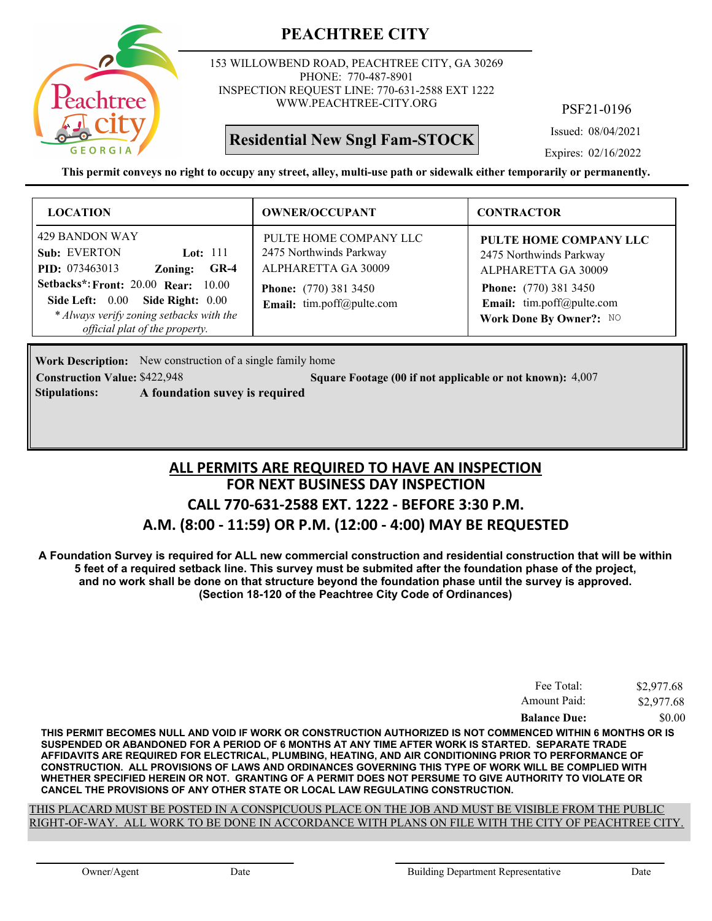# PEACHTREE CITY

153 WILLOWBEND ROAD, PEACHTREE CITY, GA 30269
PHONE: 770-487-8901
INSPECTION REQUEST LINE: 770-631-2588 EXT 1222
WWW.PEACHTREE-CITY.ORG

PSF21-0196

**Residential New Sngl Fam-STOCK**

Issued: 08/04/2021

Expires: 02/16/2022

**This permit conveys no right to occupy any street, alley, multi-use path or sidewalk either temporarily or permanently.**

| LOCATION | OWNER/OCCUPANT | CONTRACTOR |
|---|---|---|
| 429 BANDON WAY<br>**Sub:** EVERTON **Lot:** 111<br>**PID:** 073463013 **Zoning:** **GR-4**<br>**Setbacks*: Front:** 20.00 **Rear:** 10.00<br>**Side Left:** 0.00 **Side Right:** 0.00<br>*\* Always verify zoning setbacks with the official plat of the property.* | PULTE HOME COMPANY LLC<br>2475 Northwinds Parkway<br>ALPHARETTA GA 30009<br>**Phone:** (770) 381 3450<br>**Email:** tim.poff@pulte.com | **PULTE HOME COMPANY LLC**<br>2475 Northwinds Parkway<br>ALPHARETTA GA 30009<br>**Phone:** (770) 381 3450<br>**Email:** tim.poff@pulte.com<br>**Work Done By Owner?:** NO |

**Work Description:** New construction of a single family home

**Construction Value:** $422,948

**Square Footage (00 if not applicable or not known):** 4,007

**Stipulations:** **A foundation suvey is required**

## ALL PERMITS ARE REQUIRED TO HAVE AN INSPECTION
## FOR NEXT BUSINESS DAY INSPECTION
## CALL 770-631-2588 EXT. 1222 - BEFORE 3:30 P.M.
## A.M. (8:00 - 11:59) OR P.M. (12:00 - 4:00) MAY BE REQUESTED

**A Foundation Survey is required for ALL new commercial construction and residential construction that will be within 5 feet of a required setback line. This survey must be submited after the foundation phase of the project, and no work shall be done on that structure beyond the foundation phase until the survey is approved. (Section 18-120 of the Peachtree City Code of Ordinances)**

| | |
|---|---|
| Fee Total: | $2,977.68 |
| Amount Paid: | $2,977.68 |
| **Balance Due:** | $0.00 |

**THIS PERMIT BECOMES NULL AND VOID IF WORK OR CONSTRUCTION AUTHORIZED IS NOT COMMENCED WITHIN 6 MONTHS OR IS SUSPENDED OR ABANDONED FOR A PERIOD OF 6 MONTHS AT ANY TIME AFTER WORK IS STARTED. SEPARATE TRADE AFFIDAVITS ARE REQUIRED FOR ELECTRICAL, PLUMBING, HEATING, AND AIR CONDITIONING PRIOR TO PERFORMANCE OF CONSTRUCTION. ALL PROVISIONS OF LAWS AND ORDINANCES GOVERNING THIS TYPE OF WORK WILL BE COMPLIED WITH WHETHER SPECIFIED HEREIN OR NOT. GRANTING OF A PERMIT DOES NOT PERSUME TO GIVE AUTHORITY TO VIOLATE OR CANCEL THE PROVISIONS OF ANY OTHER STATE OR LOCAL LAW REGULATING CONSTRUCTION.**

THIS PLACARD MUST BE POSTED IN A CONSPICUOUS PLACE ON THE JOB AND MUST BE VISIBLE FROM THE PUBLIC RIGHT-OF-WAY. ALL WORK TO BE DONE IN ACCORDANCE WITH PLANS ON FILE WITH THE CITY OF PEACHTREE CITY.

Owner/Agent Date Building Department Representative Date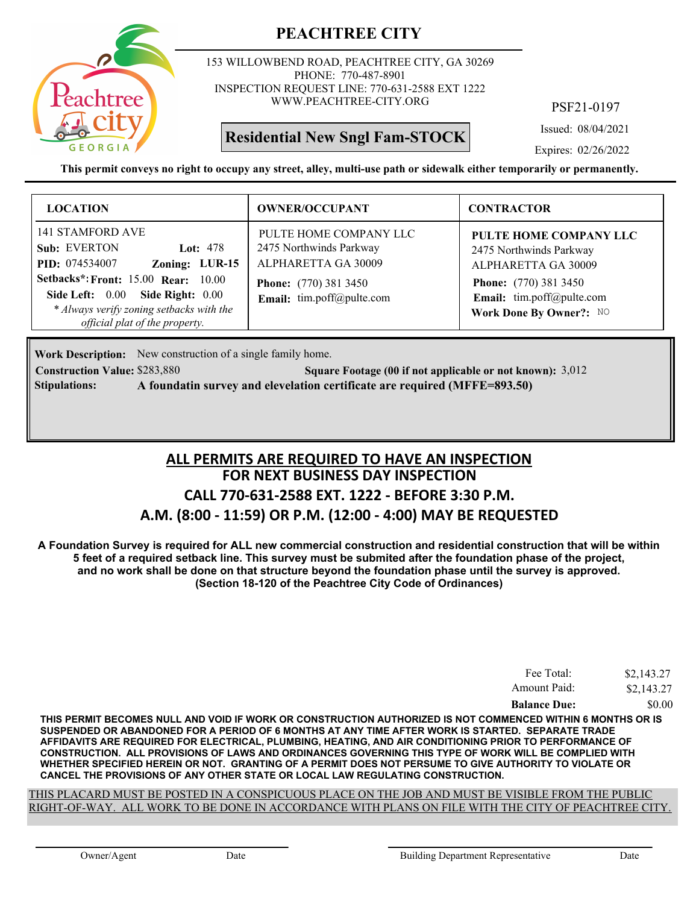# PEACHTREE CITY

153 WILLOWBEND ROAD, PEACHTREE CITY, GA 30269
PHONE: 770-487-8901
INSPECTION REQUEST LINE: 770-631-2588 EXT 1222
WWW.PEACHTREE-CITY.ORG

PSF21-0197

**Residential New Sngl Fam-STOCK**

Issued: 08/04/2021

Expires: 02/26/2022

**This permit conveys no right to occupy any street, alley, multi-use path or sidewalk either temporarily or permanently.**

| LOCATION | OWNER/OCCUPANT | CONTRACTOR |
|---|---|---|
| 141 STAMFORD AVE<br>**Sub:** EVERTON **Lot:** 478<br>**PID:** 074534007 **Zoning:** LUR-15<br>**Setbacks*: Front:** 15.00 **Rear:** 10.00<br>**Side Left:** 0.00 **Side Right:** 0.00<br>*\* Always verify zoning setbacks with the official plat of the property.* | PULTE HOME COMPANY LLC<br>2475 Northwinds Parkway<br>ALPHARETTA GA 30009<br>**Phone:** (770) 381 3450<br>**Email:** tim.poff@pulte.com | **PULTE HOME COMPANY LLC**<br>2475 Northwinds Parkway<br>ALPHARETTA GA 30009<br>**Phone:** (770) 381 3450<br>**Email:** tim.poff@pulte.com<br>**Work Done By Owner?:** NO |

**Work Description:** New construction of a single family home.

**Construction Value:** $283,880 **Square Footage (00 if not applicable or not known):** 3,012

**Stipulations:** **A foundatin survey and elevation certificate are required (MFFE=893.50)**

## ALL PERMITS ARE REQUIRED TO HAVE AN INSPECTION
## FOR NEXT BUSINESS DAY INSPECTION
## CALL 770-631-2588 EXT. 1222 - BEFORE 3:30 P.M.
## A.M. (8:00 - 11:59) OR P.M. (12:00 - 4:00) MAY BE REQUESTED

**A Foundation Survey is required for ALL new commercial construction and residential construction that will be within 5 feet of a required setback line. This survey must be submited after the foundation phase of the project, and no work shall be done on that structure beyond the foundation phase until the survey is approved. (Section 18-120 of the Peachtree City Code of Ordinances)**

| | |
|---|---|
| Fee Total: | $2,143.27 |
| Amount Paid: | $2,143.27 |
| **Balance Due:** | $0.00 |

**THIS PERMIT BECOMES NULL AND VOID IF WORK OR CONSTRUCTION AUTHORIZED IS NOT COMMENCED WITHIN 6 MONTHS OR IS SUSPENDED OR ABANDONED FOR A PERIOD OF 6 MONTHS AT ANY TIME AFTER WORK IS STARTED. SEPARATE TRADE AFFIDAVITS ARE REQUIRED FOR ELECTRICAL, PLUMBING, HEATING, AND AIR CONDITIONING PRIOR TO PERFORMANCE OF CONSTRUCTION. ALL PROVISIONS OF LAWS AND ORDINANCES GOVERNING THIS TYPE OF WORK WILL BE COMPLIED WITH WHETHER SPECIFIED HEREIN OR NOT. GRANTING OF A PERMIT DOES NOT PERSUME TO GIVE AUTHORITY TO VIOLATE OR CANCEL THE PROVISIONS OF ANY OTHER STATE OR LOCAL LAW REGULATING CONSTRUCTION.**

THIS PLACARD MUST BE POSTED IN A CONSPICUOUS PLACE ON THE JOB AND MUST BE VISIBLE FROM THE PUBLIC RIGHT-OF-WAY. ALL WORK TO BE DONE IN ACCORDANCE WITH PLANS ON FILE WITH THE CITY OF PEACHTREE CITY.

Owner/Agent Date Building Department Representative Date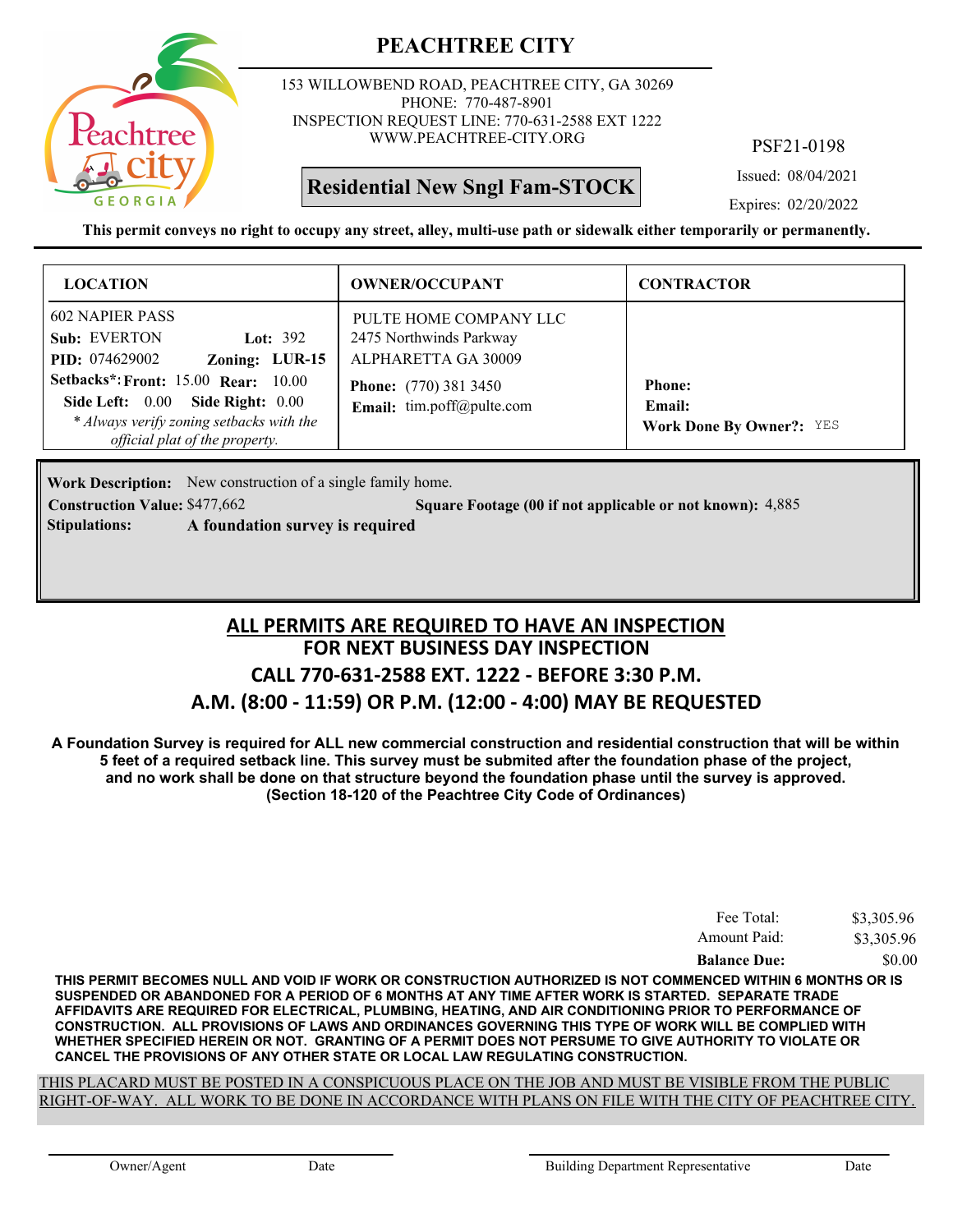# PEACHTREE CITY

153 WILLOWBEND ROAD, PEACHTREE CITY, GA 30269
PHONE: 770-487-8901
INSPECTION REQUEST LINE: 770-631-2588 EXT 1222
WWW.PEACHTREE-CITY.ORG

PSF21-0198

**Residential New Sngl Fam-STOCK**

Issued: 08/04/2021
Expires: 02/20/2022

**This permit conveys no right to occupy any street, alley, multi-use path or sidewalk either temporarily or permanently.**

| LOCATION | OWNER/OCCUPANT | CONTRACTOR |
|---|---|---|
| 602 NAPIER PASS<br>**Sub:** EVERTON **Lot:** 392<br>**PID:** 074629002 **Zoning:** **LUR-15**<br>**Setbacks*:** **Front:** 15.00 **Rear:** 10.00<br>**Side Left:** 0.00 **Side Right:** 0.00<br>*\* Always verify zoning setbacks with the official plat of the property.* | PULTE HOME COMPANY LLC<br>2475 Northwinds Parkway<br>ALPHARETTA GA 30009<br>**Phone:** (770) 381 3450<br>**Email:** tim.poff@pulte.com | **Phone:**<br>**Email:**<br>**Work Done By Owner?:** YES |

**Work Description:** New construction of a single family home.
**Construction Value:** $477,662 **Square Footage (00 if not applicable or not known):** 4,885
**Stipulations:** **A foundation survey is required**

## ALL PERMITS ARE REQUIRED TO HAVE AN INSPECTION
## FOR NEXT BUSINESS DAY INSPECTION
## CALL 770-631-2588 EXT. 1222 - BEFORE 3:30 P.M.
## A.M. (8:00 - 11:59) OR P.M. (12:00 - 4:00) MAY BE REQUESTED

**A Foundation Survey is required for ALL new commercial construction and residential construction that will be within 5 feet of a required setback line. This survey must be submited after the foundation phase of the project, and no work shall be done on that structure beyond the foundation phase until the survey is approved. (Section 18-120 of the Peachtree City Code of Ordinances)**

| | |
|---|---|
| Fee Total: | $3,305.96 |
| Amount Paid: | $3,305.96 |
| **Balance Due:** | $0.00 |

**THIS PERMIT BECOMES NULL AND VOID IF WORK OR CONSTRUCTION AUTHORIZED IS NOT COMMENCED WITHIN 6 MONTHS OR IS SUSPENDED OR ABANDONED FOR A PERIOD OF 6 MONTHS AT ANY TIME AFTER WORK IS STARTED. SEPARATE TRADE AFFIDAVITS ARE REQUIRED FOR ELECTRICAL, PLUMBING, HEATING, AND AIR CONDITIONING PRIOR TO PERFORMANCE OF CONSTRUCTION. ALL PROVISIONS OF LAWS AND ORDINANCES GOVERNING THIS TYPE OF WORK WILL BE COMPLIED WITH WHETHER SPECIFIED HEREIN OR NOT. GRANTING OF A PERMIT DOES NOT PERSUME TO GIVE AUTHORITY TO VIOLATE OR CANCEL THE PROVISIONS OF ANY OTHER STATE OR LOCAL LAW REGULATING CONSTRUCTION.**

THIS PLACARD MUST BE POSTED IN A CONSPICUOUS PLACE ON THE JOB AND MUST BE VISIBLE FROM THE PUBLIC RIGHT-OF-WAY. ALL WORK TO BE DONE IN ACCORDANCE WITH PLANS ON FILE WITH THE CITY OF PEACHTREE CITY.

Owner/Agent  Date  Building Department Representative  Date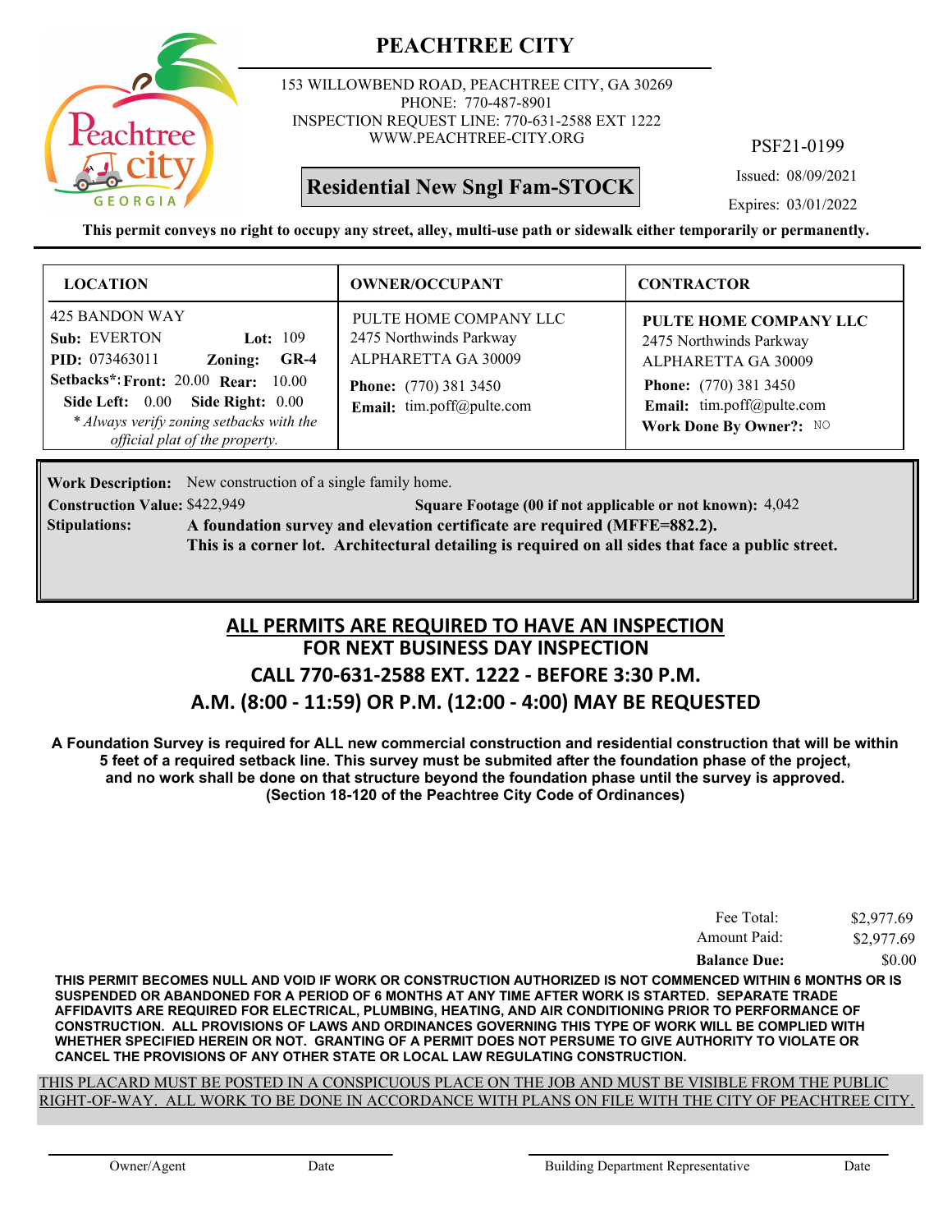# PEACHTREE CITY

153 WILLOWBEND ROAD, PEACHTREE CITY, GA 30269
PHONE: 770-487-8901
INSPECTION REQUEST LINE: 770-631-2588 EXT 1222
WWW.PEACHTREE-CITY.ORG

PSF21-0199

**Residential New Sngl Fam-STOCK**

Issued: 08/09/2021

Expires: 03/01/2022

**This permit conveys no right to occupy any street, alley, multi-use path or sidewalk either temporarily or permanently.**

| LOCATION | OWNER/OCCUPANT | CONTRACTOR |
|---|---|---|
| 425 BANDON WAY<br>**Sub:** EVERTON **Lot:** 109<br>**PID:** 073463011 **Zoning:** **GR-4**<br>**Setbacks*:** **Front:** 20.00 **Rear:** 10.00<br>**Side Left:** 0.00 **Side Right:** 0.00<br>*\* Always verify zoning setbacks with the official plat of the property.* | PULTE HOME COMPANY LLC<br>2475 Northwinds Parkway<br>ALPHARETTA GA 30009<br>**Phone:** (770) 381 3450<br>**Email:** tim.poff@pulte.com | **PULTE HOME COMPANY LLC**<br>2475 Northwinds Parkway<br>ALPHARETTA GA 30009<br>**Phone:** (770) 381 3450<br>**Email:** tim.poff@pulte.com<br>**Work Done By Owner?:** NO |

**Work Description:** New construction of a single family home.

**Construction Value:** $422,949 **Square Footage (00 if not applicable or not known):** 4,042

**Stipulations:** **A foundation survey and elevation certificate are required (MFFE=882.2).**
**This is a corner lot. Architectural detailing is required on all sides that face a public street.**

## ALL PERMITS ARE REQUIRED TO HAVE AN INSPECTION
## FOR NEXT BUSINESS DAY INSPECTION
## CALL 770-631-2588 EXT. 1222 - BEFORE 3:30 P.M.
## A.M. (8:00 - 11:59) OR P.M. (12:00 - 4:00) MAY BE REQUESTED

**A Foundation Survey is required for ALL new commercial construction and residential construction that will be within 5 feet of a required setback line. This survey must be submited after the foundation phase of the project, and no work shall be done on that structure beyond the foundation phase until the survey is approved. (Section 18-120 of the Peachtree City Code of Ordinances)**

| | |
|---|---|
| Fee Total: | $2,977.69 |
| Amount Paid: | $2,977.69 |
| **Balance Due:** | $0.00 |

**THIS PERMIT BECOMES NULL AND VOID IF WORK OR CONSTRUCTION AUTHORIZED IS NOT COMMENCED WITHIN 6 MONTHS OR IS SUSPENDED OR ABANDONED FOR A PERIOD OF 6 MONTHS AT ANY TIME AFTER WORK IS STARTED. SEPARATE TRADE AFFIDAVITS ARE REQUIRED FOR ELECTRICAL, PLUMBING, HEATING, AND AIR CONDITIONING PRIOR TO PERFORMANCE OF CONSTRUCTION. ALL PROVISIONS OF LAWS AND ORDINANCES GOVERNING THIS TYPE OF WORK WILL BE COMPLIED WITH WHETHER SPECIFIED HEREIN OR NOT. GRANTING OF A PERMIT DOES NOT PERSUME TO GIVE AUTHORITY TO VIOLATE OR CANCEL THE PROVISIONS OF ANY OTHER STATE OR LOCAL LAW REGULATING CONSTRUCTION.**

THIS PLACARD MUST BE POSTED IN A CONSPICUOUS PLACE ON THE JOB AND MUST BE VISIBLE FROM THE PUBLIC RIGHT-OF-WAY. ALL WORK TO BE DONE IN ACCORDANCE WITH PLANS ON FILE WITH THE CITY OF PEACHTREE CITY.

Owner/Agent Date Building Department Representative Date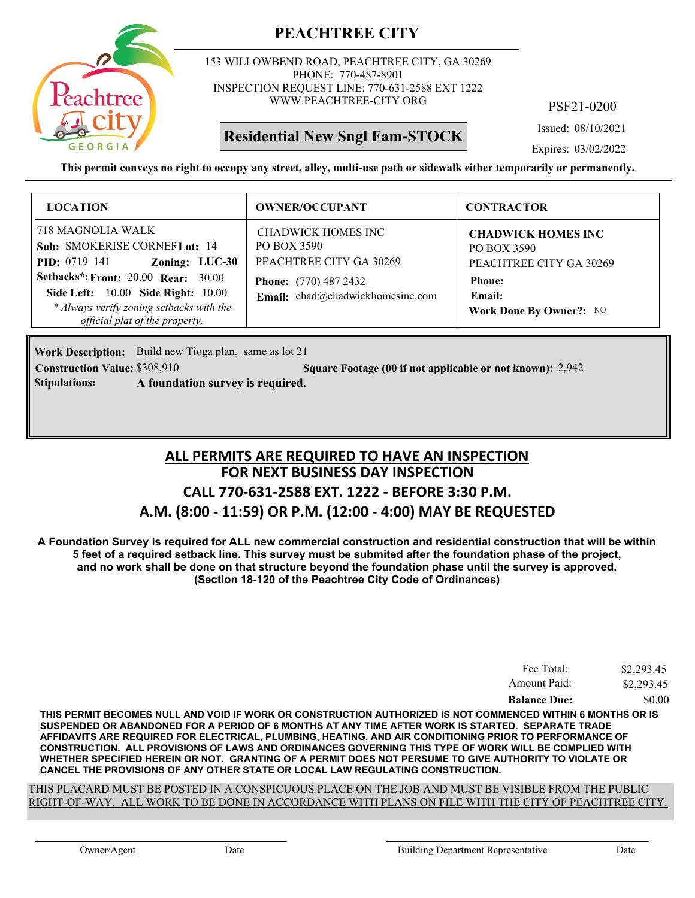# PEACHTREE CITY

153 WILLOWBEND ROAD, PEACHTREE CITY, GA 30269
PHONE: 770-487-8901
INSPECTION REQUEST LINE: 770-631-2588 EXT 1222
WWW.PEACHTREE-CITY.ORG

PSF21-0200

**Residential New Sngl Fam-STOCK**

Issued: 08/10/2021

Expires: 03/02/2022

**This permit conveys no right to occupy any street, alley, multi-use path or sidewalk either temporarily or permanently.**

| LOCATION | OWNER/OCCUPANT | CONTRACTOR |
|---|---|---|
| 718 MAGNOLIA WALK<br>**Sub:** SMOKERISE CORNER **Lot:** 14<br>**PID:** 0719 141 **Zoning:** LUC-30<br>**Setbacks*: Front:** 20.00 **Rear:** 30.00<br>**Side Left:** 10.00 **Side Right:** 10.00<br>*\* Always verify zoning setbacks with the official plat of the property.* | CHADWICK HOMES INC<br>PO BOX 3590<br>PEACHTREE CITY GA 30269<br>**Phone:** (770) 487 2432<br>**Email:** chad@chadwickhomesinc.com | **CHADWICK HOMES INC**<br>PO BOX 3590<br>PEACHTREE CITY GA 30269<br>**Phone:**<br>**Email:**<br>**Work Done By Owner?:** NO |

**Work Description:** Build new Tioga plan, same as lot 21

**Construction Value:** $308,910 **Square Footage (00 if not applicable or not known):** 2,942

**Stipulations:** **A foundation survey is required.**

## ALL PERMITS ARE REQUIRED TO HAVE AN INSPECTION
## FOR NEXT BUSINESS DAY INSPECTION
## CALL 770-631-2588 EXT. 1222 - BEFORE 3:30 P.M.
## A.M. (8:00 - 11:59) OR P.M. (12:00 - 4:00) MAY BE REQUESTED

**A Foundation Survey is required for ALL new commercial construction and residential construction that will be within 5 feet of a required setback line. This survey must be submited after the foundation phase of the project, and no work shall be done on that structure beyond the foundation phase until the survey is approved. (Section 18-120 of the Peachtree City Code of Ordinances)**

| | |
|---|---|
| Fee Total: | $2,293.45 |
| Amount Paid: | $2,293.45 |
| **Balance Due:** | $0.00 |

**THIS PERMIT BECOMES NULL AND VOID IF WORK OR CONSTRUCTION AUTHORIZED IS NOT COMMENCED WITHIN 6 MONTHS OR IS SUSPENDED OR ABANDONED FOR A PERIOD OF 6 MONTHS AT ANY TIME AFTER WORK IS STARTED. SEPARATE TRADE AFFIDAVITS ARE REQUIRED FOR ELECTRICAL, PLUMBING, HEATING, AND AIR CONDITIONING PRIOR TO PERFORMANCE OF CONSTRUCTION. ALL PROVISIONS OF LAWS AND ORDINANCES GOVERNING THIS TYPE OF WORK WILL BE COMPLIED WITH WHETHER SPECIFIED HEREIN OR NOT. GRANTING OF A PERMIT DOES NOT PERSUME TO GIVE AUTHORITY TO VIOLATE OR CANCEL THE PROVISIONS OF ANY OTHER STATE OR LOCAL LAW REGULATING CONSTRUCTION.**

THIS PLACARD MUST BE POSTED IN A CONSPICUOUS PLACE ON THE JOB AND MUST BE VISIBLE FROM THE PUBLIC RIGHT-OF-WAY. ALL WORK TO BE DONE IN ACCORDANCE WITH PLANS ON FILE WITH THE CITY OF PEACHTREE CITY.

Owner/Agent Date Building Department Representative Date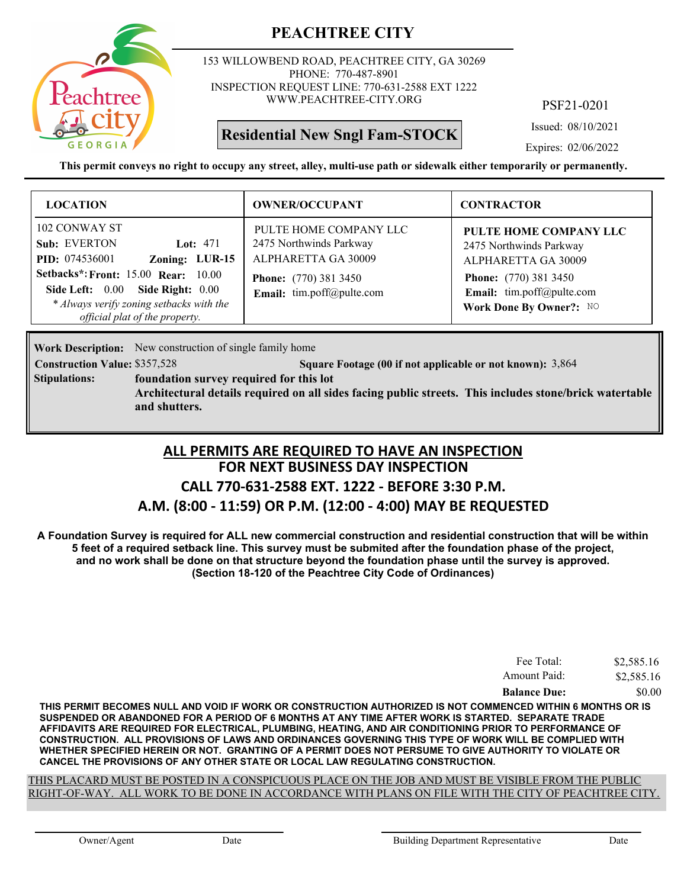# PEACHTREE CITY

153 WILLOWBEND ROAD, PEACHTREE CITY, GA 30269
PHONE: 770-487-8901
INSPECTION REQUEST LINE: 770-631-2588 EXT 1222
WWW.PEACHTREE-CITY.ORG

PSF21-0201

**Residential New Sngl Fam-STOCK**

Issued: 08/10/2021
Expires: 02/06/2022

**This permit conveys no right to occupy any street, alley, multi-use path or sidewalk either temporarily or permanently.**

| LOCATION | OWNER/OCCUPANT | CONTRACTOR |
|---|---|---|
| 102 CONWAY ST<br>**Sub:** EVERTON **Lot:** 471<br>**PID:** 074536001 **Zoning:** **LUR-15**<br>**Setbacks*:** **Front:** 15.00 **Rear:** 10.00<br>**Side Left:** 0.00 **Side Right:** 0.00<br>*\* Always verify zoning setbacks with the official plat of the property.* | PULTE HOME COMPANY LLC<br>2475 Northwinds Parkway<br>ALPHARETTA GA 30009<br>**Phone:** (770) 381 3450<br>**Email:** tim.poff@pulte.com | **PULTE HOME COMPANY LLC**<br>2475 Northwinds Parkway<br>ALPHARETTA GA 30009<br>**Phone:** (770) 381 3450<br>**Email:** tim.poff@pulte.com<br>**Work Done By Owner?:** NO |

**Work Description:** New construction of single family home
**Construction Value:** $357,528 **Square Footage (00 if not applicable or not known):** 3,864
**Stipulations:** **foundation survey required for this lot**
**Architectural details required on all sides facing public streets. This includes stone/brick watertable and shutters.**

## ALL PERMITS ARE REQUIRED TO HAVE AN INSPECTION
## FOR NEXT BUSINESS DAY INSPECTION
## CALL 770-631-2588 EXT. 1222 - BEFORE 3:30 P.M.
## A.M. (8:00 - 11:59) OR P.M. (12:00 - 4:00) MAY BE REQUESTED

**A Foundation Survey is required for ALL new commercial construction and residential construction that will be within 5 feet of a required setback line. This survey must be submited after the foundation phase of the project, and no work shall be done on that structure beyond the foundation phase until the survey is approved. (Section 18-120 of the Peachtree City Code of Ordinances)**

| | |
|---|---|
| Fee Total: | $2,585.16 |
| Amount Paid: | $2,585.16 |
| **Balance Due:** | $0.00 |

**THIS PERMIT BECOMES NULL AND VOID IF WORK OR CONSTRUCTION AUTHORIZED IS NOT COMMENCED WITHIN 6 MONTHS OR IS SUSPENDED OR ABANDONED FOR A PERIOD OF 6 MONTHS AT ANY TIME AFTER WORK IS STARTED. SEPARATE TRADE AFFIDAVITS ARE REQUIRED FOR ELECTRICAL, PLUMBING, HEATING, AND AIR CONDITIONING PRIOR TO PERFORMANCE OF CONSTRUCTION. ALL PROVISIONS OF LAWS AND ORDINANCES GOVERNING THIS TYPE OF WORK WILL BE COMPLIED WITH WHETHER SPECIFIED HEREIN OR NOT. GRANTING OF A PERMIT DOES NOT PERSUME TO GIVE AUTHORITY TO VIOLATE OR CANCEL THE PROVISIONS OF ANY OTHER STATE OR LOCAL LAW REGULATING CONSTRUCTION.**

THIS PLACARD MUST BE POSTED IN A CONSPICUOUS PLACE ON THE JOB AND MUST BE VISIBLE FROM THE PUBLIC RIGHT-OF-WAY. ALL WORK TO BE DONE IN ACCORDANCE WITH PLANS ON FILE WITH THE CITY OF PEACHTREE CITY.

Owner/Agent Date Building Department Representative Date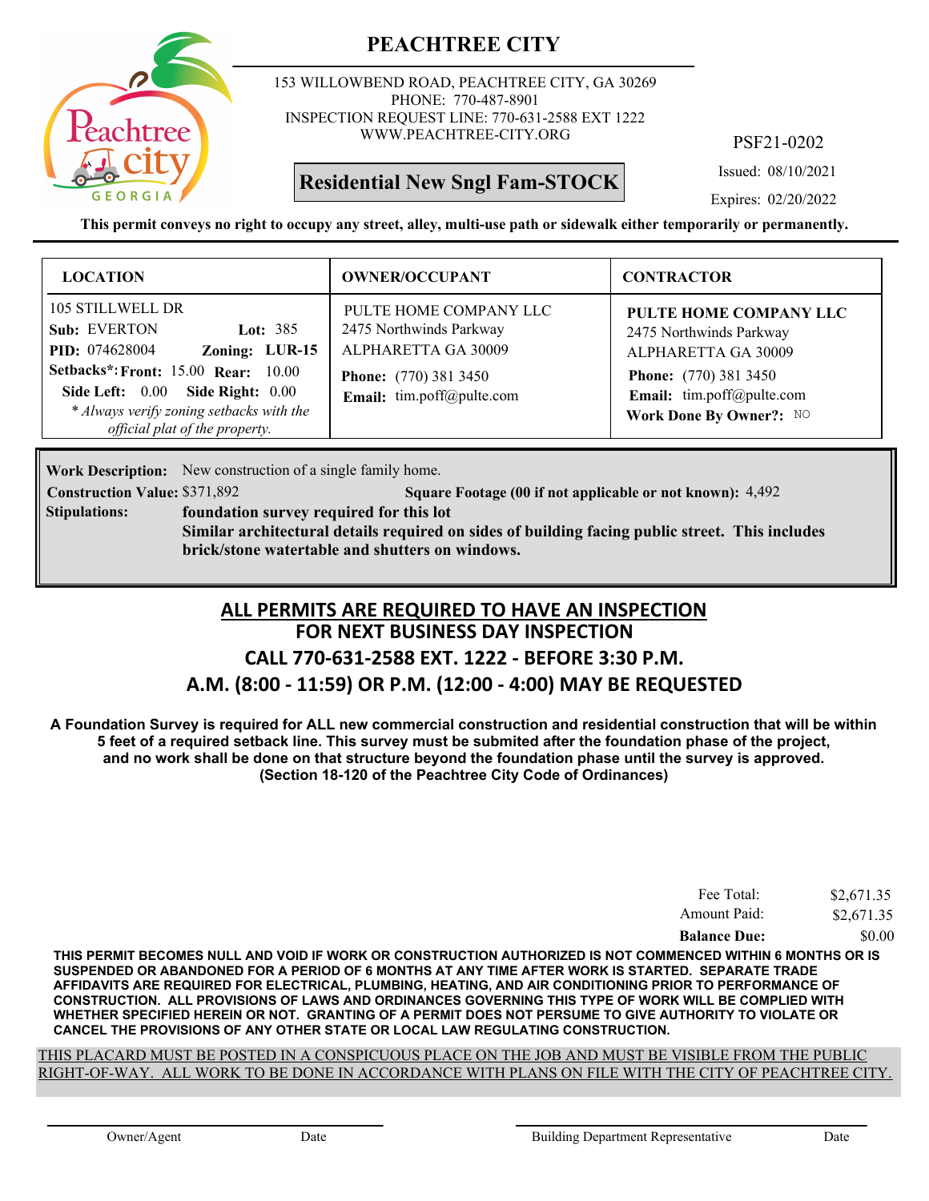# PEACHTREE CITY

153 WILLOWBEND ROAD, PEACHTREE CITY, GA 30269
PHONE: 770-487-8901
INSPECTION REQUEST LINE: 770-631-2588 EXT 1222
WWW.PEACHTREE-CITY.ORG

PSF21-0202

**Residential New Sngl Fam-STOCK**

Issued: 08/10/2021

Expires: 02/20/2022

**This permit conveys no right to occupy any street, alley, multi-use path or sidewalk either temporarily or permanently.**

| LOCATION | OWNER/OCCUPANT | CONTRACTOR |
|---|---|---|
| 105 STILLWELL DR<br>**Sub:** EVERTON **Lot:** 385<br>**PID:** 074628004 **Zoning:** LUR-15<br>**Setbacks*: Front:** 15.00 **Rear:** 10.00<br>**Side Left:** 0.00 **Side Right:** 0.00<br>*\* Always verify zoning setbacks with the official plat of the property.* | PULTE HOME COMPANY LLC<br>2475 Northwinds Parkway<br>ALPHARETTA GA 30009<br>**Phone:** (770) 381 3450<br>**Email:** tim.poff@pulte.com | **PULTE HOME COMPANY LLC**<br>2475 Northwinds Parkway<br>ALPHARETTA GA 30009<br>**Phone:** (770) 381 3450<br>**Email:** tim.poff@pulte.com<br>**Work Done By Owner?:** NO |

**Work Description:** New construction of a single family home.

**Construction Value:** $371,892 **Square Footage (00 if not applicable or not known):** 4,492

**Stipulations:** **foundation survey required for this lot**
**Similar architectural details required on sides of building facing public street. This includes brick/stone watertable and shutters on windows.**

## ALL PERMITS ARE REQUIRED TO HAVE AN INSPECTION
## FOR NEXT BUSINESS DAY INSPECTION
## CALL 770-631-2588 EXT. 1222 - BEFORE 3:30 P.M.
## A.M. (8:00 - 11:59) OR P.M. (12:00 - 4:00) MAY BE REQUESTED

**A Foundation Survey is required for ALL new commercial construction and residential construction that will be within 5 feet of a required setback line. This survey must be submited after the foundation phase of the project, and no work shall be done on that structure beyond the foundation phase until the survey is approved. (Section 18-120 of the Peachtree City Code of Ordinances)**

| | |
|---|---|
| Fee Total: | $2,671.35 |
| Amount Paid: | $2,671.35 |
| **Balance Due:** | $0.00 |

**THIS PERMIT BECOMES NULL AND VOID IF WORK OR CONSTRUCTION AUTHORIZED IS NOT COMMENCED WITHIN 6 MONTHS OR IS SUSPENDED OR ABANDONED FOR A PERIOD OF 6 MONTHS AT ANY TIME AFTER WORK IS STARTED. SEPARATE TRADE AFFIDAVITS ARE REQUIRED FOR ELECTRICAL, PLUMBING, HEATING, AND AIR CONDITIONING PRIOR TO PERFORMANCE OF CONSTRUCTION. ALL PROVISIONS OF LAWS AND ORDINANCES GOVERNING THIS TYPE OF WORK WILL BE COMPLIED WITH WHETHER SPECIFIED HEREIN OR NOT. GRANTING OF A PERMIT DOES NOT PERSUME TO GIVE AUTHORITY TO VIOLATE OR CANCEL THE PROVISIONS OF ANY OTHER STATE OR LOCAL LAW REGULATING CONSTRUCTION.**

THIS PLACARD MUST BE POSTED IN A CONSPICUOUS PLACE ON THE JOB AND MUST BE VISIBLE FROM THE PUBLIC RIGHT-OF-WAY. ALL WORK TO BE DONE IN ACCORDANCE WITH PLANS ON FILE WITH THE CITY OF PEACHTREE CITY.

Owner/Agent Date Building Department Representative Date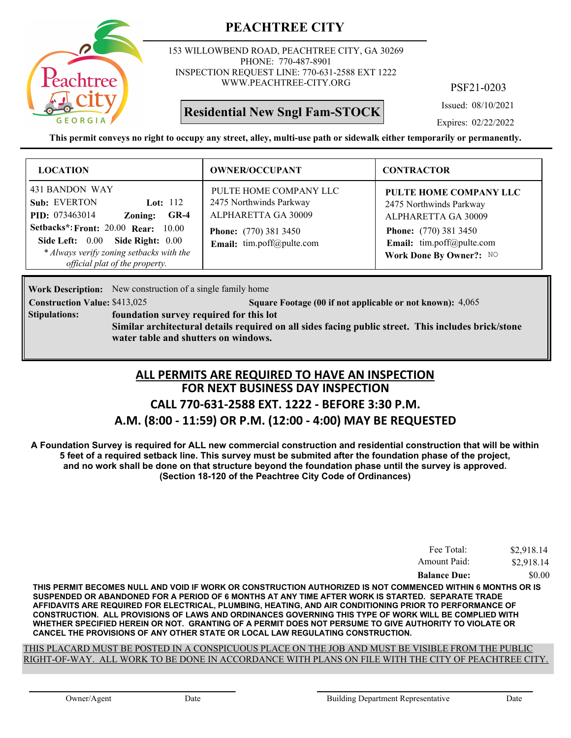# PEACHTREE CITY

153 WILLOWBEND ROAD, PEACHTREE CITY, GA 30269
PHONE: 770-487-8901
INSPECTION REQUEST LINE: 770-631-2588 EXT 1222
WWW.PEACHTREE-CITY.ORG

PSF21-0203

**Residential New Sngl Fam-STOCK**

Issued: 08/10/2021

Expires: 02/22/2022

**This permit conveys no right to occupy any street, alley, multi-use path or sidewalk either temporarily or permanently.**

| LOCATION | OWNER/OCCUPANT | CONTRACTOR |
|---|---|---|
| 431 BANDON WAY<br>**Sub:** EVERTON **Lot:** 112<br>**PID:** 073463014 **Zoning:** **GR-4**<br>**Setbacks*: Front:** 20.00 **Rear:** 10.00<br>**Side Left:** 0.00 **Side Right:** 0.00<br>*\* Always verify zoning setbacks with the official plat of the property.* | PULTE HOME COMPANY LLC<br>2475 Northwinds Parkway<br>ALPHARETTA GA 30009<br>**Phone:** (770) 381 3450<br>**Email:** tim.poff@pulte.com | **PULTE HOME COMPANY LLC**<br>2475 Northwinds Parkway<br>ALPHARETTA GA 30009<br>**Phone:** (770) 381 3450<br>**Email:** tim.poff@pulte.com<br>**Work Done By Owner?:** NO |

**Work Description:** New construction of a single family home

**Construction Value:** $413,025 **Square Footage (00 if not applicable or not known):** 4,065

**Stipulations:** **foundation survey required for this lot**
**Similar architectural details required on all sides facing public street. This includes brick/stone water table and shutters on windows.**

## ALL PERMITS ARE REQUIRED TO HAVE AN INSPECTION
## FOR NEXT BUSINESS DAY INSPECTION
## CALL 770-631-2588 EXT. 1222 - BEFORE 3:30 P.M.
## A.M. (8:00 - 11:59) OR P.M. (12:00 - 4:00) MAY BE REQUESTED

**A Foundation Survey is required for ALL new commercial construction and residential construction that will be within 5 feet of a required setback line. This survey must be submited after the foundation phase of the project, and no work shall be done on that structure beyond the foundation phase until the survey is approved. (Section 18-120 of the Peachtree City Code of Ordinances)**

| | |
|---|---|
| Fee Total: | $2,918.14 |
| Amount Paid: | $2,918.14 |
| **Balance Due:** | $0.00 |

**THIS PERMIT BECOMES NULL AND VOID IF WORK OR CONSTRUCTION AUTHORIZED IS NOT COMMENCED WITHIN 6 MONTHS OR IS SUSPENDED OR ABANDONED FOR A PERIOD OF 6 MONTHS AT ANY TIME AFTER WORK IS STARTED. SEPARATE TRADE AFFIDAVITS ARE REQUIRED FOR ELECTRICAL, PLUMBING, HEATING, AND AIR CONDITIONING PRIOR TO PERFORMANCE OF CONSTRUCTION. ALL PROVISIONS OF LAWS AND ORDINANCES GOVERNING THIS TYPE OF WORK WILL BE COMPLIED WITH WHETHER SPECIFIED HEREIN OR NOT. GRANTING OF A PERMIT DOES NOT PERSUME TO GIVE AUTHORITY TO VIOLATE OR CANCEL THE PROVISIONS OF ANY OTHER STATE OR LOCAL LAW REGULATING CONSTRUCTION.**

THIS PLACARD MUST BE POSTED IN A CONSPICUOUS PLACE ON THE JOB AND MUST BE VISIBLE FROM THE PUBLIC RIGHT-OF-WAY. ALL WORK TO BE DONE IN ACCORDANCE WITH PLANS ON FILE WITH THE CITY OF PEACHTREE CITY.

Owner/Agent Date Building Department Representative Date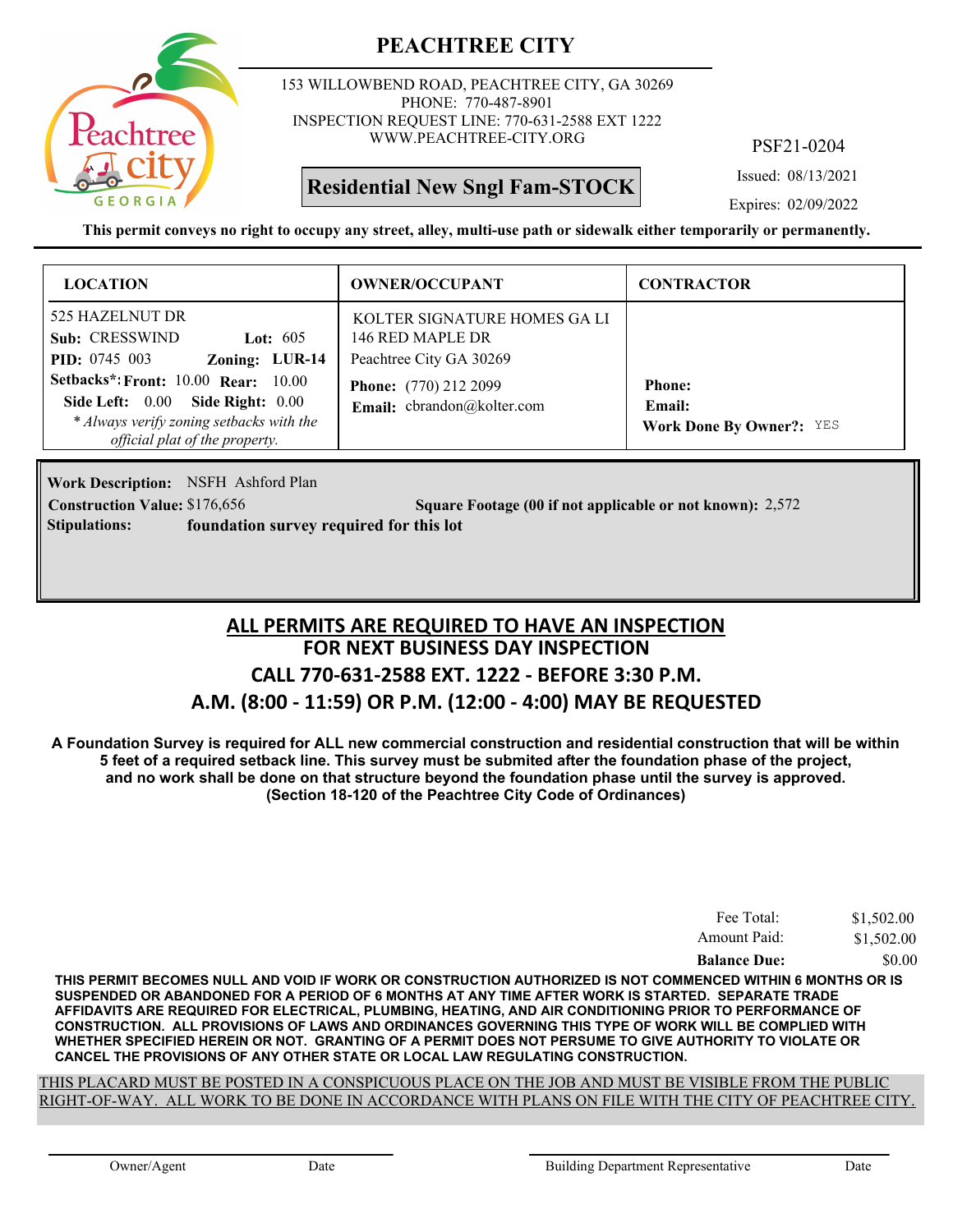# PEACHTREE CITY

153 WILLOWBEND ROAD, PEACHTREE CITY, GA 30269
PHONE: 770-487-8901
INSPECTION REQUEST LINE: 770-631-2588 EXT 1222
WWW.PEACHTREE-CITY.ORG

PSF21-0204

**Residential New Sngl Fam-STOCK**

Issued: 08/13/2021
Expires: 02/09/2022

**This permit conveys no right to occupy any street, alley, multi-use path or sidewalk either temporarily or permanently.**

| LOCATION | OWNER/OCCUPANT | CONTRACTOR |
|---|---|---|
| 525 HAZELNUT DR<br>**Sub:** CRESSWIND **Lot:** 605<br>**PID:** 0745 003 **Zoning:** LUR-14<br>**Setbacks*: Front:** 10.00 **Rear:** 10.00<br>**Side Left:** 0.00 **Side Right:** 0.00<br>*\* Always verify zoning setbacks with the official plat of the property.* | KOLTER SIGNATURE HOMES GA LI<br>146 RED MAPLE DR<br>Peachtree City GA 30269<br>**Phone:** (770) 212 2099<br>**Email:** cbrandon@kolter.com | **Phone:**<br>**Email:**<br>**Work Done By Owner?:** YES |

**Work Description:** NSFH Ashford Plan
**Construction Value:** $176,656 **Square Footage (00 if not applicable or not known):** 2,572
**Stipulations:** **foundation survey required for this lot**

## ALL PERMITS ARE REQUIRED TO HAVE AN INSPECTION
## FOR NEXT BUSINESS DAY INSPECTION
## CALL 770-631-2588 EXT. 1222 - BEFORE 3:30 P.M.
## A.M. (8:00 - 11:59) OR P.M. (12:00 - 4:00) MAY BE REQUESTED

**A Foundation Survey is required for ALL new commercial construction and residential construction that will be within 5 feet of a required setback line. This survey must be submited after the foundation phase of the project, and no work shall be done on that structure beyond the foundation phase until the survey is approved. (Section 18-120 of the Peachtree City Code of Ordinances)**

| | |
|---|---|
| Fee Total: | $1,502.00 |
| Amount Paid: | $1,502.00 |
| **Balance Due:** | $0.00 |

**THIS PERMIT BECOMES NULL AND VOID IF WORK OR CONSTRUCTION AUTHORIZED IS NOT COMMENCED WITHIN 6 MONTHS OR IS SUSPENDED OR ABANDONED FOR A PERIOD OF 6 MONTHS AT ANY TIME AFTER WORK IS STARTED. SEPARATE TRADE AFFIDAVITS ARE REQUIRED FOR ELECTRICAL, PLUMBING, HEATING, AND AIR CONDITIONING PRIOR TO PERFORMANCE OF CONSTRUCTION. ALL PROVISIONS OF LAWS AND ORDINANCES GOVERNING THIS TYPE OF WORK WILL BE COMPLIED WITH WHETHER SPECIFIED HEREIN OR NOT. GRANTING OF A PERMIT DOES NOT PERSUME TO GIVE AUTHORITY TO VIOLATE OR CANCEL THE PROVISIONS OF ANY OTHER STATE OR LOCAL LAW REGULATING CONSTRUCTION.**

THIS PLACARD MUST BE POSTED IN A CONSPICUOUS PLACE ON THE JOB AND MUST BE VISIBLE FROM THE PUBLIC RIGHT-OF-WAY. ALL WORK TO BE DONE IN ACCORDANCE WITH PLANS ON FILE WITH THE CITY OF PEACHTREE CITY.

Owner/Agent &nbsp;&nbsp;&nbsp;&nbsp; Date &nbsp;&nbsp;&nbsp;&nbsp; Building Department Representative &nbsp;&nbsp;&nbsp;&nbsp; Date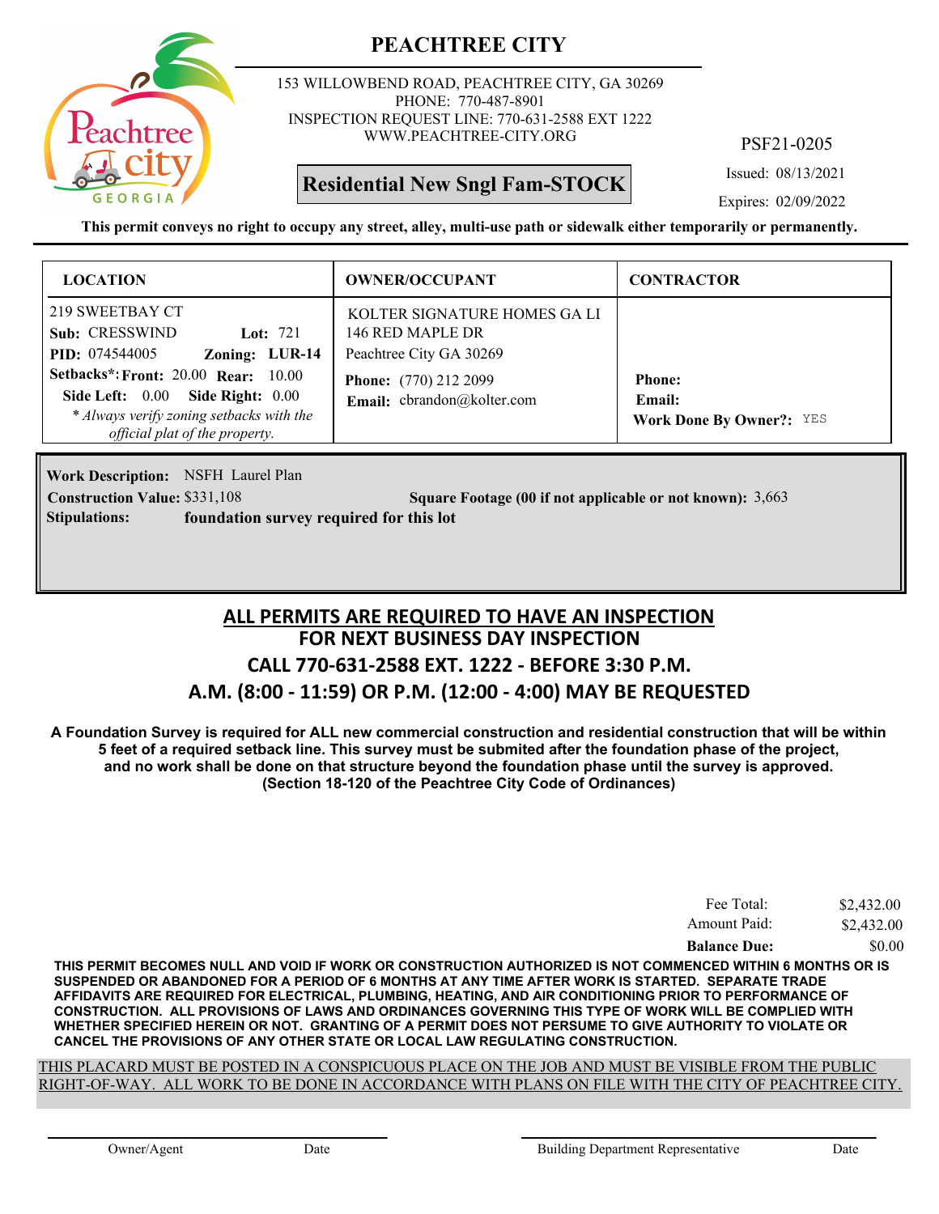# PEACHTREE CITY

153 WILLOWBEND ROAD, PEACHTREE CITY, GA 30269
PHONE: 770-487-8901
INSPECTION REQUEST LINE: 770-631-2588 EXT 1222
WWW.PEACHTREE-CITY.ORG

PSF21-0205

**Residential New Sngl Fam-STOCK**

Issued: 08/13/2021

Expires: 02/09/2022

**This permit conveys no right to occupy any street, alley, multi-use path or sidewalk either temporarily or permanently.**

| LOCATION | OWNER/OCCUPANT | CONTRACTOR |
|---|---|---|
| 219 SWEETBAY CT<br>**Sub:** CRESSWIND **Lot:** 721<br>**PID:** 074544005 **Zoning:** **LUR-14**<br>**Setbacks\*: Front:** 20.00 **Rear:** 10.00<br>**Side Left:** 0.00 **Side Right:** 0.00<br>*\* Always verify zoning setbacks with the official plat of the property.* | KOLTER SIGNATURE HOMES GA LI<br>146 RED MAPLE DR<br>Peachtree City GA 30269<br>**Phone:** (770) 212 2099<br>**Email:** cbrandon@kolter.com | **Phone:**<br>**Email:**<br>**Work Done By Owner?:** YES |

**Work Description:** NSFH Laurel Plan
**Construction Value:** $331,108 **Square Footage (00 if not applicable or not known):** 3,663
**Stipulations:** **foundation survey required for this lot**

## ALL PERMITS ARE REQUIRED TO HAVE AN INSPECTION
## FOR NEXT BUSINESS DAY INSPECTION
## CALL 770-631-2588 EXT. 1222 - BEFORE 3:30 P.M.
## A.M. (8:00 - 11:59) OR P.M. (12:00 - 4:00) MAY BE REQUESTED

**A Foundation Survey is required for ALL new commercial construction and residential construction that will be within 5 feet of a required setback line. This survey must be submited after the foundation phase of the project, and no work shall be done on that structure beyond the foundation phase until the survey is approved. (Section 18-120 of the Peachtree City Code of Ordinances)**

| | |
|---|---|
| Fee Total: | $2,432.00 |
| Amount Paid: | $2,432.00 |
| **Balance Due:** | $0.00 |

**THIS PERMIT BECOMES NULL AND VOID IF WORK OR CONSTRUCTION AUTHORIZED IS NOT COMMENCED WITHIN 6 MONTHS OR IS SUSPENDED OR ABANDONED FOR A PERIOD OF 6 MONTHS AT ANY TIME AFTER WORK IS STARTED. SEPARATE TRADE AFFIDAVITS ARE REQUIRED FOR ELECTRICAL, PLUMBING, HEATING, AND AIR CONDITIONING PRIOR TO PERFORMANCE OF CONSTRUCTION. ALL PROVISIONS OF LAWS AND ORDINANCES GOVERNING THIS TYPE OF WORK WILL BE COMPLIED WITH WHETHER SPECIFIED HEREIN OR NOT. GRANTING OF A PERMIT DOES NOT PERSUME TO GIVE AUTHORITY TO VIOLATE OR CANCEL THE PROVISIONS OF ANY OTHER STATE OR LOCAL LAW REGULATING CONSTRUCTION.**

THIS PLACARD MUST BE POSTED IN A CONSPICUOUS PLACE ON THE JOB AND MUST BE VISIBLE FROM THE PUBLIC RIGHT-OF-WAY. ALL WORK TO BE DONE IN ACCORDANCE WITH PLANS ON FILE WITH THE CITY OF PEACHTREE CITY.

Owner/Agent Date Building Department Representative Date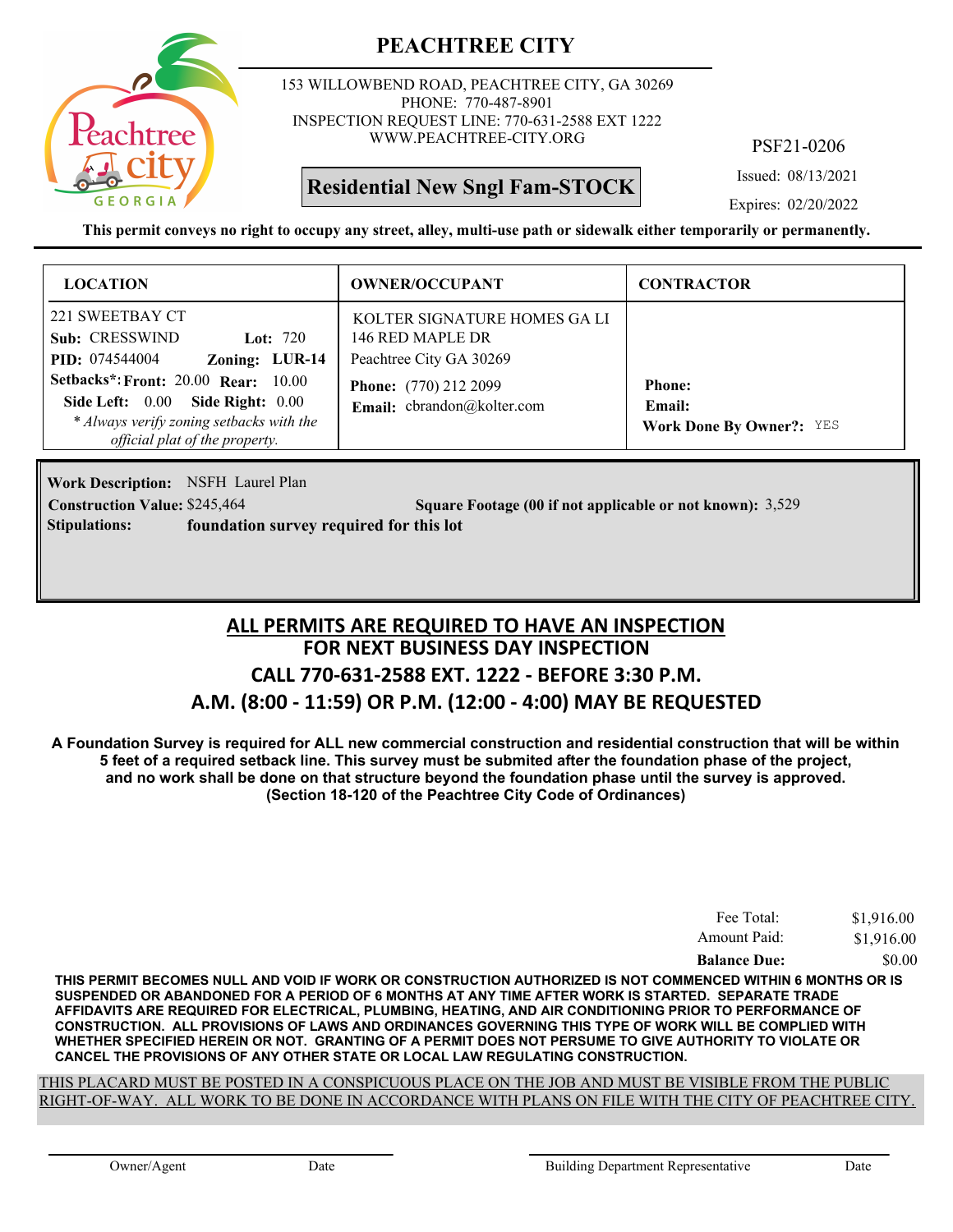# PEACHTREE CITY

153 WILLOWBEND ROAD, PEACHTREE CITY, GA 30269
PHONE: 770-487-8901
INSPECTION REQUEST LINE: 770-631-2588 EXT 1222
WWW.PEACHTREE-CITY.ORG

PSF21-0206

**Residential New Sngl Fam-STOCK**

Issued: 08/13/2021

Expires: 02/20/2022

**This permit conveys no right to occupy any street, alley, multi-use path or sidewalk either temporarily or permanently.**

| LOCATION | OWNER/OCCUPANT | CONTRACTOR |
|---|---|---|
| 221 SWEETBAY CT<br>**Sub:** CRESSWIND **Lot:** 720<br>**PID:** 074544004 **Zoning:** **LUR-14**<br>**Setbacks*:** **Front:** 20.00 **Rear:** 10.00<br>**Side Left:** 0.00 **Side Right:** 0.00<br>*\* Always verify zoning setbacks with the official plat of the property.* | KOLTER SIGNATURE HOMES GA LI<br>146 RED MAPLE DR<br>Peachtree City GA 30269<br>**Phone:** (770) 212 2099<br>**Email:** cbrandon@kolter.com | **Phone:**<br>**Email:**<br>**Work Done By Owner?:** YES |

**Work Description:** NSFH Laurel Plan

**Construction Value:** $245,464 **Square Footage (00 if not applicable or not known):** 3,529

**Stipulations:** **foundation survey required for this lot**

## ALL PERMITS ARE REQUIRED TO HAVE AN INSPECTION
## FOR NEXT BUSINESS DAY INSPECTION
## CALL 770-631-2588 EXT. 1222 - BEFORE 3:30 P.M.
## A.M. (8:00 - 11:59) OR P.M. (12:00 - 4:00) MAY BE REQUESTED

**A Foundation Survey is required for ALL new commercial construction and residential construction that will be within 5 feet of a required setback line. This survey must be submited after the foundation phase of the project, and no work shall be done on that structure beyond the foundation phase until the survey is approved. (Section 18-120 of the Peachtree City Code of Ordinances)**

| | |
|---|---|
| Fee Total: | $1,916.00 |
| Amount Paid: | $1,916.00 |
| **Balance Due:** | $0.00 |

**THIS PERMIT BECOMES NULL AND VOID IF WORK OR CONSTRUCTION AUTHORIZED IS NOT COMMENCED WITHIN 6 MONTHS OR IS SUSPENDED OR ABANDONED FOR A PERIOD OF 6 MONTHS AT ANY TIME AFTER WORK IS STARTED. SEPARATE TRADE AFFIDAVITS ARE REQUIRED FOR ELECTRICAL, PLUMBING, HEATING, AND AIR CONDITIONING PRIOR TO PERFORMANCE OF CONSTRUCTION. ALL PROVISIONS OF LAWS AND ORDINANCES GOVERNING THIS TYPE OF WORK WILL BE COMPLIED WITH WHETHER SPECIFIED HEREIN OR NOT. GRANTING OF A PERMIT DOES NOT PERSUME TO GIVE AUTHORITY TO VIOLATE OR CANCEL THE PROVISIONS OF ANY OTHER STATE OR LOCAL LAW REGULATING CONSTRUCTION.**

THIS PLACARD MUST BE POSTED IN A CONSPICUOUS PLACE ON THE JOB AND MUST BE VISIBLE FROM THE PUBLIC RIGHT-OF-WAY. ALL WORK TO BE DONE IN ACCORDANCE WITH PLANS ON FILE WITH THE CITY OF PEACHTREE CITY.

Owner/Agent Date Building Department Representative Date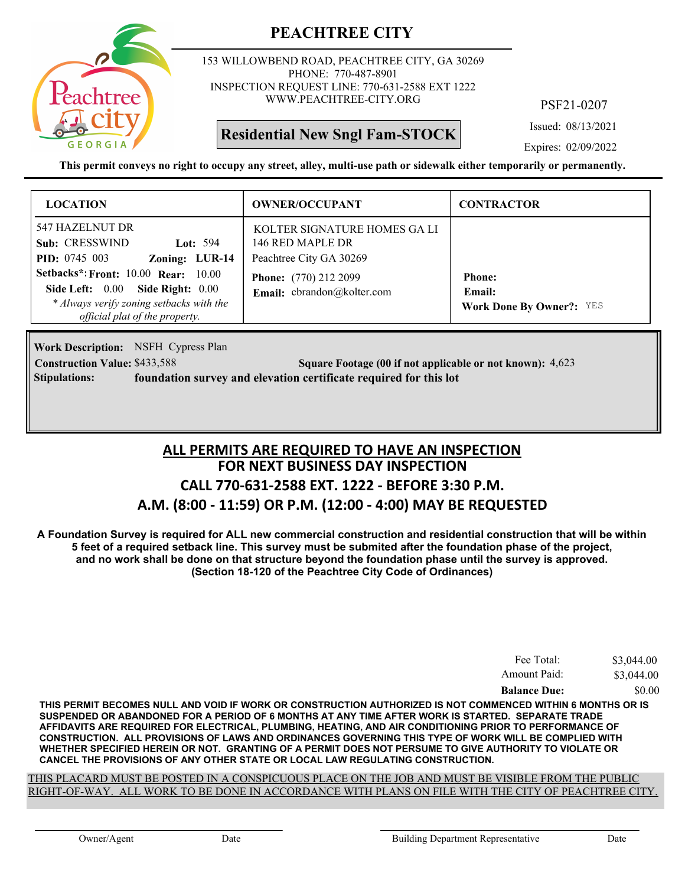# PEACHTREE CITY

153 WILLOWBEND ROAD, PEACHTREE CITY, GA 30269
PHONE: 770-487-8901
INSPECTION REQUEST LINE: 770-631-2588 EXT 1222
WWW.PEACHTREE-CITY.ORG

PSF21-0207

**Residential New Sngl Fam-STOCK**

Issued: 08/13/2021
Expires: 02/09/2022

**This permit conveys no right to occupy any street, alley, multi-use path or sidewalk either temporarily or permanently.**

| LOCATION | OWNER/OCCUPANT | CONTRACTOR |
|---|---|---|
| 547 HAZELNUT DR<br>**Sub:** CRESSWIND **Lot:** 594<br>**PID:** 0745 003 **Zoning:** LUR-14<br>**Setbacks*:** **Front:** 10.00 **Rear:** 10.00<br>**Side Left:** 0.00 **Side Right:** 0.00<br>*\* Always verify zoning setbacks with the official plat of the property.* | KOLTER SIGNATURE HOMES GA LI<br>146 RED MAPLE DR<br>Peachtree City GA 30269<br>**Phone:** (770) 212 2099<br>**Email:** cbrandon@kolter.com | **Phone:**<br>**Email:**<br>**Work Done By Owner?:** YES |

**Work Description:** NSFH Cypress Plan
**Construction Value:** $433,588 **Square Footage (00 if not applicable or not known):** 4,623
**Stipulations:** **foundation survey and elevation certificate required for this lot**

## ALL PERMITS ARE REQUIRED TO HAVE AN INSPECTION
## FOR NEXT BUSINESS DAY INSPECTION
## CALL 770-631-2588 EXT. 1222 - BEFORE 3:30 P.M.
## A.M. (8:00 - 11:59) OR P.M. (12:00 - 4:00) MAY BE REQUESTED

**A Foundation Survey is required for ALL new commercial construction and residential construction that will be within 5 feet of a required setback line. This survey must be submited after the foundation phase of the project, and no work shall be done on that structure beyond the foundation phase until the survey is approved. (Section 18-120 of the Peachtree City Code of Ordinances)**

| | |
|---|---|
| Fee Total: | $3,044.00 |
| Amount Paid: | $3,044.00 |
| **Balance Due:** | $0.00 |

**THIS PERMIT BECOMES NULL AND VOID IF WORK OR CONSTRUCTION AUTHORIZED IS NOT COMMENCED WITHIN 6 MONTHS OR IS SUSPENDED OR ABANDONED FOR A PERIOD OF 6 MONTHS AT ANY TIME AFTER WORK IS STARTED. SEPARATE TRADE AFFIDAVITS ARE REQUIRED FOR ELECTRICAL, PLUMBING, HEATING, AND AIR CONDITIONING PRIOR TO PERFORMANCE OF CONSTRUCTION. ALL PROVISIONS OF LAWS AND ORDINANCES GOVERNING THIS TYPE OF WORK WILL BE COMPLIED WITH WHETHER SPECIFIED HEREIN OR NOT. GRANTING OF A PERMIT DOES NOT PERSUME TO GIVE AUTHORITY TO VIOLATE OR CANCEL THE PROVISIONS OF ANY OTHER STATE OR LOCAL LAW REGULATING CONSTRUCTION.**

THIS PLACARD MUST BE POSTED IN A CONSPICUOUS PLACE ON THE JOB AND MUST BE VISIBLE FROM THE PUBLIC RIGHT-OF-WAY. ALL WORK TO BE DONE IN ACCORDANCE WITH PLANS ON FILE WITH THE CITY OF PEACHTREE CITY.

Owner/Agent Date Building Department Representative Date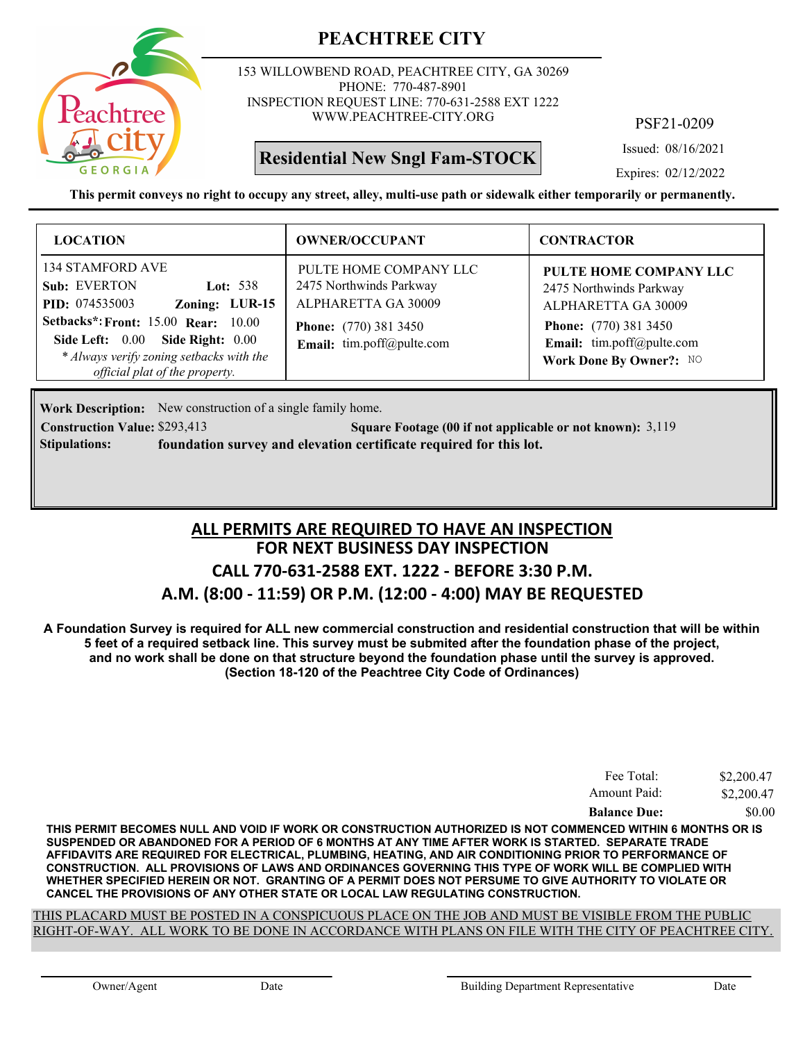# PEACHTREE CITY

153 WILLOWBEND ROAD, PEACHTREE CITY, GA 30269
PHONE: 770-487-8901
INSPECTION REQUEST LINE: 770-631-2588 EXT 1222
WWW.PEACHTREE-CITY.ORG

**Residential New Sngl Fam-STOCK**

PSF21-0209

Issued: 08/16/2021

Expires: 02/12/2022

**This permit conveys no right to occupy any street, alley, multi-use path or sidewalk either temporarily or permanently.**

| LOCATION | OWNER/OCCUPANT | CONTRACTOR |
|---|---|---|
| 134 STAMFORD AVE<br>**Sub:** EVERTON **Lot:** 538<br>**PID:** 074535003 **Zoning: LUR-15**<br>**Setbacks*: Front:** 15.00 **Rear:** 10.00<br>**Side Left:** 0.00 **Side Right:** 0.00<br>*\* Always verify zoning setbacks with the official plat of the property.* | PULTE HOME COMPANY LLC<br>2475 Northwinds Parkway<br>ALPHARETTA GA 30009<br>**Phone:** (770) 381 3450<br>**Email:** tim.poff@pulte.com | **PULTE HOME COMPANY LLC**<br>2475 Northwinds Parkway<br>ALPHARETTA GA 30009<br>**Phone:** (770) 381 3450<br>**Email:** tim.poff@pulte.com<br>**Work Done By Owner?:** NO |

**Work Description:** New construction of a single family home.

**Construction Value:** $293,413 **Square Footage (00 if not applicable or not known):** 3,119

**Stipulations:** **foundation survey and elevation certificate required for this lot.**

## ALL PERMITS ARE REQUIRED TO HAVE AN INSPECTION
## FOR NEXT BUSINESS DAY INSPECTION
## CALL 770-631-2588 EXT. 1222 - BEFORE 3:30 P.M.
## A.M. (8:00 - 11:59) OR P.M. (12:00 - 4:00) MAY BE REQUESTED

**A Foundation Survey is required for ALL new commercial construction and residential construction that will be within 5 feet of a required setback line. This survey must be submited after the foundation phase of the project, and no work shall be done on that structure beyond the foundation phase until the survey is approved. (Section 18-120 of the Peachtree City Code of Ordinances)**

| | |
|---|---|
| Fee Total: | $2,200.47 |
| Amount Paid: | $2,200.47 |
| **Balance Due:** | $0.00 |

**THIS PERMIT BECOMES NULL AND VOID IF WORK OR CONSTRUCTION AUTHORIZED IS NOT COMMENCED WITHIN 6 MONTHS OR IS SUSPENDED OR ABANDONED FOR A PERIOD OF 6 MONTHS AT ANY TIME AFTER WORK IS STARTED. SEPARATE TRADE AFFIDAVITS ARE REQUIRED FOR ELECTRICAL, PLUMBING, HEATING, AND AIR CONDITIONING PRIOR TO PERFORMANCE OF CONSTRUCTION. ALL PROVISIONS OF LAWS AND ORDINANCES GOVERNING THIS TYPE OF WORK WILL BE COMPLIED WITH WHETHER SPECIFIED HEREIN OR NOT. GRANTING OF A PERMIT DOES NOT PERSUME TO GIVE AUTHORITY TO VIOLATE OR CANCEL THE PROVISIONS OF ANY OTHER STATE OR LOCAL LAW REGULATING CONSTRUCTION.**

THIS PLACARD MUST BE POSTED IN A CONSPICUOUS PLACE ON THE JOB AND MUST BE VISIBLE FROM THE PUBLIC RIGHT-OF-WAY. ALL WORK TO BE DONE IN ACCORDANCE WITH PLANS ON FILE WITH THE CITY OF PEACHTREE CITY.

Owner/Agent Date Building Department Representative Date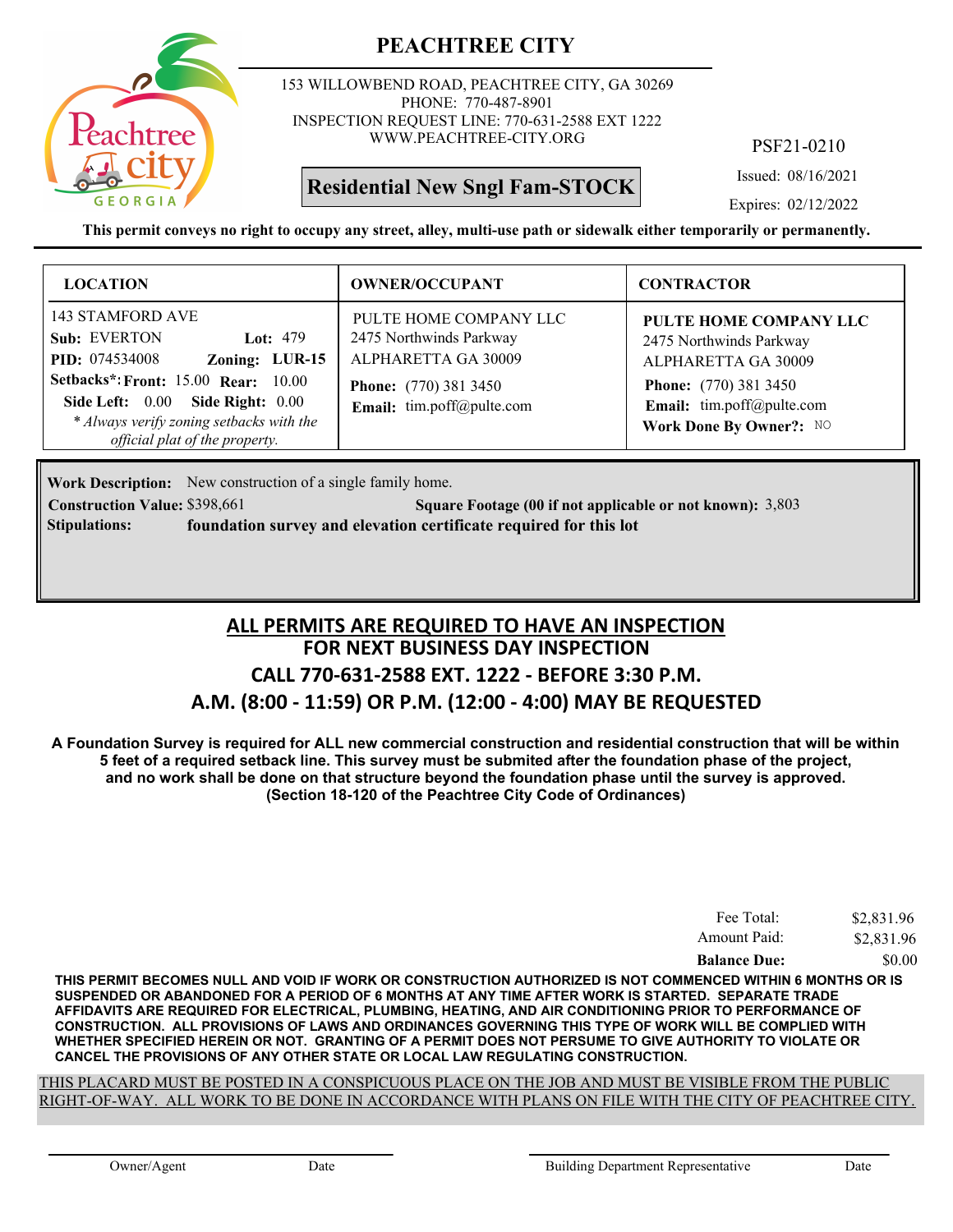# PEACHTREE CITY

153 WILLOWBEND ROAD, PEACHTREE CITY, GA 30269
PHONE: 770-487-8901
INSPECTION REQUEST LINE: 770-631-2588 EXT 1222
WWW.PEACHTREE-CITY.ORG

PSF21-0210

**Residential New Sngl Fam-STOCK**

Issued: 08/16/2021

Expires: 02/12/2022

**This permit conveys no right to occupy any street, alley, multi-use path or sidewalk either temporarily or permanently.**

| LOCATION | OWNER/OCCUPANT | CONTRACTOR |
|---|---|---|
| 143 STAMFORD AVE<br>**Sub:** EVERTON **Lot:** 479<br>**PID:** 074534008 **Zoning:** **LUR-15**<br>**Setbacks*: Front:** 15.00 **Rear:** 10.00<br>**Side Left:** 0.00 **Side Right:** 0.00<br>*\* Always verify zoning setbacks with the official plat of the property.* | PULTE HOME COMPANY LLC<br>2475 Northwinds Parkway<br>ALPHARETTA GA 30009<br>**Phone:** (770) 381 3450<br>**Email:** tim.poff@pulte.com | **PULTE HOME COMPANY LLC**<br>2475 Northwinds Parkway<br>ALPHARETTA GA 30009<br>**Phone:** (770) 381 3450<br>**Email:** tim.poff@pulte.com<br>**Work Done By Owner?:** NO |

**Work Description:** New construction of a single family home.

**Construction Value:** $398,661 **Square Footage (00 if not applicable or not known):** 3,803

**Stipulations:** **foundation survey and elevation certificate required for this lot**

## ALL PERMITS ARE REQUIRED TO HAVE AN INSPECTION
## FOR NEXT BUSINESS DAY INSPECTION
## CALL 770-631-2588 EXT. 1222 - BEFORE 3:30 P.M.
## A.M. (8:00 - 11:59) OR P.M. (12:00 - 4:00) MAY BE REQUESTED

**A Foundation Survey is required for ALL new commercial construction and residential construction that will be within 5 feet of a required setback line. This survey must be submited after the foundation phase of the project, and no work shall be done on that structure beyond the foundation phase until the survey is approved. (Section 18-120 of the Peachtree City Code of Ordinances)**

| | |
|---|---|
| Fee Total: | $2,831.96 |
| Amount Paid: | $2,831.96 |
| **Balance Due:** | $0.00 |

**THIS PERMIT BECOMES NULL AND VOID IF WORK OR CONSTRUCTION AUTHORIZED IS NOT COMMENCED WITHIN 6 MONTHS OR IS SUSPENDED OR ABANDONED FOR A PERIOD OF 6 MONTHS AT ANY TIME AFTER WORK IS STARTED. SEPARATE TRADE AFFIDAVITS ARE REQUIRED FOR ELECTRICAL, PLUMBING, HEATING, AND AIR CONDITIONING PRIOR TO PERFORMANCE OF CONSTRUCTION. ALL PROVISIONS OF LAWS AND ORDINANCES GOVERNING THIS TYPE OF WORK WILL BE COMPLIED WITH WHETHER SPECIFIED HEREIN OR NOT. GRANTING OF A PERMIT DOES NOT PERSUME TO GIVE AUTHORITY TO VIOLATE OR CANCEL THE PROVISIONS OF ANY OTHER STATE OR LOCAL LAW REGULATING CONSTRUCTION.**

THIS PLACARD MUST BE POSTED IN A CONSPICUOUS PLACE ON THE JOB AND MUST BE VISIBLE FROM THE PUBLIC RIGHT-OF-WAY. ALL WORK TO BE DONE IN ACCORDANCE WITH PLANS ON FILE WITH THE CITY OF PEACHTREE CITY.

Owner/Agent Date Building Department Representative Date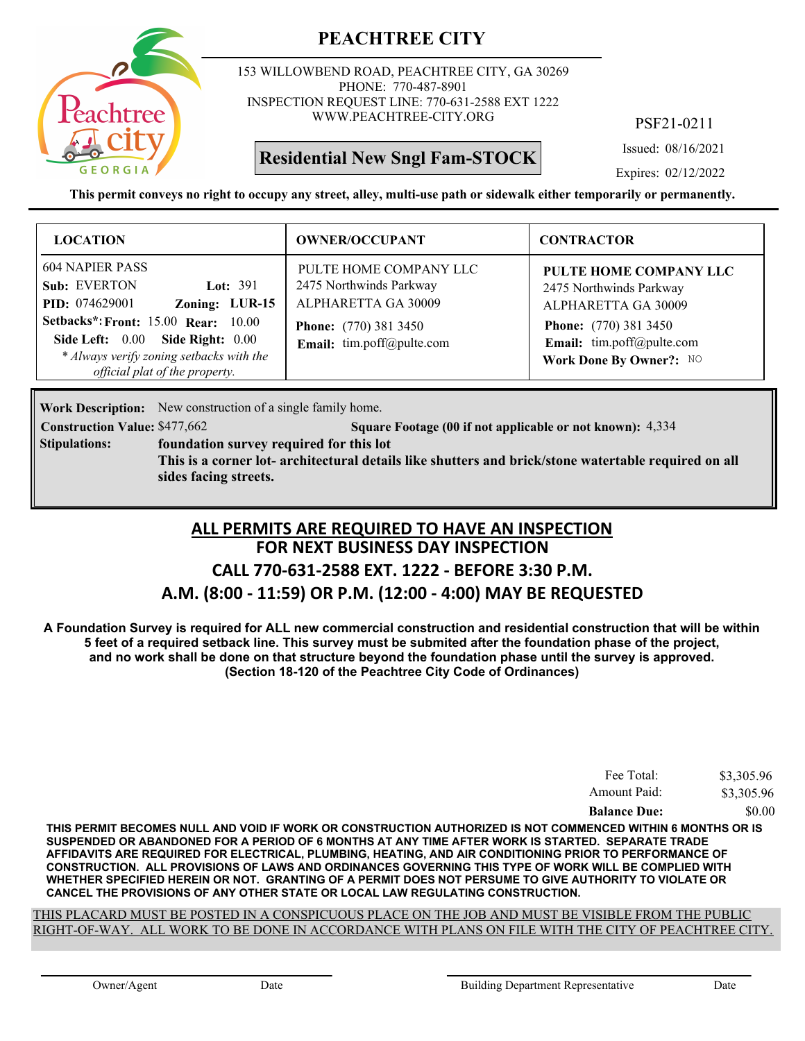# PEACHTREE CITY

153 WILLOWBEND ROAD, PEACHTREE CITY, GA 30269
PHONE: 770-487-8901
INSPECTION REQUEST LINE: 770-631-2588 EXT 1222
WWW.PEACHTREE-CITY.ORG

PSF21-0211

**Residential New Sngl Fam-STOCK**

Issued: 08/16/2021

Expires: 02/12/2022

**This permit conveys no right to occupy any street, alley, multi-use path or sidewalk either temporarily or permanently.**

| LOCATION | OWNER/OCCUPANT | CONTRACTOR |
|---|---|---|
| 604 NAPIER PASS<br>**Sub:** EVERTON **Lot:** 391<br>**PID:** 074629001 **Zoning:** LUR-15<br>**Setbacks*:** **Front:** 15.00 **Rear:** 10.00<br>**Side Left:** 0.00 **Side Right:** 0.00<br>*\* Always verify zoning setbacks with the official plat of the property.* | PULTE HOME COMPANY LLC<br>2475 Northwinds Parkway<br>ALPHARETTA GA 30009<br>**Phone:** (770) 381 3450<br>**Email:** tim.poff@pulte.com | **PULTE HOME COMPANY LLC**<br>2475 Northwinds Parkway<br>ALPHARETTA GA 30009<br>**Phone:** (770) 381 3450<br>**Email:** tim.poff@pulte.com<br>**Work Done By Owner?:** NO |

**Work Description:** New construction of a single family home.

**Construction Value:** $477,662 **Square Footage (00 if not applicable or not known):** 4,334

**Stipulations:** **foundation survey required for this lot**
**This is a corner lot- architectural details like shutters and brick/stone watertable required on all sides facing streets.**

## ALL PERMITS ARE REQUIRED TO HAVE AN INSPECTION
## FOR NEXT BUSINESS DAY INSPECTION
## CALL 770-631-2588 EXT. 1222 - BEFORE 3:30 P.M.
## A.M. (8:00 - 11:59) OR P.M. (12:00 - 4:00) MAY BE REQUESTED

**A Foundation Survey is required for ALL new commercial construction and residential construction that will be within 5 feet of a required setback line. This survey must be submited after the foundation phase of the project, and no work shall be done on that structure beyond the foundation phase until the survey is approved. (Section 18-120 of the Peachtree City Code of Ordinances)**

| | |
|---|---|
| Fee Total: | $3,305.96 |
| Amount Paid: | $3,305.96 |
| **Balance Due:** | $0.00 |

**THIS PERMIT BECOMES NULL AND VOID IF WORK OR CONSTRUCTION AUTHORIZED IS NOT COMMENCED WITHIN 6 MONTHS OR IS SUSPENDED OR ABANDONED FOR A PERIOD OF 6 MONTHS AT ANY TIME AFTER WORK IS STARTED. SEPARATE TRADE AFFIDAVITS ARE REQUIRED FOR ELECTRICAL, PLUMBING, HEATING, AND AIR CONDITIONING PRIOR TO PERFORMANCE OF CONSTRUCTION. ALL PROVISIONS OF LAWS AND ORDINANCES GOVERNING THIS TYPE OF WORK WILL BE COMPLIED WITH WHETHER SPECIFIED HEREIN OR NOT. GRANTING OF A PERMIT DOES NOT PERSUME TO GIVE AUTHORITY TO VIOLATE OR CANCEL THE PROVISIONS OF ANY OTHER STATE OR LOCAL LAW REGULATING CONSTRUCTION.**

THIS PLACARD MUST BE POSTED IN A CONSPICUOUS PLACE ON THE JOB AND MUST BE VISIBLE FROM THE PUBLIC RIGHT-OF-WAY. ALL WORK TO BE DONE IN ACCORDANCE WITH PLANS ON FILE WITH THE CITY OF PEACHTREE CITY.

Owner/Agent Date Building Department Representative Date